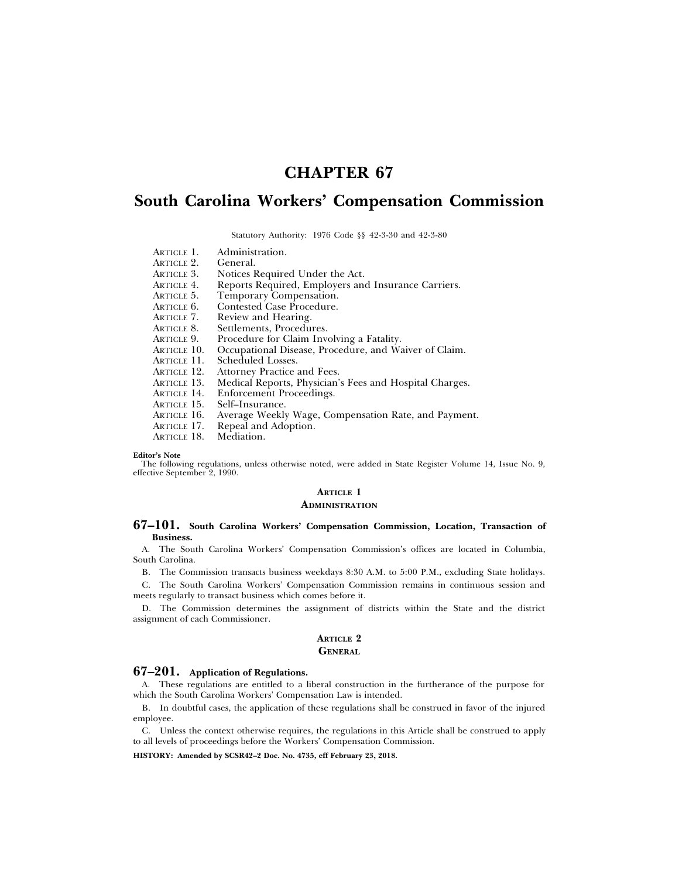# CHAPTER 67

# South Carolina Workers' Compensation Commission

Statutory Authority: 1976 Code §§ 42-3-30 and 42-3-80

ARTICLE 1. Administration.
ARTICLE 2. General.
ARTICLE 3. Notices Required Under the Act.
ARTICLE 4. Reports Required, Employers and Insurance Carriers.
ARTICLE 5. Temporary Compensation.
ARTICLE 6. Contested Case Procedure.
ARTICLE 7. Review and Hearing.
ARTICLE 8. Settlements, Procedures.
ARTICLE 9. Procedure for Claim Involving a Fatality.
ARTICLE 10. Occupational Disease, Procedure, and Waiver of Claim.
ARTICLE 11. Scheduled Losses.
ARTICLE 12. Attorney Practice and Fees.
ARTICLE 13. Medical Reports, Physician's Fees and Hospital Charges.
ARTICLE 14. Enforcement Proceedings.
ARTICLE 15. Self–Insurance.
ARTICLE 16. Average Weekly Wage, Compensation Rate, and Payment.
ARTICLE 17. Repeal and Adoption.
ARTICLE 18. Mediation.

**Editor's Note**

The following regulations, unless otherwise noted, were added in State Register Volume 14, Issue No. 9, effective September 2, 1990.

## ARTICLE 1
## ADMINISTRATION

### 67–101. South Carolina Workers' Compensation Commission, Location, Transaction of Business.

A. The South Carolina Workers' Compensation Commission's offices are located in Columbia, South Carolina.

B. The Commission transacts business weekdays 8:30 A.M. to 5:00 P.M., excluding State holidays.

C. The South Carolina Workers' Compensation Commission remains in continuous session and meets regularly to transact business which comes before it.

D. The Commission determines the assignment of districts within the State and the district assignment of each Commissioner.

## ARTICLE 2
## GENERAL

### 67–201. Application of Regulations.

A. These regulations are entitled to a liberal construction in the furtherance of the purpose for which the South Carolina Workers' Compensation Law is intended.

B. In doubtful cases, the application of these regulations shall be construed in favor of the injured employee.

C. Unless the context otherwise requires, the regulations in this Article shall be construed to apply to all levels of proceedings before the Workers' Compensation Commission.

**HISTORY: Amended by SCSR42–2 Doc. No. 4735, eff February 23, 2018.**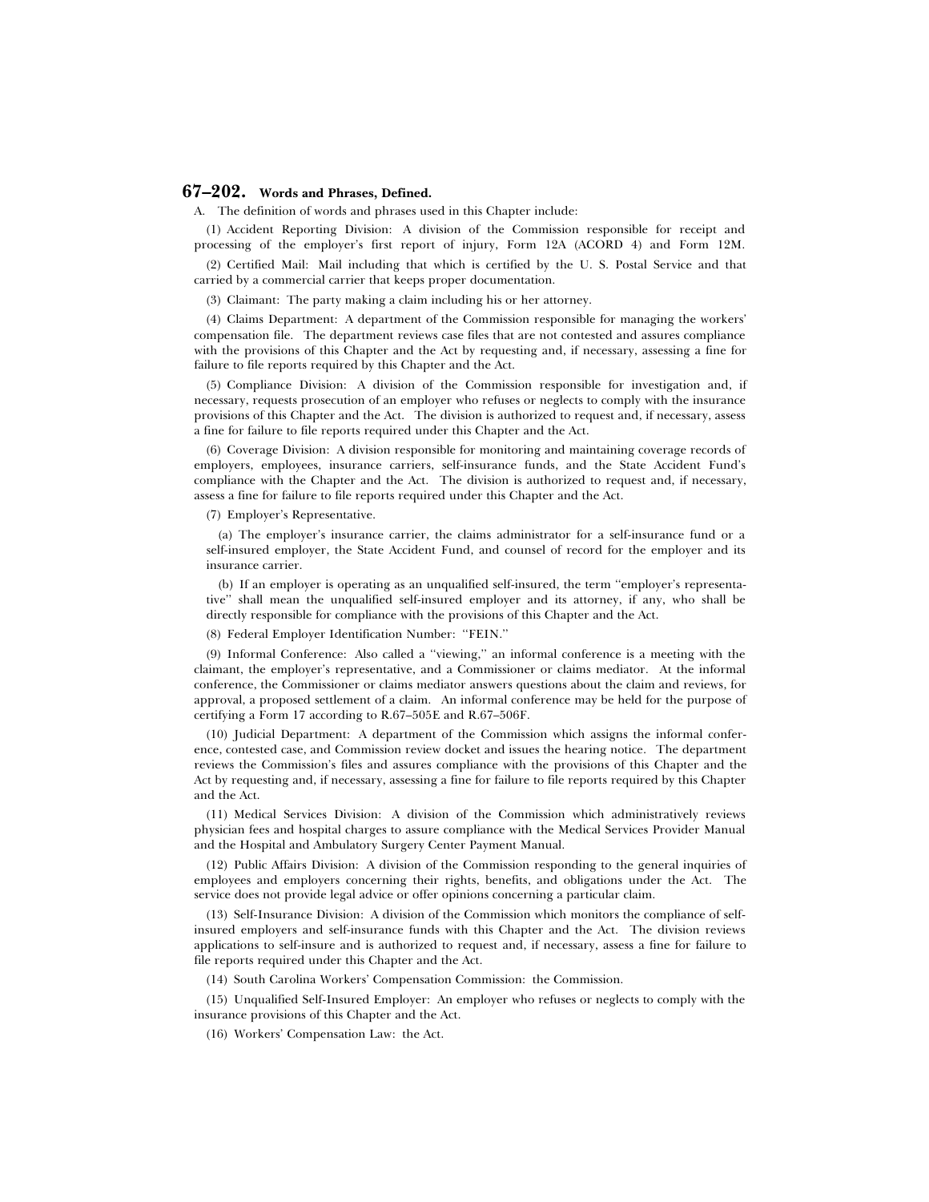## 67–202. Words and Phrases, Defined.

A. The definition of words and phrases used in this Chapter include:

(1) Accident Reporting Division: A division of the Commission responsible for receipt and processing of the employer's first report of injury, Form 12A (ACORD 4) and Form 12M.

(2) Certified Mail: Mail including that which is certified by the U. S. Postal Service and that carried by a commercial carrier that keeps proper documentation.

(3) Claimant: The party making a claim including his or her attorney.

(4) Claims Department: A department of the Commission responsible for managing the workers' compensation file. The department reviews case files that are not contested and assures compliance with the provisions of this Chapter and the Act by requesting and, if necessary, assessing a fine for failure to file reports required by this Chapter and the Act.

(5) Compliance Division: A division of the Commission responsible for investigation and, if necessary, requests prosecution of an employer who refuses or neglects to comply with the insurance provisions of this Chapter and the Act. The division is authorized to request and, if necessary, assess a fine for failure to file reports required under this Chapter and the Act.

(6) Coverage Division: A division responsible for monitoring and maintaining coverage records of employers, employees, insurance carriers, self-insurance funds, and the State Accident Fund's compliance with the Chapter and the Act. The division is authorized to request and, if necessary, assess a fine for failure to file reports required under this Chapter and the Act.

(7) Employer's Representative.

(a) The employer's insurance carrier, the claims administrator for a self-insurance fund or a self-insured employer, the State Accident Fund, and counsel of record for the employer and its insurance carrier.

(b) If an employer is operating as an unqualified self-insured, the term "employer's representative" shall mean the unqualified self-insured employer and its attorney, if any, who shall be directly responsible for compliance with the provisions of this Chapter and the Act.

(8) Federal Employer Identification Number: "FEIN."

(9) Informal Conference: Also called a "viewing," an informal conference is a meeting with the claimant, the employer's representative, and a Commissioner or claims mediator. At the informal conference, the Commissioner or claims mediator answers questions about the claim and reviews, for approval, a proposed settlement of a claim. An informal conference may be held for the purpose of certifying a Form 17 according to R.67–505E and R.67–506F.

(10) Judicial Department: A department of the Commission which assigns the informal conference, contested case, and Commission review docket and issues the hearing notice. The department reviews the Commission's files and assures compliance with the provisions of this Chapter and the Act by requesting and, if necessary, assessing a fine for failure to file reports required by this Chapter and the Act.

(11) Medical Services Division: A division of the Commission which administratively reviews physician fees and hospital charges to assure compliance with the Medical Services Provider Manual and the Hospital and Ambulatory Surgery Center Payment Manual.

(12) Public Affairs Division: A division of the Commission responding to the general inquiries of employees and employers concerning their rights, benefits, and obligations under the Act. The service does not provide legal advice or offer opinions concerning a particular claim.

(13) Self-Insurance Division: A division of the Commission which monitors the compliance of self-insured employers and self-insurance funds with this Chapter and the Act. The division reviews applications to self-insure and is authorized to request and, if necessary, assess a fine for failure to file reports required under this Chapter and the Act.

(14) South Carolina Workers' Compensation Commission: the Commission.

(15) Unqualified Self-Insured Employer: An employer who refuses or neglects to comply with the insurance provisions of this Chapter and the Act.

(16) Workers' Compensation Law: the Act.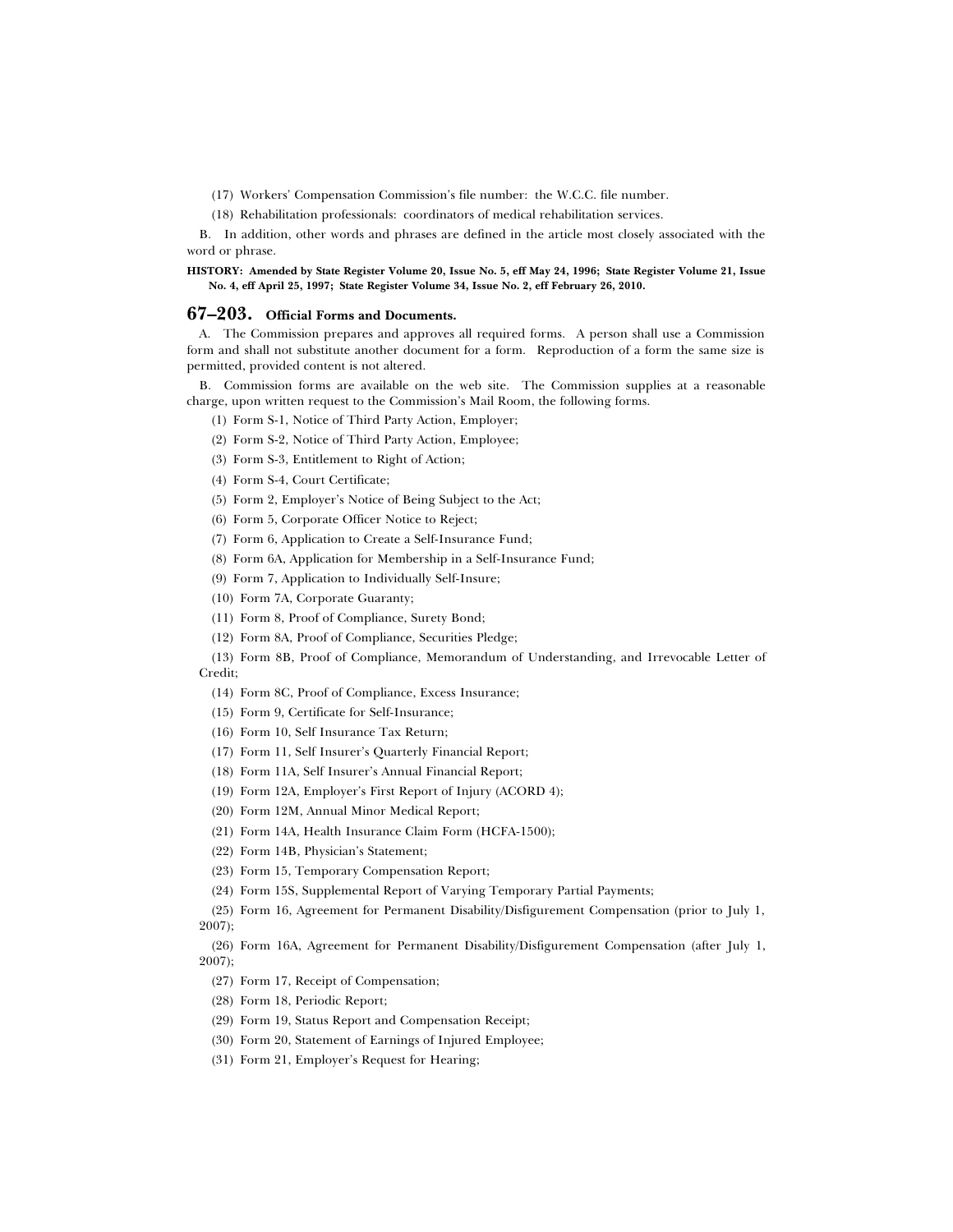(17) Workers' Compensation Commission's file number: the W.C.C. file number.

(18) Rehabilitation professionals: coordinators of medical rehabilitation services.

B. In addition, other words and phrases are defined in the article most closely associated with the word or phrase.

**HISTORY: Amended by State Register Volume 20, Issue No. 5, eff May 24, 1996; State Register Volume 21, Issue No. 4, eff April 25, 1997; State Register Volume 34, Issue No. 2, eff February 26, 2010.**

## 67–203. Official Forms and Documents.

A. The Commission prepares and approves all required forms. A person shall use a Commission form and shall not substitute another document for a form. Reproduction of a form the same size is permitted, provided content is not altered.

B. Commission forms are available on the web site. The Commission supplies at a reasonable charge, upon written request to the Commission's Mail Room, the following forms.

(1) Form S-1, Notice of Third Party Action, Employer;

(2) Form S-2, Notice of Third Party Action, Employee;

(3) Form S-3, Entitlement to Right of Action;

(4) Form S-4, Court Certificate;

(5) Form 2, Employer's Notice of Being Subject to the Act;

(6) Form 5, Corporate Officer Notice to Reject;

(7) Form 6, Application to Create a Self-Insurance Fund;

(8) Form 6A, Application for Membership in a Self-Insurance Fund;

(9) Form 7, Application to Individually Self-Insure;

(10) Form 7A, Corporate Guaranty;

(11) Form 8, Proof of Compliance, Surety Bond;

(12) Form 8A, Proof of Compliance, Securities Pledge;

(13) Form 8B, Proof of Compliance, Memorandum of Understanding, and Irrevocable Letter of Credit;

(14) Form 8C, Proof of Compliance, Excess Insurance;

(15) Form 9, Certificate for Self-Insurance;

(16) Form 10, Self Insurance Tax Return;

(17) Form 11, Self Insurer's Quarterly Financial Report;

(18) Form 11A, Self Insurer's Annual Financial Report;

(19) Form 12A, Employer's First Report of Injury (ACORD 4);

(20) Form 12M, Annual Minor Medical Report;

(21) Form 14A, Health Insurance Claim Form (HCFA-1500);

(22) Form 14B, Physician's Statement;

(23) Form 15, Temporary Compensation Report;

(24) Form 15S, Supplemental Report of Varying Temporary Partial Payments;

(25) Form 16, Agreement for Permanent Disability/Disfigurement Compensation (prior to July 1, 2007);

(26) Form 16A, Agreement for Permanent Disability/Disfigurement Compensation (after July 1, 2007);

(27) Form 17, Receipt of Compensation;

(28) Form 18, Periodic Report;

(29) Form 19, Status Report and Compensation Receipt;

(30) Form 20, Statement of Earnings of Injured Employee;

(31) Form 21, Employer's Request for Hearing;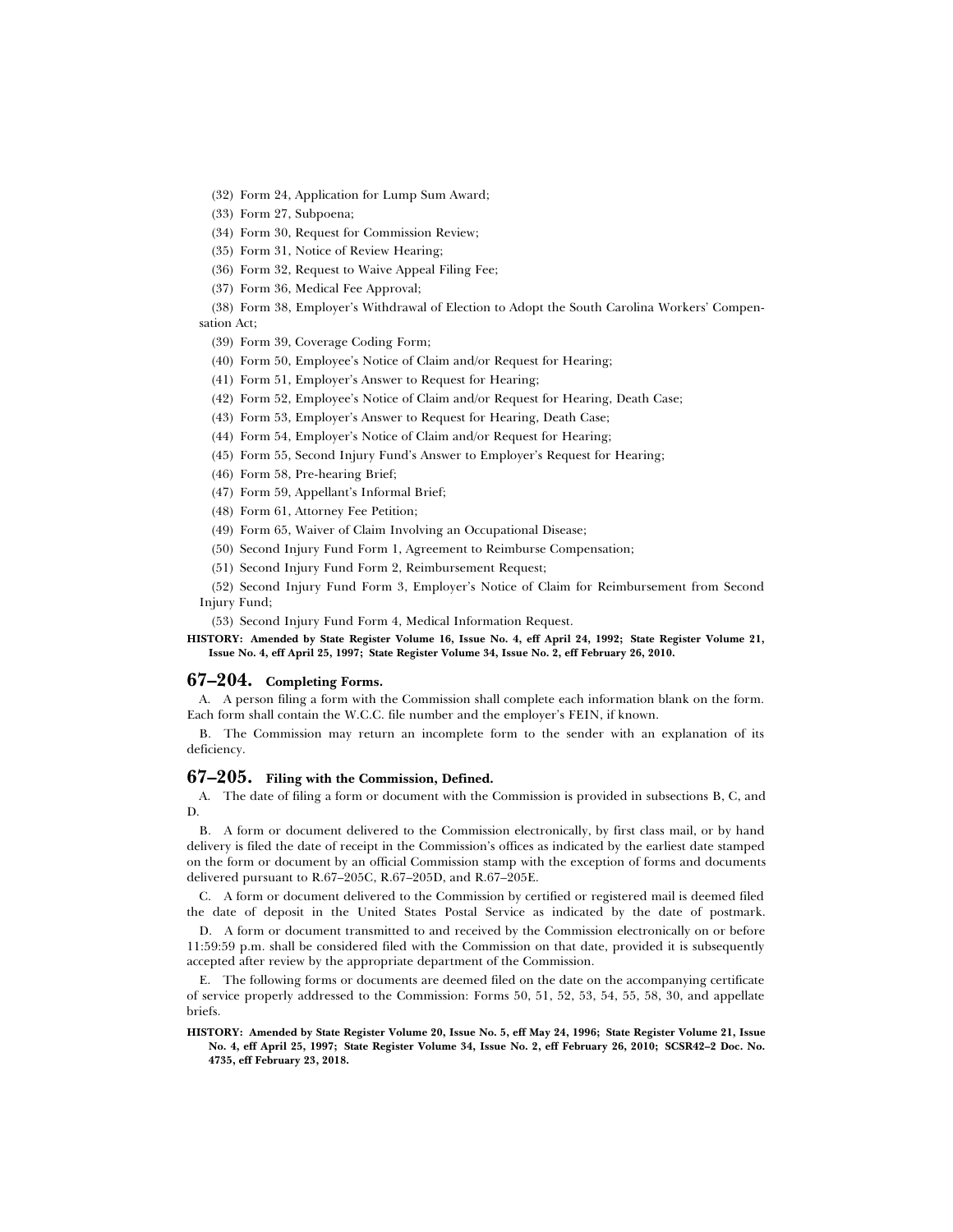(32) Form 24, Application for Lump Sum Award;

(33) Form 27, Subpoena;

(34) Form 30, Request for Commission Review;

(35) Form 31, Notice of Review Hearing;

(36) Form 32, Request to Waive Appeal Filing Fee;

(37) Form 36, Medical Fee Approval;

(38) Form 38, Employer's Withdrawal of Election to Adopt the South Carolina Workers' Compensation Act;

(39) Form 39, Coverage Coding Form;

(40) Form 50, Employee's Notice of Claim and/or Request for Hearing;

(41) Form 51, Employer's Answer to Request for Hearing;

(42) Form 52, Employee's Notice of Claim and/or Request for Hearing, Death Case;

(43) Form 53, Employer's Answer to Request for Hearing, Death Case;

(44) Form 54, Employer's Notice of Claim and/or Request for Hearing;

(45) Form 55, Second Injury Fund's Answer to Employer's Request for Hearing;

(46) Form 58, Pre-hearing Brief;

(47) Form 59, Appellant's Informal Brief;

(48) Form 61, Attorney Fee Petition;

(49) Form 65, Waiver of Claim Involving an Occupational Disease;

(50) Second Injury Fund Form 1, Agreement to Reimburse Compensation;

(51) Second Injury Fund Form 2, Reimbursement Request;

(52) Second Injury Fund Form 3, Employer's Notice of Claim for Reimbursement from Second Injury Fund;

(53) Second Injury Fund Form 4, Medical Information Request.

**HISTORY: Amended by State Register Volume 16, Issue No. 4, eff April 24, 1992; State Register Volume 21, Issue No. 4, eff April 25, 1997; State Register Volume 34, Issue No. 2, eff February 26, 2010.**

## 67–204. Completing Forms.

A. A person filing a form with the Commission shall complete each information blank on the form. Each form shall contain the W.C.C. file number and the employer's FEIN, if known.

B. The Commission may return an incomplete form to the sender with an explanation of its deficiency.

## 67–205. Filing with the Commission, Defined.

A. The date of filing a form or document with the Commission is provided in subsections B, C, and D.

B. A form or document delivered to the Commission electronically, by first class mail, or by hand delivery is filed the date of receipt in the Commission's offices as indicated by the earliest date stamped on the form or document by an official Commission stamp with the exception of forms and documents delivered pursuant to R.67–205C, R.67–205D, and R.67–205E.

C. A form or document delivered to the Commission by certified or registered mail is deemed filed the date of deposit in the United States Postal Service as indicated by the date of postmark.

D. A form or document transmitted to and received by the Commission electronically on or before 11:59:59 p.m. shall be considered filed with the Commission on that date, provided it is subsequently accepted after review by the appropriate department of the Commission.

E. The following forms or documents are deemed filed on the date on the accompanying certificate of service properly addressed to the Commission: Forms 50, 51, 52, 53, 54, 55, 58, 30, and appellate briefs.

**HISTORY: Amended by State Register Volume 20, Issue No. 5, eff May 24, 1996; State Register Volume 21, Issue No. 4, eff April 25, 1997; State Register Volume 34, Issue No. 2, eff February 26, 2010; SCSR42–2 Doc. No. 4735, eff February 23, 2018.**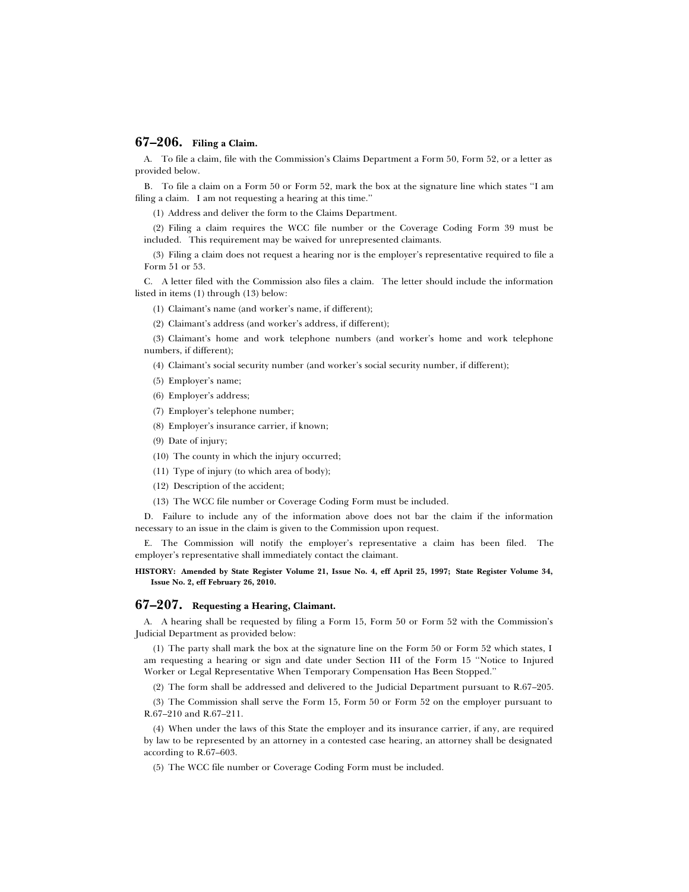## 67–206. Filing a Claim.

A. To file a claim, file with the Commission's Claims Department a Form 50, Form 52, or a letter as provided below.

B. To file a claim on a Form 50 or Form 52, mark the box at the signature line which states ''I am filing a claim. I am not requesting a hearing at this time.''

(1) Address and deliver the form to the Claims Department.

(2) Filing a claim requires the WCC file number or the Coverage Coding Form 39 must be included. This requirement may be waived for unrepresented claimants.

(3) Filing a claim does not request a hearing nor is the employer's representative required to file a Form 51 or 53.

C. A letter filed with the Commission also files a claim. The letter should include the information listed in items (1) through (13) below:

(1) Claimant's name (and worker's name, if different);

(2) Claimant's address (and worker's address, if different);

(3) Claimant's home and work telephone numbers (and worker's home and work telephone numbers, if different);

(4) Claimant's social security number (and worker's social security number, if different);

(5) Employer's name;

(6) Employer's address;

(7) Employer's telephone number;

(8) Employer's insurance carrier, if known;

(9) Date of injury;

(10) The county in which the injury occurred;

(11) Type of injury (to which area of body);

(12) Description of the accident;

(13) The WCC file number or Coverage Coding Form must be included.

D. Failure to include any of the information above does not bar the claim if the information necessary to an issue in the claim is given to the Commission upon request.

E. The Commission will notify the employer's representative a claim has been filed. The employer's representative shall immediately contact the claimant.

**HISTORY: Amended by State Register Volume 21, Issue No. 4, eff April 25, 1997; State Register Volume 34, Issue No. 2, eff February 26, 2010.**

## 67–207. Requesting a Hearing, Claimant.

A. A hearing shall be requested by filing a Form 15, Form 50 or Form 52 with the Commission's Judicial Department as provided below:

(1) The party shall mark the box at the signature line on the Form 50 or Form 52 which states, I am requesting a hearing or sign and date under Section III of the Form 15 ''Notice to Injured Worker or Legal Representative When Temporary Compensation Has Been Stopped.''

(2) The form shall be addressed and delivered to the Judicial Department pursuant to R.67–205.

(3) The Commission shall serve the Form 15, Form 50 or Form 52 on the employer pursuant to R.67–210 and R.67–211.

(4) When under the laws of this State the employer and its insurance carrier, if any, are required by law to be represented by an attorney in a contested case hearing, an attorney shall be designated according to R.67–603.

(5) The WCC file number or Coverage Coding Form must be included.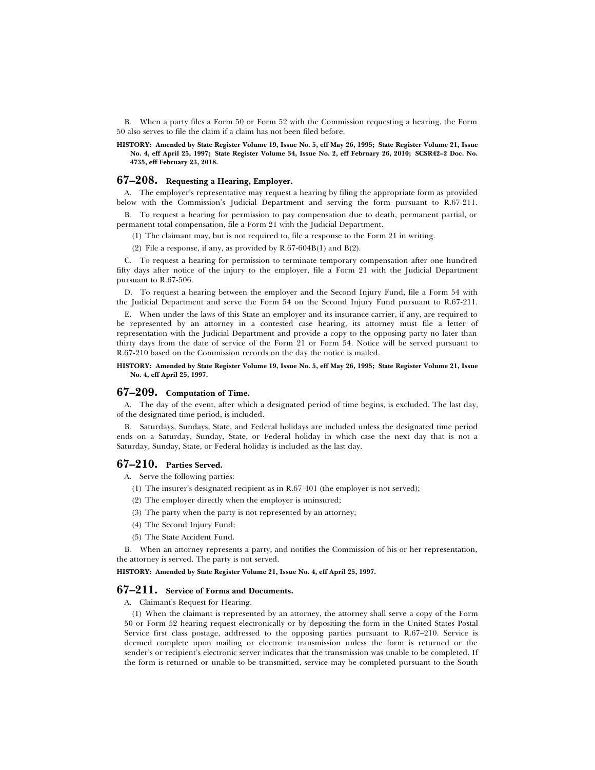B. When a party files a Form 50 or Form 52 with the Commission requesting a hearing, the Form 50 also serves to file the claim if a claim has not been filed before.

**HISTORY: Amended by State Register Volume 19, Issue No. 5, eff May 26, 1995; State Register Volume 21, Issue No. 4, eff April 25, 1997; State Register Volume 34, Issue No. 2, eff February 26, 2010; SCSR42–2 Doc. No. 4735, eff February 23, 2018.**

## 67–208. Requesting a Hearing, Employer.

A. The employer's representative may request a hearing by filing the appropriate form as provided below with the Commission's Judicial Department and serving the form pursuant to R.67-211.

B. To request a hearing for permission to pay compensation due to death, permanent partial, or permanent total compensation, file a Form 21 with the Judicial Department.

(1) The claimant may, but is not required to, file a response to the Form 21 in writing.

(2) File a response, if any, as provided by R.67-604B(1) and B(2).

C. To request a hearing for permission to terminate temporary compensation after one hundred fifty days after notice of the injury to the employer, file a Form 21 with the Judicial Department pursuant to R.67-506.

D. To request a hearing between the employer and the Second Injury Fund, file a Form 54 with the Judicial Department and serve the Form 54 on the Second Injury Fund pursuant to R.67-211.

E. When under the laws of this State an employer and its insurance carrier, if any, are required to be represented by an attorney in a contested case hearing, its attorney must file a letter of representation with the Judicial Department and provide a copy to the opposing party no later than thirty days from the date of service of the Form 21 or Form 54. Notice will be served pursuant to R.67-210 based on the Commission records on the day the notice is mailed.

**HISTORY: Amended by State Register Volume 19, Issue No. 5, eff May 26, 1995; State Register Volume 21, Issue No. 4, eff April 25, 1997.**

## 67–209. Computation of Time.

A. The day of the event, after which a designated period of time begins, is excluded. The last day, of the designated time period, is included.

B. Saturdays, Sundays, State, and Federal holidays are included unless the designated time period ends on a Saturday, Sunday, State, or Federal holiday in which case the next day that is not a Saturday, Sunday, State, or Federal holiday is included as the last day.

## 67–210. Parties Served.

A. Serve the following parties:

(1) The insurer's designated recipient as in R.67-401 (the employer is not served);

(2) The employer directly when the employer is uninsured;

(3) The party when the party is not represented by an attorney;

(4) The Second Injury Fund;

(5) The State Accident Fund.

B. When an attorney represents a party, and notifies the Commission of his or her representation, the attorney is served. The party is not served.

**HISTORY: Amended by State Register Volume 21, Issue No. 4, eff April 25, 1997.**

## 67–211. Service of Forms and Documents.

A. Claimant's Request for Hearing.

(1) When the claimant is represented by an attorney, the attorney shall serve a copy of the Form 50 or Form 52 hearing request electronically or by depositing the form in the United States Postal Service first class postage, addressed to the opposing parties pursuant to R.67–210. Service is deemed complete upon mailing or electronic transmission unless the form is returned or the sender's or recipient's electronic server indicates that the transmission was unable to be completed. If the form is returned or unable to be transmitted, service may be completed pursuant to the South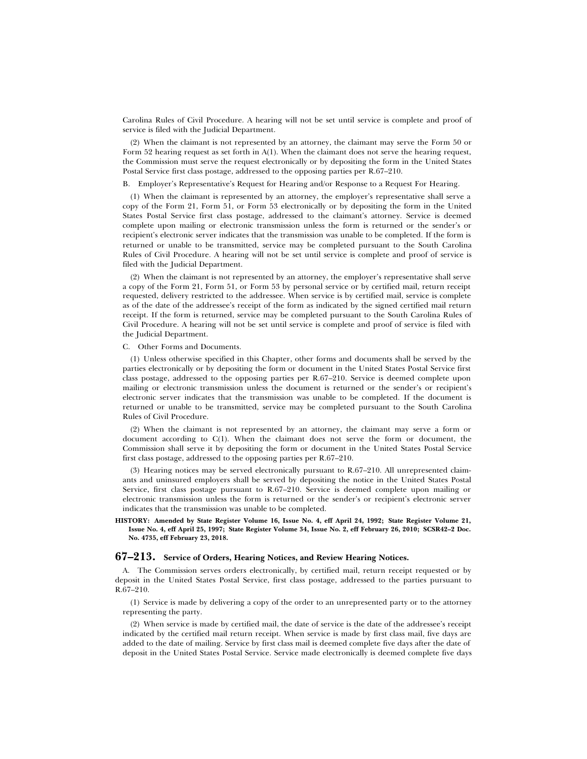Carolina Rules of Civil Procedure. A hearing will not be set until service is complete and proof of service is filed with the Judicial Department.

(2) When the claimant is not represented by an attorney, the claimant may serve the Form 50 or Form 52 hearing request as set forth in A(1). When the claimant does not serve the hearing request, the Commission must serve the request electronically or by depositing the form in the United States Postal Service first class postage, addressed to the opposing parties per R.67–210.

B. Employer's Representative's Request for Hearing and/or Response to a Request For Hearing.

(1) When the claimant is represented by an attorney, the employer's representative shall serve a copy of the Form 21, Form 51, or Form 53 electronically or by depositing the form in the United States Postal Service first class postage, addressed to the claimant's attorney. Service is deemed complete upon mailing or electronic transmission unless the form is returned or the sender's or recipient's electronic server indicates that the transmission was unable to be completed. If the form is returned or unable to be transmitted, service may be completed pursuant to the South Carolina Rules of Civil Procedure. A hearing will not be set until service is complete and proof of service is filed with the Judicial Department.

(2) When the claimant is not represented by an attorney, the employer's representative shall serve a copy of the Form 21, Form 51, or Form 53 by personal service or by certified mail, return receipt requested, delivery restricted to the addressee. When service is by certified mail, service is complete as of the date of the addressee's receipt of the form as indicated by the signed certified mail return receipt. If the form is returned, service may be completed pursuant to the South Carolina Rules of Civil Procedure. A hearing will not be set until service is complete and proof of service is filed with the Judicial Department.

C. Other Forms and Documents.

(1) Unless otherwise specified in this Chapter, other forms and documents shall be served by the parties electronically or by depositing the form or document in the United States Postal Service first class postage, addressed to the opposing parties per R.67–210. Service is deemed complete upon mailing or electronic transmission unless the document is returned or the sender's or recipient's electronic server indicates that the transmission was unable to be completed. If the document is returned or unable to be transmitted, service may be completed pursuant to the South Carolina Rules of Civil Procedure.

(2) When the claimant is not represented by an attorney, the claimant may serve a form or document according to C(1). When the claimant does not serve the form or document, the Commission shall serve it by depositing the form or document in the United States Postal Service first class postage, addressed to the opposing parties per R.67–210.

(3) Hearing notices may be served electronically pursuant to R.67–210. All unrepresented claimants and uninsured employers shall be served by depositing the notice in the United States Postal Service, first class postage pursuant to R.67–210. Service is deemed complete upon mailing or electronic transmission unless the form is returned or the sender's or recipient's electronic server indicates that the transmission was unable to be completed.

**HISTORY: Amended by State Register Volume 16, Issue No. 4, eff April 24, 1992; State Register Volume 21, Issue No. 4, eff April 25, 1997; State Register Volume 34, Issue No. 2, eff February 26, 2010; SCSR42–2 Doc. No. 4735, eff February 23, 2018.**

## 67–213. Service of Orders, Hearing Notices, and Review Hearing Notices.

A. The Commission serves orders electronically, by certified mail, return receipt requested or by deposit in the United States Postal Service, first class postage, addressed to the parties pursuant to R.67–210.

(1) Service is made by delivering a copy of the order to an unrepresented party or to the attorney representing the party.

(2) When service is made by certified mail, the date of service is the date of the addressee's receipt indicated by the certified mail return receipt. When service is made by first class mail, five days are added to the date of mailing. Service by first class mail is deemed complete five days after the date of deposit in the United States Postal Service. Service made electronically is deemed complete five days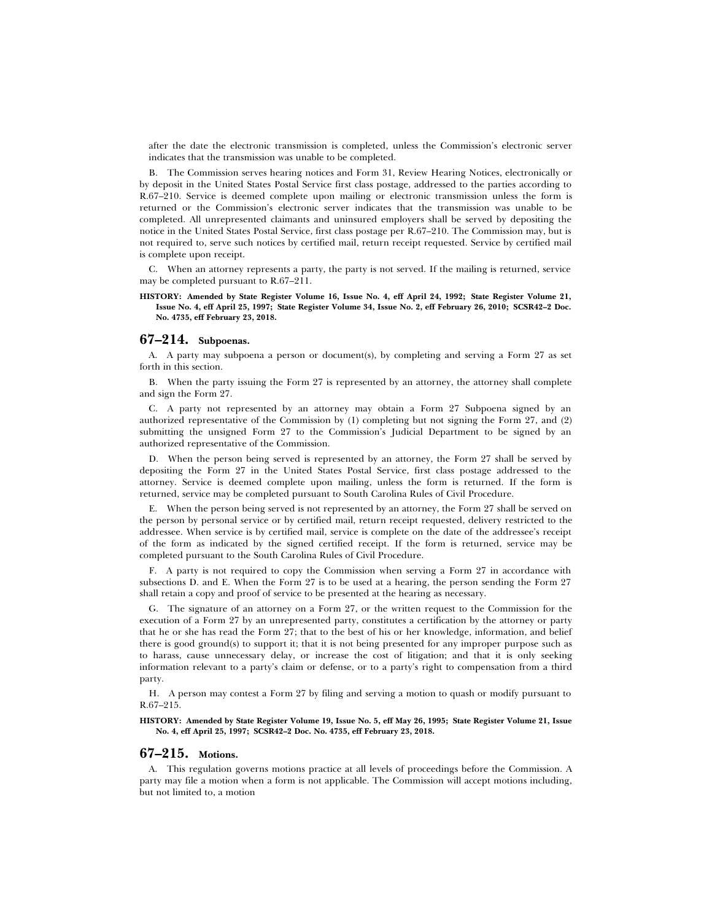after the date the electronic transmission is completed, unless the Commission's electronic server indicates that the transmission was unable to be completed.

B. The Commission serves hearing notices and Form 31, Review Hearing Notices, electronically or by deposit in the United States Postal Service first class postage, addressed to the parties according to R.67–210. Service is deemed complete upon mailing or electronic transmission unless the form is returned or the Commission's electronic server indicates that the transmission was unable to be completed. All unrepresented claimants and uninsured employers shall be served by depositing the notice in the United States Postal Service, first class postage per R.67–210. The Commission may, but is not required to, serve such notices by certified mail, return receipt requested. Service by certified mail is complete upon receipt.

C. When an attorney represents a party, the party is not served. If the mailing is returned, service may be completed pursuant to R.67–211.

**HISTORY: Amended by State Register Volume 16, Issue No. 4, eff April 24, 1992; State Register Volume 21, Issue No. 4, eff April 25, 1997; State Register Volume 34, Issue No. 2, eff February 26, 2010; SCSR42–2 Doc. No. 4735, eff February 23, 2018.**

## 67–214. Subpoenas.

A. A party may subpoena a person or document(s), by completing and serving a Form 27 as set forth in this section.

B. When the party issuing the Form 27 is represented by an attorney, the attorney shall complete and sign the Form 27.

C. A party not represented by an attorney may obtain a Form 27 Subpoena signed by an authorized representative of the Commission by (1) completing but not signing the Form 27, and (2) submitting the unsigned Form 27 to the Commission's Judicial Department to be signed by an authorized representative of the Commission.

D. When the person being served is represented by an attorney, the Form 27 shall be served by depositing the Form 27 in the United States Postal Service, first class postage addressed to the attorney. Service is deemed complete upon mailing, unless the form is returned. If the form is returned, service may be completed pursuant to South Carolina Rules of Civil Procedure.

E. When the person being served is not represented by an attorney, the Form 27 shall be served on the person by personal service or by certified mail, return receipt requested, delivery restricted to the addressee. When service is by certified mail, service is complete on the date of the addressee's receipt of the form as indicated by the signed certified receipt. If the form is returned, service may be completed pursuant to the South Carolina Rules of Civil Procedure.

F. A party is not required to copy the Commission when serving a Form 27 in accordance with subsections D. and E. When the Form 27 is to be used at a hearing, the person sending the Form 27 shall retain a copy and proof of service to be presented at the hearing as necessary.

G. The signature of an attorney on a Form 27, or the written request to the Commission for the execution of a Form 27 by an unrepresented party, constitutes a certification by the attorney or party that he or she has read the Form 27; that to the best of his or her knowledge, information, and belief there is good ground(s) to support it; that it is not being presented for any improper purpose such as to harass, cause unnecessary delay, or increase the cost of litigation; and that it is only seeking information relevant to a party's claim or defense, or to a party's right to compensation from a third party.

H. A person may contest a Form 27 by filing and serving a motion to quash or modify pursuant to R.67–215.

**HISTORY: Amended by State Register Volume 19, Issue No. 5, eff May 26, 1995; State Register Volume 21, Issue No. 4, eff April 25, 1997; SCSR42–2 Doc. No. 4735, eff February 23, 2018.**

## 67–215. Motions.

A. This regulation governs motions practice at all levels of proceedings before the Commission. A party may file a motion when a form is not applicable. The Commission will accept motions including, but not limited to, a motion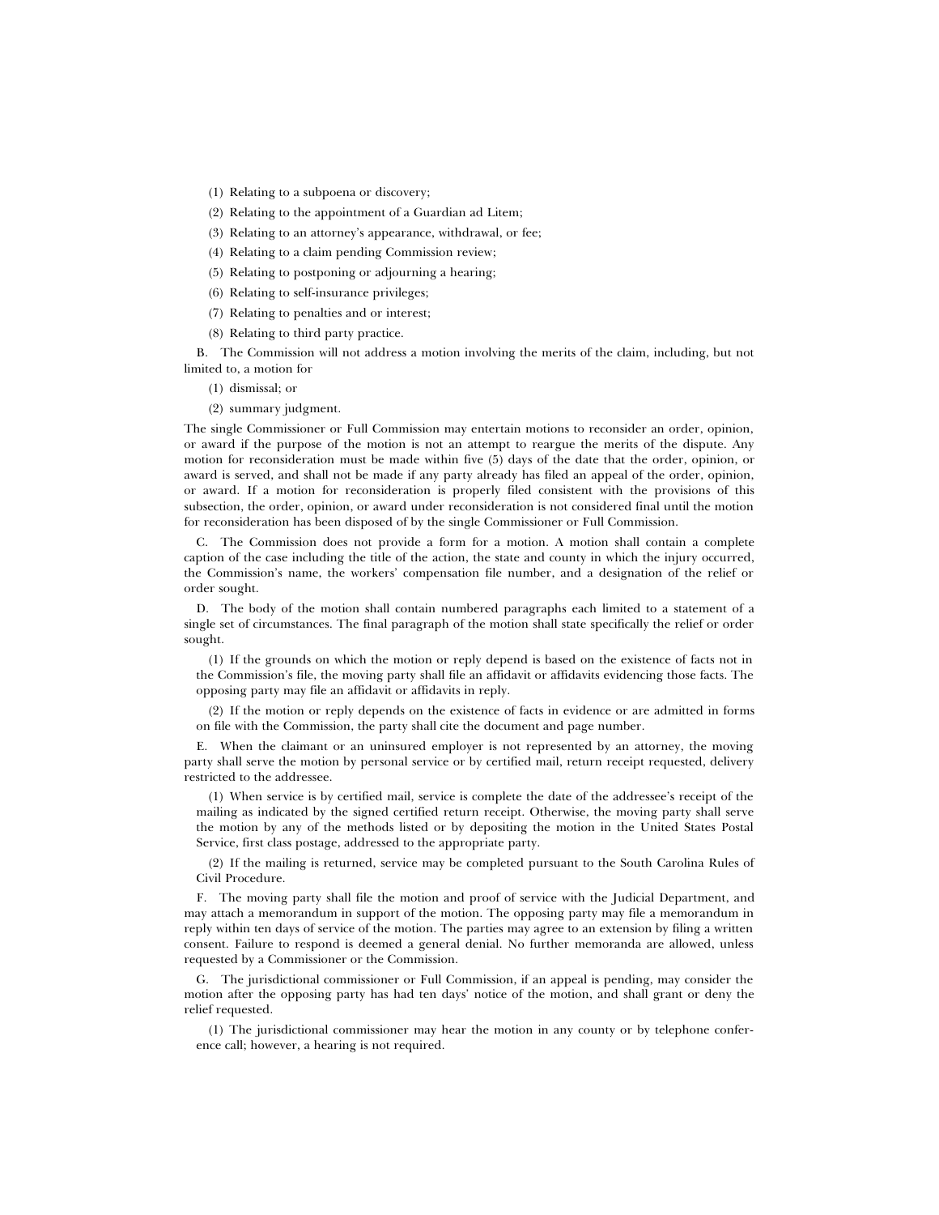(1) Relating to a subpoena or discovery;

(2) Relating to the appointment of a Guardian ad Litem;

(3) Relating to an attorney's appearance, withdrawal, or fee;

(4) Relating to a claim pending Commission review;

(5) Relating to postponing or adjourning a hearing;

(6) Relating to self-insurance privileges;

(7) Relating to penalties and or interest;

(8) Relating to third party practice.

B. The Commission will not address a motion involving the merits of the claim, including, but not limited to, a motion for

(1) dismissal; or

(2) summary judgment.

The single Commissioner or Full Commission may entertain motions to reconsider an order, opinion, or award if the purpose of the motion is not an attempt to reargue the merits of the dispute. Any motion for reconsideration must be made within five (5) days of the date that the order, opinion, or award is served, and shall not be made if any party already has filed an appeal of the order, opinion, or award. If a motion for reconsideration is properly filed consistent with the provisions of this subsection, the order, opinion, or award under reconsideration is not considered final until the motion for reconsideration has been disposed of by the single Commissioner or Full Commission.

C. The Commission does not provide a form for a motion. A motion shall contain a complete caption of the case including the title of the action, the state and county in which the injury occurred, the Commission's name, the workers' compensation file number, and a designation of the relief or order sought.

D. The body of the motion shall contain numbered paragraphs each limited to a statement of a single set of circumstances. The final paragraph of the motion shall state specifically the relief or order sought.

(1) If the grounds on which the motion or reply depend is based on the existence of facts not in the Commission's file, the moving party shall file an affidavit or affidavits evidencing those facts. The opposing party may file an affidavit or affidavits in reply.

(2) If the motion or reply depends on the existence of facts in evidence or are admitted in forms on file with the Commission, the party shall cite the document and page number.

E. When the claimant or an uninsured employer is not represented by an attorney, the moving party shall serve the motion by personal service or by certified mail, return receipt requested, delivery restricted to the addressee.

(1) When service is by certified mail, service is complete the date of the addressee's receipt of the mailing as indicated by the signed certified return receipt. Otherwise, the moving party shall serve the motion by any of the methods listed or by depositing the motion in the United States Postal Service, first class postage, addressed to the appropriate party.

(2) If the mailing is returned, service may be completed pursuant to the South Carolina Rules of Civil Procedure.

F. The moving party shall file the motion and proof of service with the Judicial Department, and may attach a memorandum in support of the motion. The opposing party may file a memorandum in reply within ten days of service of the motion. The parties may agree to an extension by filing a written consent. Failure to respond is deemed a general denial. No further memoranda are allowed, unless requested by a Commissioner or the Commission.

G. The jurisdictional commissioner or Full Commission, if an appeal is pending, may consider the motion after the opposing party has had ten days' notice of the motion, and shall grant or deny the relief requested.

(1) The jurisdictional commissioner may hear the motion in any county or by telephone conference call; however, a hearing is not required.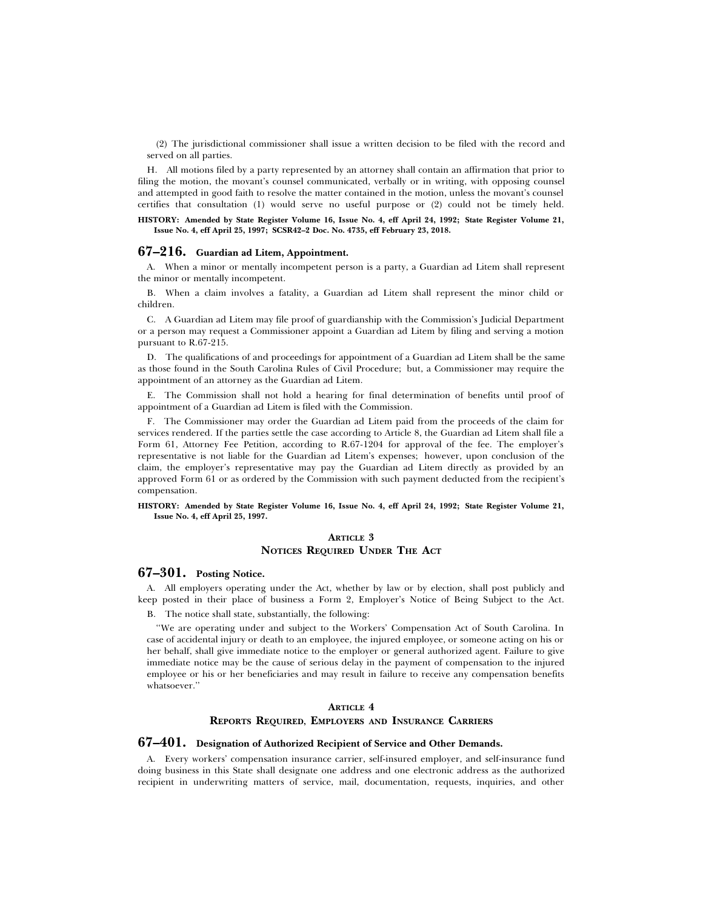(2) The jurisdictional commissioner shall issue a written decision to be filed with the record and served on all parties.

H. All motions filed by a party represented by an attorney shall contain an affirmation that prior to filing the motion, the movant's counsel communicated, verbally or in writing, with opposing counsel and attempted in good faith to resolve the matter contained in the motion, unless the movant's counsel certifies that consultation (1) would serve no useful purpose or (2) could not be timely held.

**HISTORY: Amended by State Register Volume 16, Issue No. 4, eff April 24, 1992; State Register Volume 21, Issue No. 4, eff April 25, 1997; SCSR42–2 Doc. No. 4735, eff February 23, 2018.**

## 67–216. Guardian ad Litem, Appointment.

A. When a minor or mentally incompetent person is a party, a Guardian ad Litem shall represent the minor or mentally incompetent.

B. When a claim involves a fatality, a Guardian ad Litem shall represent the minor child or children.

C. A Guardian ad Litem may file proof of guardianship with the Commission's Judicial Department or a person may request a Commissioner appoint a Guardian ad Litem by filing and serving a motion pursuant to R.67-215.

D. The qualifications of and proceedings for appointment of a Guardian ad Litem shall be the same as those found in the South Carolina Rules of Civil Procedure; but, a Commissioner may require the appointment of an attorney as the Guardian ad Litem.

E. The Commission shall not hold a hearing for final determination of benefits until proof of appointment of a Guardian ad Litem is filed with the Commission.

F. The Commissioner may order the Guardian ad Litem paid from the proceeds of the claim for services rendered. If the parties settle the case according to Article 8, the Guardian ad Litem shall file a Form 61, Attorney Fee Petition, according to R.67-1204 for approval of the fee. The employer's representative is not liable for the Guardian ad Litem's expenses; however, upon conclusion of the claim, the employer's representative may pay the Guardian ad Litem directly as provided by an approved Form 61 or as ordered by the Commission with such payment deducted from the recipient's compensation.

**HISTORY: Amended by State Register Volume 16, Issue No. 4, eff April 24, 1992; State Register Volume 21, Issue No. 4, eff April 25, 1997.**

# ARTICLE 3
# NOTICES REQUIRED UNDER THE ACT

## 67–301. Posting Notice.

A. All employers operating under the Act, whether by law or by election, shall post publicly and keep posted in their place of business a Form 2, Employer's Notice of Being Subject to the Act.

B. The notice shall state, substantially, the following:

"We are operating under and subject to the Workers' Compensation Act of South Carolina. In case of accidental injury or death to an employee, the injured employee, or someone acting on his or her behalf, shall give immediate notice to the employer or general authorized agent. Failure to give immediate notice may be the cause of serious delay in the payment of compensation to the injured employee or his or her beneficiaries and may result in failure to receive any compensation benefits whatsoever."

# ARTICLE 4
# REPORTS REQUIRED, EMPLOYERS AND INSURANCE CARRIERS

## 67–401. Designation of Authorized Recipient of Service and Other Demands.

A. Every workers' compensation insurance carrier, self-insured employer, and self-insurance fund doing business in this State shall designate one address and one electronic address as the authorized recipient in underwriting matters of service, mail, documentation, requests, inquiries, and other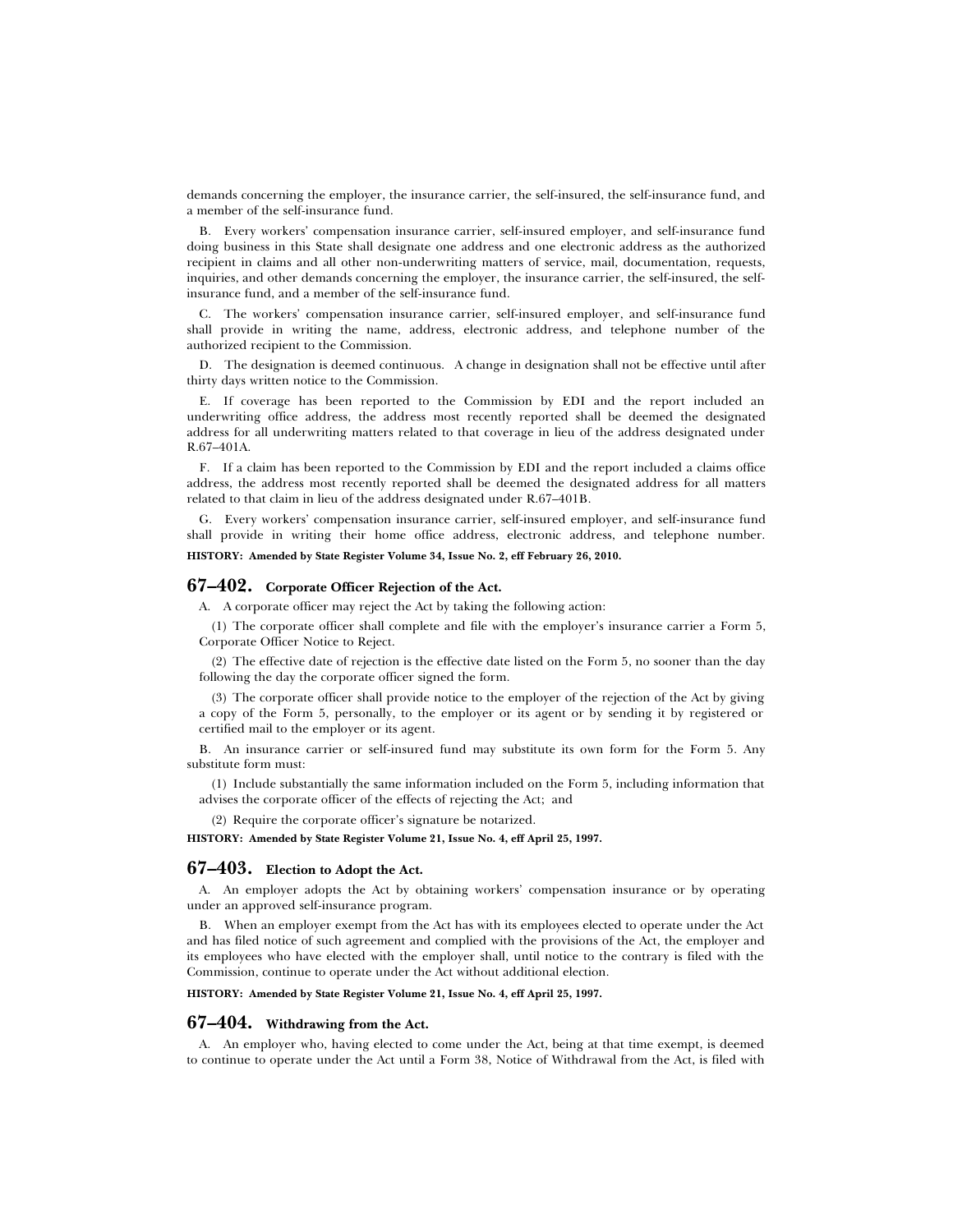demands concerning the employer, the insurance carrier, the self-insured, the self-insurance fund, and a member of the self-insurance fund.

B. Every workers' compensation insurance carrier, self-insured employer, and self-insurance fund doing business in this State shall designate one address and one electronic address as the authorized recipient in claims and all other non-underwriting matters of service, mail, documentation, requests, inquiries, and other demands concerning the employer, the insurance carrier, the self-insured, the self-insurance fund, and a member of the self-insurance fund.

C. The workers' compensation insurance carrier, self-insured employer, and self-insurance fund shall provide in writing the name, address, electronic address, and telephone number of the authorized recipient to the Commission.

D. The designation is deemed continuous. A change in designation shall not be effective until after thirty days written notice to the Commission.

E. If coverage has been reported to the Commission by EDI and the report included an underwriting office address, the address most recently reported shall be deemed the designated address for all underwriting matters related to that coverage in lieu of the address designated under R.67–401A.

F. If a claim has been reported to the Commission by EDI and the report included a claims office address, the address most recently reported shall be deemed the designated address for all matters related to that claim in lieu of the address designated under R.67–401B.

G. Every workers' compensation insurance carrier, self-insured employer, and self-insurance fund shall provide in writing their home office address, electronic address, and telephone number.

**HISTORY: Amended by State Register Volume 34, Issue No. 2, eff February 26, 2010.**

## 67–402. Corporate Officer Rejection of the Act.

A. A corporate officer may reject the Act by taking the following action:

(1) The corporate officer shall complete and file with the employer's insurance carrier a Form 5, Corporate Officer Notice to Reject.

(2) The effective date of rejection is the effective date listed on the Form 5, no sooner than the day following the day the corporate officer signed the form.

(3) The corporate officer shall provide notice to the employer of the rejection of the Act by giving a copy of the Form 5, personally, to the employer or its agent or by sending it by registered or certified mail to the employer or its agent.

B. An insurance carrier or self-insured fund may substitute its own form for the Form 5. Any substitute form must:

(1) Include substantially the same information included on the Form 5, including information that advises the corporate officer of the effects of rejecting the Act; and

(2) Require the corporate officer's signature be notarized.

**HISTORY: Amended by State Register Volume 21, Issue No. 4, eff April 25, 1997.**

## 67–403. Election to Adopt the Act.

A. An employer adopts the Act by obtaining workers' compensation insurance or by operating under an approved self-insurance program.

B. When an employer exempt from the Act has with its employees elected to operate under the Act and has filed notice of such agreement and complied with the provisions of the Act, the employer and its employees who have elected with the employer shall, until notice to the contrary is filed with the Commission, continue to operate under the Act without additional election.

**HISTORY: Amended by State Register Volume 21, Issue No. 4, eff April 25, 1997.**

## 67–404. Withdrawing from the Act.

A. An employer who, having elected to come under the Act, being at that time exempt, is deemed to continue to operate under the Act until a Form 38, Notice of Withdrawal from the Act, is filed with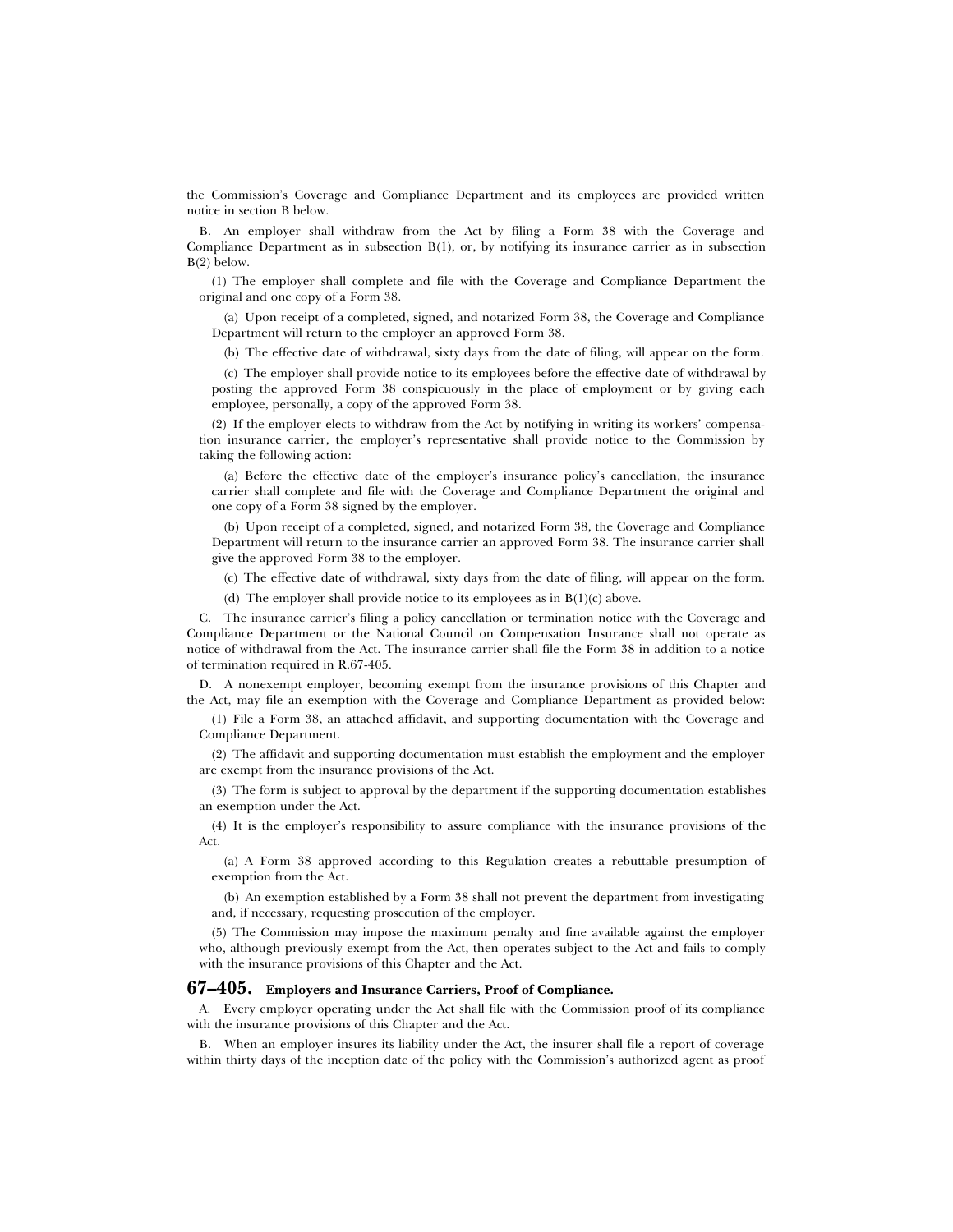the Commission's Coverage and Compliance Department and its employees are provided written notice in section B below.

B. An employer shall withdraw from the Act by filing a Form 38 with the Coverage and Compliance Department as in subsection B(1), or, by notifying its insurance carrier as in subsection B(2) below.

(1) The employer shall complete and file with the Coverage and Compliance Department the original and one copy of a Form 38.

(a) Upon receipt of a completed, signed, and notarized Form 38, the Coverage and Compliance Department will return to the employer an approved Form 38.

(b) The effective date of withdrawal, sixty days from the date of filing, will appear on the form.

(c) The employer shall provide notice to its employees before the effective date of withdrawal by posting the approved Form 38 conspicuously in the place of employment or by giving each employee, personally, a copy of the approved Form 38.

(2) If the employer elects to withdraw from the Act by notifying in writing its workers' compensation insurance carrier, the employer's representative shall provide notice to the Commission by taking the following action:

(a) Before the effective date of the employer's insurance policy's cancellation, the insurance carrier shall complete and file with the Coverage and Compliance Department the original and one copy of a Form 38 signed by the employer.

(b) Upon receipt of a completed, signed, and notarized Form 38, the Coverage and Compliance Department will return to the insurance carrier an approved Form 38. The insurance carrier shall give the approved Form 38 to the employer.

(c) The effective date of withdrawal, sixty days from the date of filing, will appear on the form.

(d) The employer shall provide notice to its employees as in B(1)(c) above.

C. The insurance carrier's filing a policy cancellation or termination notice with the Coverage and Compliance Department or the National Council on Compensation Insurance shall not operate as notice of withdrawal from the Act. The insurance carrier shall file the Form 38 in addition to a notice of termination required in R.67-405.

D. A nonexempt employer, becoming exempt from the insurance provisions of this Chapter and the Act, may file an exemption with the Coverage and Compliance Department as provided below:

(1) File a Form 38, an attached affidavit, and supporting documentation with the Coverage and Compliance Department.

(2) The affidavit and supporting documentation must establish the employment and the employer are exempt from the insurance provisions of the Act.

(3) The form is subject to approval by the department if the supporting documentation establishes an exemption under the Act.

(4) It is the employer's responsibility to assure compliance with the insurance provisions of the Act.

(a) A Form 38 approved according to this Regulation creates a rebuttable presumption of exemption from the Act.

(b) An exemption established by a Form 38 shall not prevent the department from investigating and, if necessary, requesting prosecution of the employer.

(5) The Commission may impose the maximum penalty and fine available against the employer who, although previously exempt from the Act, then operates subject to the Act and fails to comply with the insurance provisions of this Chapter and the Act.

## 67–405. Employers and Insurance Carriers, Proof of Compliance.

A. Every employer operating under the Act shall file with the Commission proof of its compliance with the insurance provisions of this Chapter and the Act.

B. When an employer insures its liability under the Act, the insurer shall file a report of coverage within thirty days of the inception date of the policy with the Commission's authorized agent as proof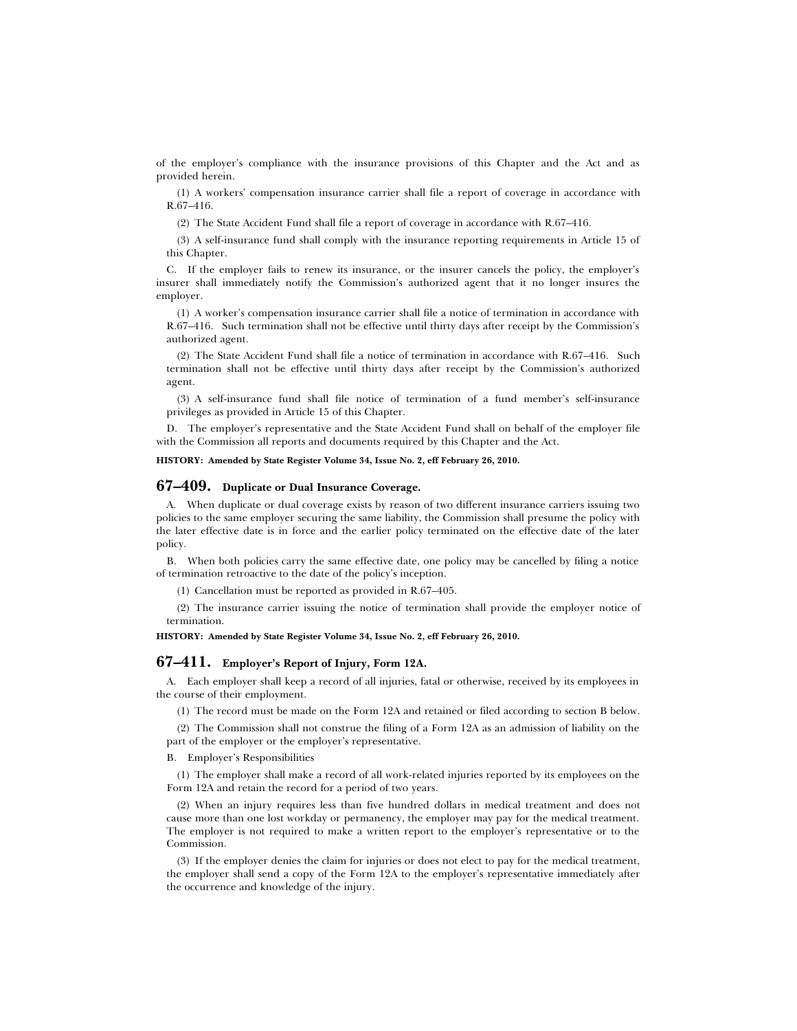of the employer's compliance with the insurance provisions of this Chapter and the Act and as provided herein.

(1) A workers' compensation insurance carrier shall file a report of coverage in accordance with R.67–416.

(2) The State Accident Fund shall file a report of coverage in accordance with R.67–416.

(3) A self-insurance fund shall comply with the insurance reporting requirements in Article 15 of this Chapter.

C. If the employer fails to renew its insurance, or the insurer cancels the policy, the employer's insurer shall immediately notify the Commission's authorized agent that it no longer insures the employer.

(1) A worker's compensation insurance carrier shall file a notice of termination in accordance with R.67–416. Such termination shall not be effective until thirty days after receipt by the Commission's authorized agent.

(2) The State Accident Fund shall file a notice of termination in accordance with R.67–416. Such termination shall not be effective until thirty days after receipt by the Commission's authorized agent.

(3) A self-insurance fund shall file notice of termination of a fund member's self-insurance privileges as provided in Article 15 of this Chapter.

D. The employer's representative and the State Accident Fund shall on behalf of the employer file with the Commission all reports and documents required by this Chapter and the Act.

**HISTORY: Amended by State Register Volume 34, Issue No. 2, eff February 26, 2010.**

## 67–409. Duplicate or Dual Insurance Coverage.

A. When duplicate or dual coverage exists by reason of two different insurance carriers issuing two policies to the same employer securing the same liability, the Commission shall presume the policy with the later effective date is in force and the earlier policy terminated on the effective date of the later policy.

B. When both policies carry the same effective date, one policy may be cancelled by filing a notice of termination retroactive to the date of the policy's inception.

(1) Cancellation must be reported as provided in R.67–405.

(2) The insurance carrier issuing the notice of termination shall provide the employer notice of termination.

**HISTORY: Amended by State Register Volume 34, Issue No. 2, eff February 26, 2010.**

## 67–411. Employer's Report of Injury, Form 12A.

A. Each employer shall keep a record of all injuries, fatal or otherwise, received by its employees in the course of their employment.

(1) The record must be made on the Form 12A and retained or filed according to section B below.

(2) The Commission shall not construe the filing of a Form 12A as an admission of liability on the part of the employer or the employer's representative.

B. Employer's Responsibilities

(1) The employer shall make a record of all work-related injuries reported by its employees on the Form 12A and retain the record for a period of two years.

(2) When an injury requires less than five hundred dollars in medical treatment and does not cause more than one lost workday or permanency, the employer may pay for the medical treatment. The employer is not required to make a written report to the employer's representative or to the Commission.

(3) If the employer denies the claim for injuries or does not elect to pay for the medical treatment, the employer shall send a copy of the Form 12A to the employer's representative immediately after the occurrence and knowledge of the injury.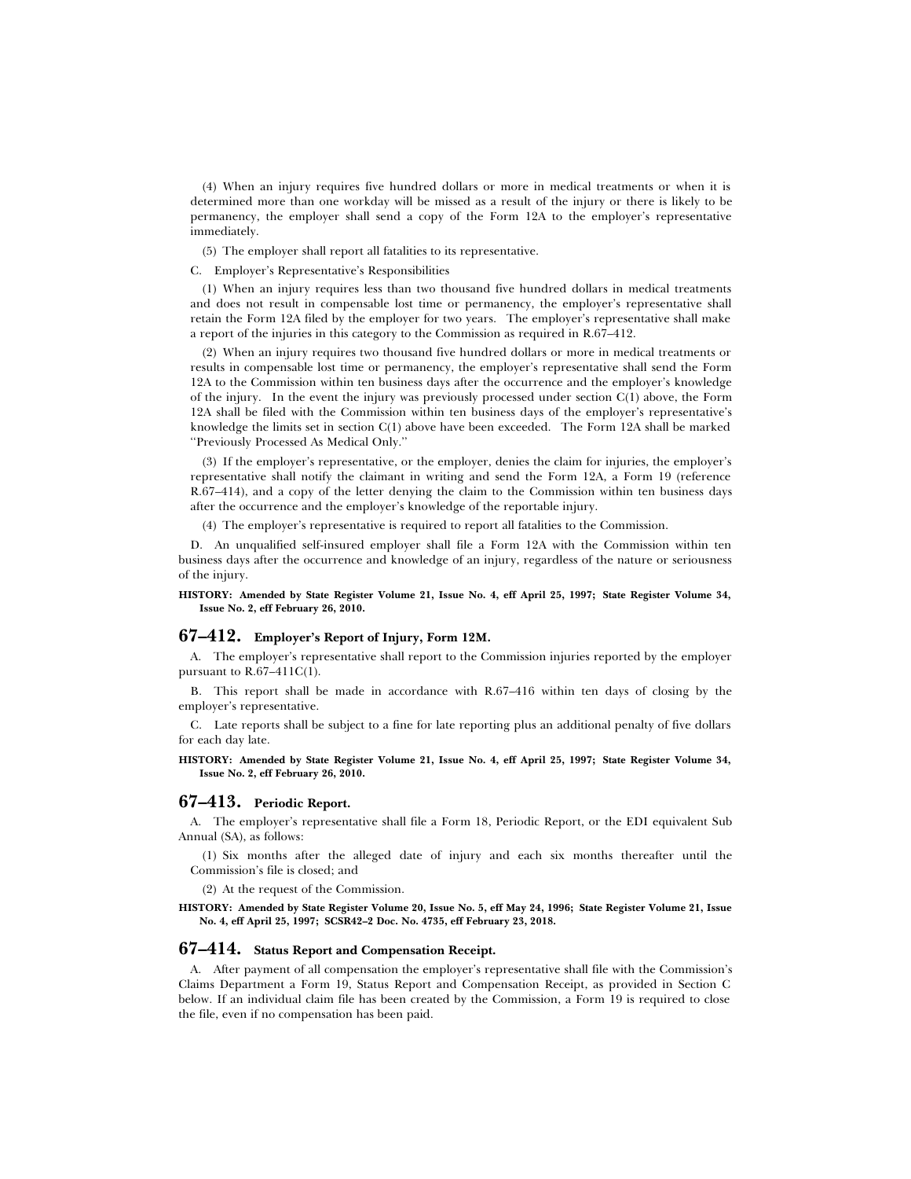(4) When an injury requires five hundred dollars or more in medical treatments or when it is determined more than one workday will be missed as a result of the injury or there is likely to be permanency, the employer shall send a copy of the Form 12A to the employer's representative immediately.

(5) The employer shall report all fatalities to its representative.

C. Employer's Representative's Responsibilities

(1) When an injury requires less than two thousand five hundred dollars in medical treatments and does not result in compensable lost time or permanency, the employer's representative shall retain the Form 12A filed by the employer for two years. The employer's representative shall make a report of the injuries in this category to the Commission as required in R.67–412.

(2) When an injury requires two thousand five hundred dollars or more in medical treatments or results in compensable lost time or permanency, the employer's representative shall send the Form 12A to the Commission within ten business days after the occurrence and the employer's knowledge of the injury. In the event the injury was previously processed under section C(1) above, the Form 12A shall be filed with the Commission within ten business days of the employer's representative's knowledge the limits set in section C(1) above have been exceeded. The Form 12A shall be marked ''Previously Processed As Medical Only.''

(3) If the employer's representative, or the employer, denies the claim for injuries, the employer's representative shall notify the claimant in writing and send the Form 12A, a Form 19 (reference R.67–414), and a copy of the letter denying the claim to the Commission within ten business days after the occurrence and the employer's knowledge of the reportable injury.

(4) The employer's representative is required to report all fatalities to the Commission.

D. An unqualified self-insured employer shall file a Form 12A with the Commission within ten business days after the occurrence and knowledge of an injury, regardless of the nature or seriousness of the injury.

**HISTORY: Amended by State Register Volume 21, Issue No. 4, eff April 25, 1997; State Register Volume 34, Issue No. 2, eff February 26, 2010.**

## 67–412. Employer's Report of Injury, Form 12M.

A. The employer's representative shall report to the Commission injuries reported by the employer pursuant to R.67–411C(1).

B. This report shall be made in accordance with R.67–416 within ten days of closing by the employer's representative.

C. Late reports shall be subject to a fine for late reporting plus an additional penalty of five dollars for each day late.

**HISTORY: Amended by State Register Volume 21, Issue No. 4, eff April 25, 1997; State Register Volume 34, Issue No. 2, eff February 26, 2010.**

## 67–413. Periodic Report.

A. The employer's representative shall file a Form 18, Periodic Report, or the EDI equivalent Sub Annual (SA), as follows:

(1) Six months after the alleged date of injury and each six months thereafter until the Commission's file is closed; and

(2) At the request of the Commission.

**HISTORY: Amended by State Register Volume 20, Issue No. 5, eff May 24, 1996; State Register Volume 21, Issue No. 4, eff April 25, 1997; SCSR42–2 Doc. No. 4735, eff February 23, 2018.**

## 67–414. Status Report and Compensation Receipt.

A. After payment of all compensation the employer's representative shall file with the Commission's Claims Department a Form 19, Status Report and Compensation Receipt, as provided in Section C below. If an individual claim file has been created by the Commission, a Form 19 is required to close the file, even if no compensation has been paid.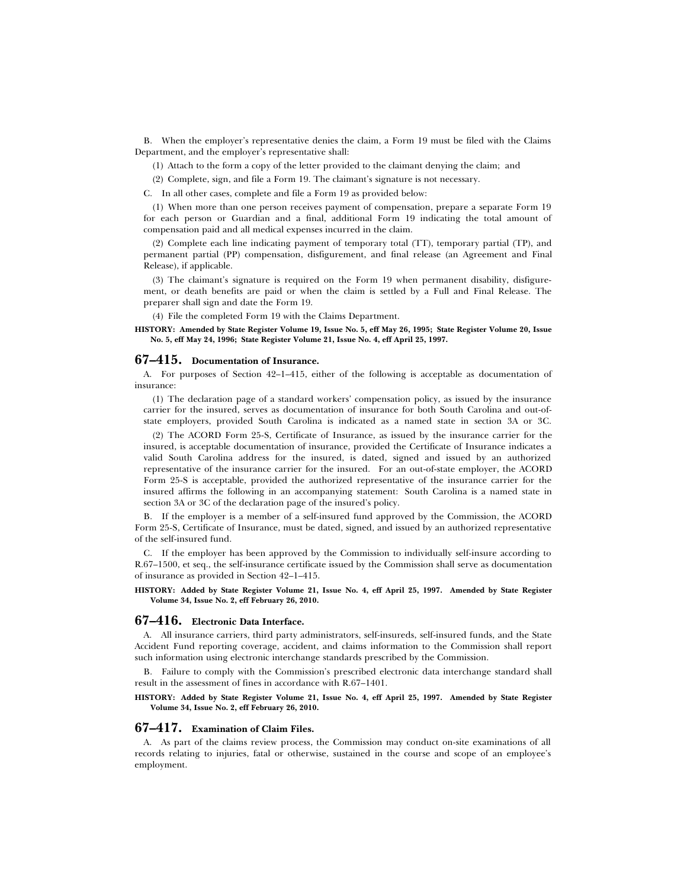B. When the employer's representative denies the claim, a Form 19 must be filed with the Claims Department, and the employer's representative shall:

(1) Attach to the form a copy of the letter provided to the claimant denying the claim; and

(2) Complete, sign, and file a Form 19. The claimant's signature is not necessary.

C. In all other cases, complete and file a Form 19 as provided below:

(1) When more than one person receives payment of compensation, prepare a separate Form 19 for each person or Guardian and a final, additional Form 19 indicating the total amount of compensation paid and all medical expenses incurred in the claim.

(2) Complete each line indicating payment of temporary total (TT), temporary partial (TP), and permanent partial (PP) compensation, disfigurement, and final release (an Agreement and Final Release), if applicable.

(3) The claimant's signature is required on the Form 19 when permanent disability, disfigurement, or death benefits are paid or when the claim is settled by a Full and Final Release. The preparer shall sign and date the Form 19.

(4) File the completed Form 19 with the Claims Department.

**HISTORY: Amended by State Register Volume 19, Issue No. 5, eff May 26, 1995; State Register Volume 20, Issue No. 5, eff May 24, 1996; State Register Volume 21, Issue No. 4, eff April 25, 1997.**

## 67–415. Documentation of Insurance.

A. For purposes of Section 42–1–415, either of the following is acceptable as documentation of insurance:

(1) The declaration page of a standard workers' compensation policy, as issued by the insurance carrier for the insured, serves as documentation of insurance for both South Carolina and out-of-state employers, provided South Carolina is indicated as a named state in section 3A or 3C.

(2) The ACORD Form 25-S, Certificate of Insurance, as issued by the insurance carrier for the insured, is acceptable documentation of insurance, provided the Certificate of Insurance indicates a valid South Carolina address for the insured, is dated, signed and issued by an authorized representative of the insurance carrier for the insured. For an out-of-state employer, the ACORD Form 25-S is acceptable, provided the authorized representative of the insurance carrier for the insured affirms the following in an accompanying statement: South Carolina is a named state in section 3A or 3C of the declaration page of the insured's policy.

B. If the employer is a member of a self-insured fund approved by the Commission, the ACORD Form 25-S, Certificate of Insurance, must be dated, signed, and issued by an authorized representative of the self-insured fund.

C. If the employer has been approved by the Commission to individually self-insure according to R.67–1500, et seq., the self-insurance certificate issued by the Commission shall serve as documentation of insurance as provided in Section 42–1–415.

**HISTORY: Added by State Register Volume 21, Issue No. 4, eff April 25, 1997. Amended by State Register Volume 34, Issue No. 2, eff February 26, 2010.**

## 67–416. Electronic Data Interface.

A. All insurance carriers, third party administrators, self-insureds, self-insured funds, and the State Accident Fund reporting coverage, accident, and claims information to the Commission shall report such information using electronic interchange standards prescribed by the Commission.

B. Failure to comply with the Commission's prescribed electronic data interchange standard shall result in the assessment of fines in accordance with R.67–1401.

**HISTORY: Added by State Register Volume 21, Issue No. 4, eff April 25, 1997. Amended by State Register Volume 34, Issue No. 2, eff February 26, 2010.**

## 67–417. Examination of Claim Files.

A. As part of the claims review process, the Commission may conduct on-site examinations of all records relating to injuries, fatal or otherwise, sustained in the course and scope of an employee's employment.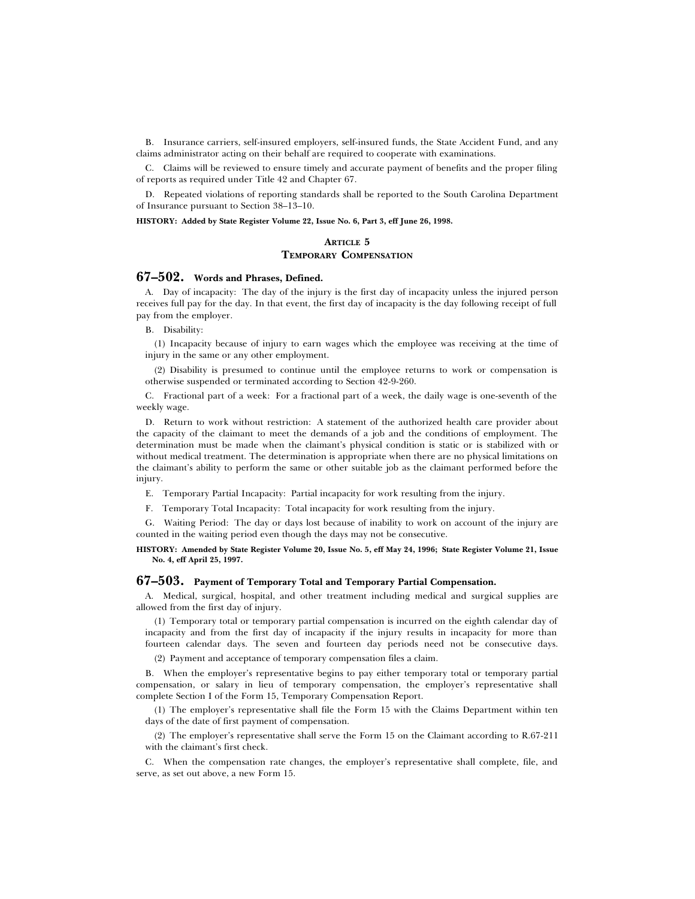B. Insurance carriers, self-insured employers, self-insured funds, the State Accident Fund, and any claims administrator acting on their behalf are required to cooperate with examinations.

C. Claims will be reviewed to ensure timely and accurate payment of benefits and the proper filing of reports as required under Title 42 and Chapter 67.

D. Repeated violations of reporting standards shall be reported to the South Carolina Department of Insurance pursuant to Section 38–13–10.

**HISTORY: Added by State Register Volume 22, Issue No. 6, Part 3, eff June 26, 1998.**

## ARTICLE 5
## TEMPORARY COMPENSATION

### 67–502. Words and Phrases, Defined.

A. Day of incapacity: The day of the injury is the first day of incapacity unless the injured person receives full pay for the day. In that event, the first day of incapacity is the day following receipt of full pay from the employer.

B. Disability:

(1) Incapacity because of injury to earn wages which the employee was receiving at the time of injury in the same or any other employment.

(2) Disability is presumed to continue until the employee returns to work or compensation is otherwise suspended or terminated according to Section 42-9-260.

C. Fractional part of a week: For a fractional part of a week, the daily wage is one-seventh of the weekly wage.

D. Return to work without restriction: A statement of the authorized health care provider about the capacity of the claimant to meet the demands of a job and the conditions of employment. The determination must be made when the claimant's physical condition is static or is stabilized with or without medical treatment. The determination is appropriate when there are no physical limitations on the claimant's ability to perform the same or other suitable job as the claimant performed before the injury.

E. Temporary Partial Incapacity: Partial incapacity for work resulting from the injury.

F. Temporary Total Incapacity: Total incapacity for work resulting from the injury.

G. Waiting Period: The day or days lost because of inability to work on account of the injury are counted in the waiting period even though the days may not be consecutive.

**HISTORY: Amended by State Register Volume 20, Issue No. 5, eff May 24, 1996; State Register Volume 21, Issue No. 4, eff April 25, 1997.**

### 67–503. Payment of Temporary Total and Temporary Partial Compensation.

A. Medical, surgical, hospital, and other treatment including medical and surgical supplies are allowed from the first day of injury.

(1) Temporary total or temporary partial compensation is incurred on the eighth calendar day of incapacity and from the first day of incapacity if the injury results in incapacity for more than fourteen calendar days. The seven and fourteen day periods need not be consecutive days.

(2) Payment and acceptance of temporary compensation files a claim.

B. When the employer's representative begins to pay either temporary total or temporary partial compensation, or salary in lieu of temporary compensation, the employer's representative shall complete Section I of the Form 15, Temporary Compensation Report.

(1) The employer's representative shall file the Form 15 with the Claims Department within ten days of the date of first payment of compensation.

(2) The employer's representative shall serve the Form 15 on the Claimant according to R.67-211 with the claimant's first check.

C. When the compensation rate changes, the employer's representative shall complete, file, and serve, as set out above, a new Form 15.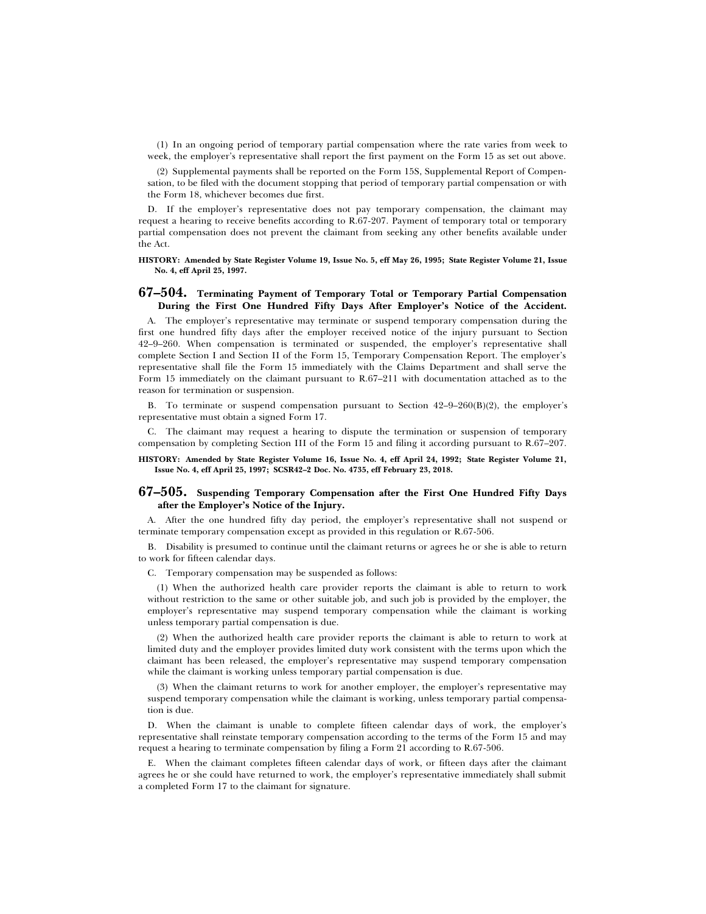(1) In an ongoing period of temporary partial compensation where the rate varies from week to week, the employer's representative shall report the first payment on the Form 15 as set out above.

(2) Supplemental payments shall be reported on the Form 15S, Supplemental Report of Compensation, to be filed with the document stopping that period of temporary partial compensation or with the Form 18, whichever becomes due first.

D. If the employer's representative does not pay temporary compensation, the claimant may request a hearing to receive benefits according to R.67-207. Payment of temporary total or temporary partial compensation does not prevent the claimant from seeking any other benefits available under the Act.

**HISTORY: Amended by State Register Volume 19, Issue No. 5, eff May 26, 1995; State Register Volume 21, Issue No. 4, eff April 25, 1997.**

## 67–504. Terminating Payment of Temporary Total or Temporary Partial Compensation During the First One Hundred Fifty Days After Employer's Notice of the Accident.

A. The employer's representative may terminate or suspend temporary compensation during the first one hundred fifty days after the employer received notice of the injury pursuant to Section 42–9–260. When compensation is terminated or suspended, the employer's representative shall complete Section I and Section II of the Form 15, Temporary Compensation Report. The employer's representative shall file the Form 15 immediately with the Claims Department and shall serve the Form 15 immediately on the claimant pursuant to R.67–211 with documentation attached as to the reason for termination or suspension.

B. To terminate or suspend compensation pursuant to Section 42–9–260(B)(2), the employer's representative must obtain a signed Form 17.

C. The claimant may request a hearing to dispute the termination or suspension of temporary compensation by completing Section III of the Form 15 and filing it according pursuant to R.67–207.

**HISTORY: Amended by State Register Volume 16, Issue No. 4, eff April 24, 1992; State Register Volume 21, Issue No. 4, eff April 25, 1997; SCSR42–2 Doc. No. 4735, eff February 23, 2018.**

## 67–505. Suspending Temporary Compensation after the First One Hundred Fifty Days after the Employer's Notice of the Injury.

A. After the one hundred fifty day period, the employer's representative shall not suspend or terminate temporary compensation except as provided in this regulation or R.67-506.

B. Disability is presumed to continue until the claimant returns or agrees he or she is able to return to work for fifteen calendar days.

C. Temporary compensation may be suspended as follows:

(1) When the authorized health care provider reports the claimant is able to return to work without restriction to the same or other suitable job, and such job is provided by the employer, the employer's representative may suspend temporary compensation while the claimant is working unless temporary partial compensation is due.

(2) When the authorized health care provider reports the claimant is able to return to work at limited duty and the employer provides limited duty work consistent with the terms upon which the claimant has been released, the employer's representative may suspend temporary compensation while the claimant is working unless temporary partial compensation is due.

(3) When the claimant returns to work for another employer, the employer's representative may suspend temporary compensation while the claimant is working, unless temporary partial compensation is due.

D. When the claimant is unable to complete fifteen calendar days of work, the employer's representative shall reinstate temporary compensation according to the terms of the Form 15 and may request a hearing to terminate compensation by filing a Form 21 according to R.67-506.

E. When the claimant completes fifteen calendar days of work, or fifteen days after the claimant agrees he or she could have returned to work, the employer's representative immediately shall submit a completed Form 17 to the claimant for signature.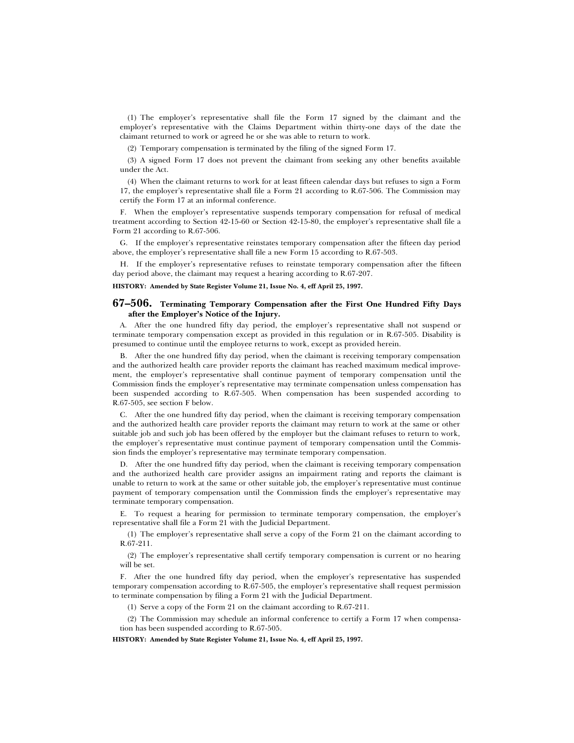(1) The employer's representative shall file the Form 17 signed by the claimant and the employer's representative with the Claims Department within thirty-one days of the date the claimant returned to work or agreed he or she was able to return to work.

(2) Temporary compensation is terminated by the filing of the signed Form 17.

(3) A signed Form 17 does not prevent the claimant from seeking any other benefits available under the Act.

(4) When the claimant returns to work for at least fifteen calendar days but refuses to sign a Form 17, the employer's representative shall file a Form 21 according to R.67-506. The Commission may certify the Form 17 at an informal conference.

F. When the employer's representative suspends temporary compensation for refusal of medical treatment according to Section 42-15-60 or Section 42-15-80, the employer's representative shall file a Form 21 according to R.67-506.

G. If the employer's representative reinstates temporary compensation after the fifteen day period above, the employer's representative shall file a new Form 15 according to R.67-503.

H. If the employer's representative refuses to reinstate temporary compensation after the fifteen day period above, the claimant may request a hearing according to R.67-207.

**HISTORY: Amended by State Register Volume 21, Issue No. 4, eff April 25, 1997.**

## 67–506. Terminating Temporary Compensation after the First One Hundred Fifty Days after the Employer's Notice of the Injury.

A. After the one hundred fifty day period, the employer's representative shall not suspend or terminate temporary compensation except as provided in this regulation or in R.67-505. Disability is presumed to continue until the employee returns to work, except as provided herein.

B. After the one hundred fifty day period, when the claimant is receiving temporary compensation and the authorized health care provider reports the claimant has reached maximum medical improvement, the employer's representative shall continue payment of temporary compensation until the Commission finds the employer's representative may terminate compensation unless compensation has been suspended according to R.67-505. When compensation has been suspended according to R.67-505, see section F below.

C. After the one hundred fifty day period, when the claimant is receiving temporary compensation and the authorized health care provider reports the claimant may return to work at the same or other suitable job and such job has been offered by the employer but the claimant refuses to return to work, the employer's representative must continue payment of temporary compensation until the Commission finds the employer's representative may terminate temporary compensation.

D. After the one hundred fifty day period, when the claimant is receiving temporary compensation and the authorized health care provider assigns an impairment rating and reports the claimant is unable to return to work at the same or other suitable job, the employer's representative must continue payment of temporary compensation until the Commission finds the employer's representative may terminate temporary compensation.

E. To request a hearing for permission to terminate temporary compensation, the employer's representative shall file a Form 21 with the Judicial Department.

(1) The employer's representative shall serve a copy of the Form 21 on the claimant according to R.67-211.

(2) The employer's representative shall certify temporary compensation is current or no hearing will be set.

F. After the one hundred fifty day period, when the employer's representative has suspended temporary compensation according to R.67-505, the employer's representative shall request permission to terminate compensation by filing a Form 21 with the Judicial Department.

(1) Serve a copy of the Form 21 on the claimant according to R.67-211.

(2) The Commission may schedule an informal conference to certify a Form 17 when compensation has been suspended according to R.67-505.

**HISTORY: Amended by State Register Volume 21, Issue No. 4, eff April 25, 1997.**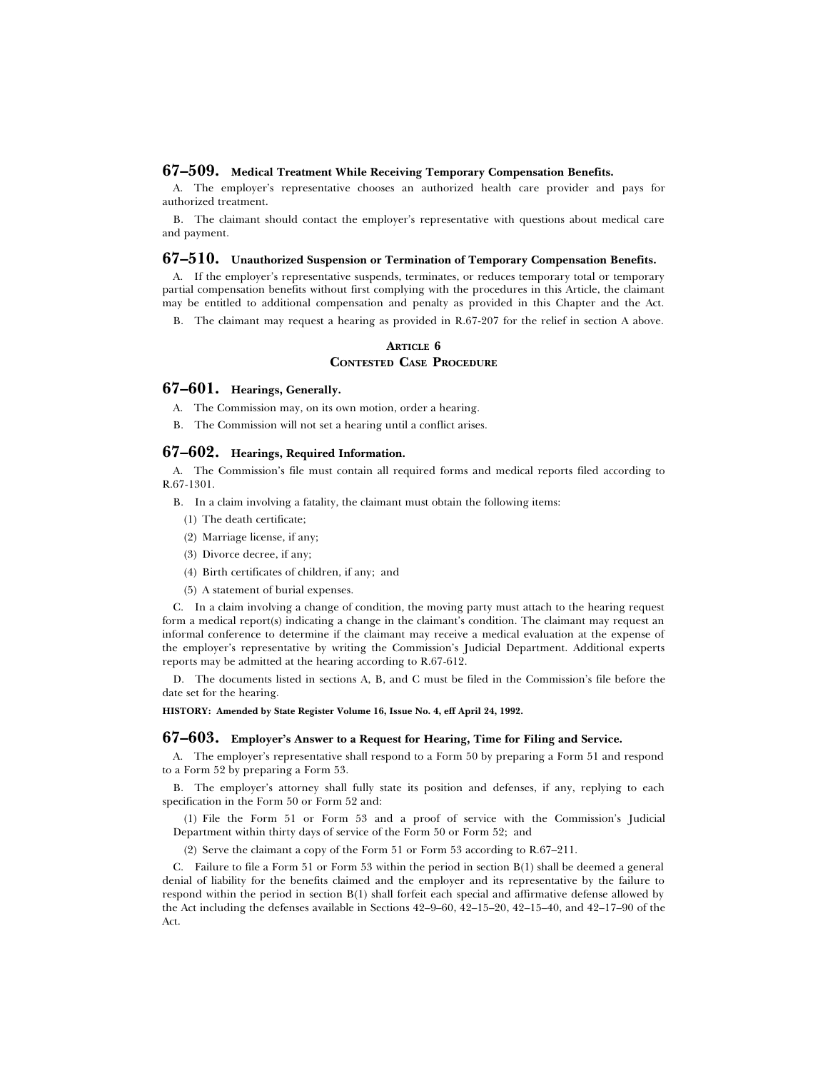## 67–509. Medical Treatment While Receiving Temporary Compensation Benefits.

A. The employer's representative chooses an authorized health care provider and pays for authorized treatment.

B. The claimant should contact the employer's representative with questions about medical care and payment.

## 67–510. Unauthorized Suspension or Termination of Temporary Compensation Benefits.

A. If the employer's representative suspends, terminates, or reduces temporary total or temporary partial compensation benefits without first complying with the procedures in this Article, the claimant may be entitled to additional compensation and penalty as provided in this Chapter and the Act.

B. The claimant may request a hearing as provided in R.67-207 for the relief in section A above.

# ARTICLE 6
# CONTESTED CASE PROCEDURE

## 67–601. Hearings, Generally.

A. The Commission may, on its own motion, order a hearing.

B. The Commission will not set a hearing until a conflict arises.

## 67–602. Hearings, Required Information.

A. The Commission's file must contain all required forms and medical reports filed according to R.67-1301.

B. In a claim involving a fatality, the claimant must obtain the following items:

(1) The death certificate;

(2) Marriage license, if any;

(3) Divorce decree, if any;

(4) Birth certificates of children, if any; and

(5) A statement of burial expenses.

C. In a claim involving a change of condition, the moving party must attach to the hearing request form a medical report(s) indicating a change in the claimant's condition. The claimant may request an informal conference to determine if the claimant may receive a medical evaluation at the expense of the employer's representative by writing the Commission's Judicial Department. Additional experts reports may be admitted at the hearing according to R.67-612.

D. The documents listed in sections A, B, and C must be filed in the Commission's file before the date set for the hearing.

**HISTORY: Amended by State Register Volume 16, Issue No. 4, eff April 24, 1992.**

## 67–603. Employer's Answer to a Request for Hearing, Time for Filing and Service.

A. The employer's representative shall respond to a Form 50 by preparing a Form 51 and respond to a Form 52 by preparing a Form 53.

B. The employer's attorney shall fully state its position and defenses, if any, replying to each specification in the Form 50 or Form 52 and:

(1) File the Form 51 or Form 53 and a proof of service with the Commission's Judicial Department within thirty days of service of the Form 50 or Form 52; and

(2) Serve the claimant a copy of the Form 51 or Form 53 according to R.67–211.

C. Failure to file a Form 51 or Form 53 within the period in section B(1) shall be deemed a general denial of liability for the benefits claimed and the employer and its representative by the failure to respond within the period in section B(1) shall forfeit each special and affirmative defense allowed by the Act including the defenses available in Sections 42–9–60, 42–15–20, 42–15–40, and 42–17–90 of the Act.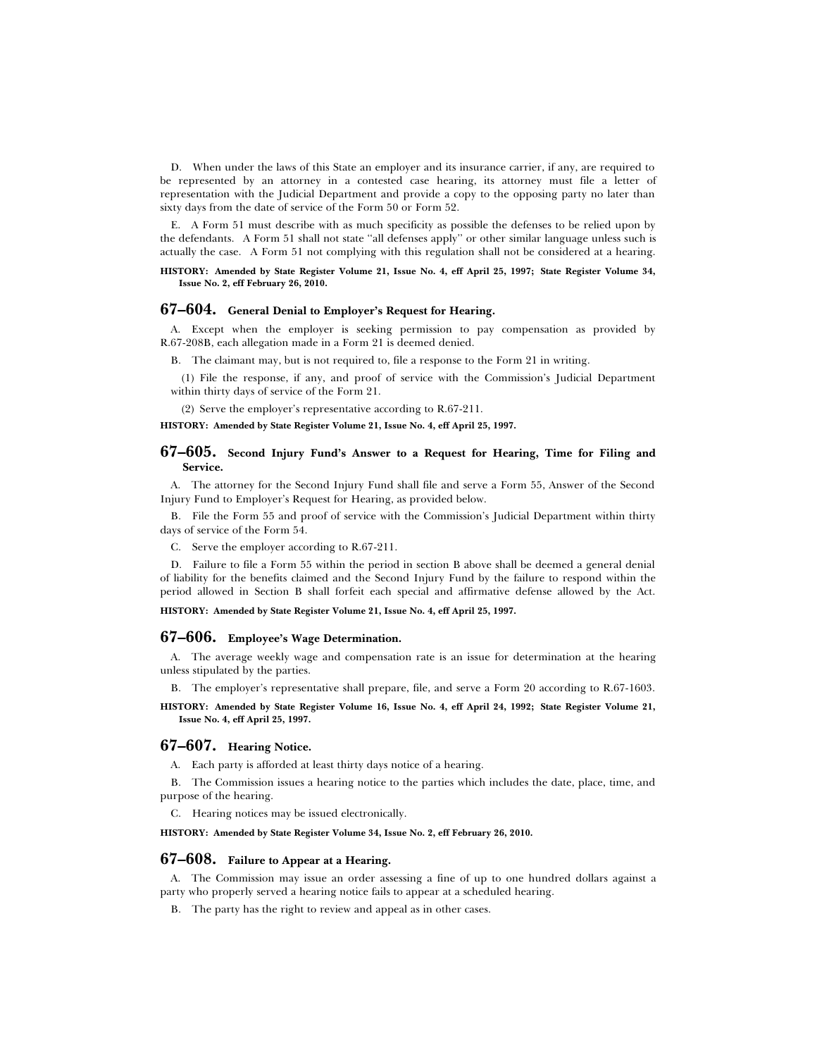D. When under the laws of this State an employer and its insurance carrier, if any, are required to be represented by an attorney in a contested case hearing, its attorney must file a letter of representation with the Judicial Department and provide a copy to the opposing party no later than sixty days from the date of service of the Form 50 or Form 52.

E. A Form 51 must describe with as much specificity as possible the defenses to be relied upon by the defendants. A Form 51 shall not state ''all defenses apply'' or other similar language unless such is actually the case. A Form 51 not complying with this regulation shall not be considered at a hearing.

**HISTORY: Amended by State Register Volume 21, Issue No. 4, eff April 25, 1997; State Register Volume 34, Issue No. 2, eff February 26, 2010.**

## 67–604. General Denial to Employer's Request for Hearing.

A. Except when the employer is seeking permission to pay compensation as provided by R.67-208B, each allegation made in a Form 21 is deemed denied.

B. The claimant may, but is not required to, file a response to the Form 21 in writing.

(1) File the response, if any, and proof of service with the Commission's Judicial Department within thirty days of service of the Form 21.

(2) Serve the employer's representative according to R.67-211.

**HISTORY: Amended by State Register Volume 21, Issue No. 4, eff April 25, 1997.**

## 67–605. Second Injury Fund's Answer to a Request for Hearing, Time for Filing and Service.

A. The attorney for the Second Injury Fund shall file and serve a Form 55, Answer of the Second Injury Fund to Employer's Request for Hearing, as provided below.

B. File the Form 55 and proof of service with the Commission's Judicial Department within thirty days of service of the Form 54.

C. Serve the employer according to R.67-211.

D. Failure to file a Form 55 within the period in section B above shall be deemed a general denial of liability for the benefits claimed and the Second Injury Fund by the failure to respond within the period allowed in Section B shall forfeit each special and affirmative defense allowed by the Act.

**HISTORY: Amended by State Register Volume 21, Issue No. 4, eff April 25, 1997.**

## 67–606. Employee's Wage Determination.

A. The average weekly wage and compensation rate is an issue for determination at the hearing unless stipulated by the parties.

B. The employer's representative shall prepare, file, and serve a Form 20 according to R.67-1603.

**HISTORY: Amended by State Register Volume 16, Issue No. 4, eff April 24, 1992; State Register Volume 21, Issue No. 4, eff April 25, 1997.**

## 67–607. Hearing Notice.

A. Each party is afforded at least thirty days notice of a hearing.

B. The Commission issues a hearing notice to the parties which includes the date, place, time, and purpose of the hearing.

C. Hearing notices may be issued electronically.

**HISTORY: Amended by State Register Volume 34, Issue No. 2, eff February 26, 2010.**

## 67–608. Failure to Appear at a Hearing.

A. The Commission may issue an order assessing a fine of up to one hundred dollars against a party who properly served a hearing notice fails to appear at a scheduled hearing.

B. The party has the right to review and appeal as in other cases.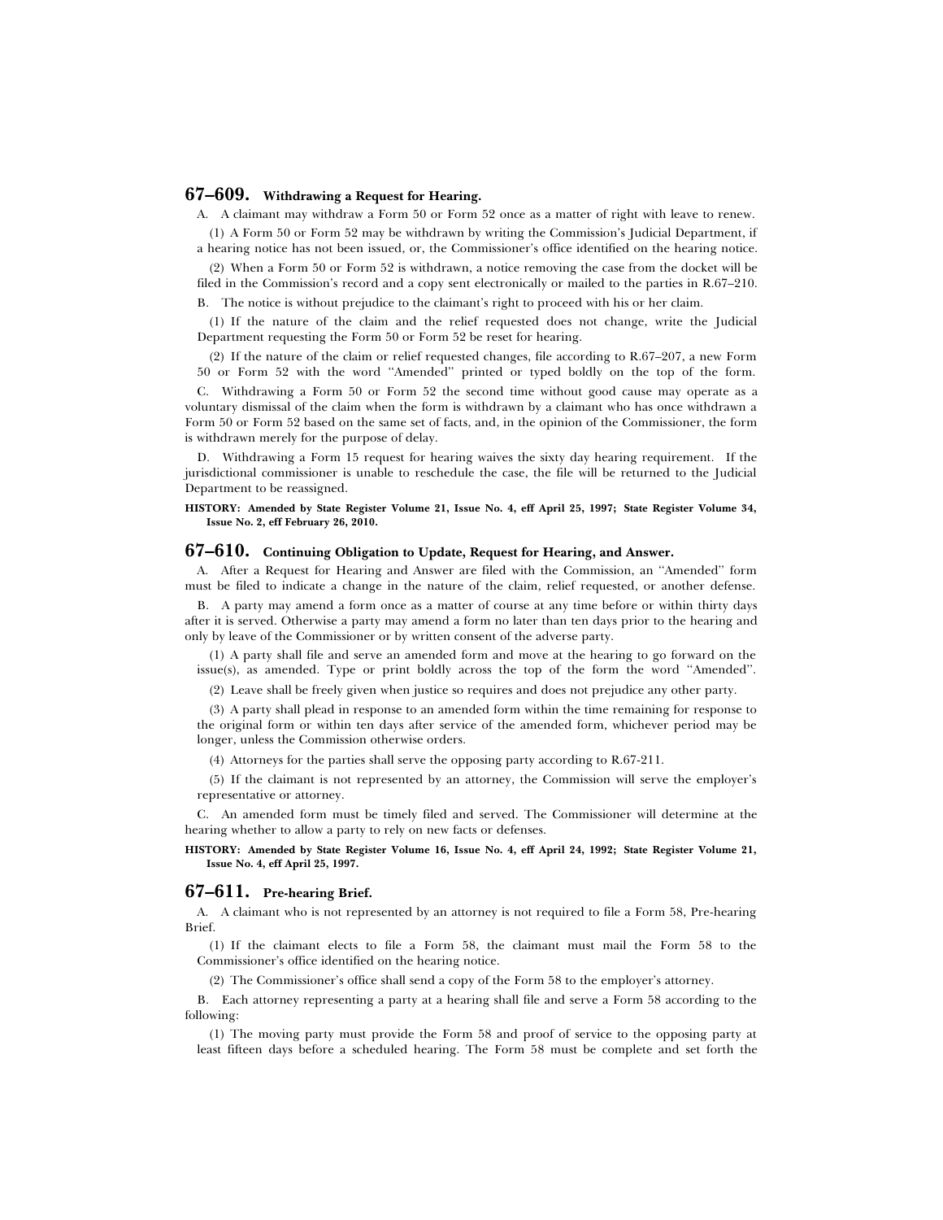## 67–609. Withdrawing a Request for Hearing.

A. A claimant may withdraw a Form 50 or Form 52 once as a matter of right with leave to renew.

(1) A Form 50 or Form 52 may be withdrawn by writing the Commission's Judicial Department, if a hearing notice has not been issued, or, the Commissioner's office identified on the hearing notice.

(2) When a Form 50 or Form 52 is withdrawn, a notice removing the case from the docket will be filed in the Commission's record and a copy sent electronically or mailed to the parties in R.67–210.

B. The notice is without prejudice to the claimant's right to proceed with his or her claim.

(1) If the nature of the claim and the relief requested does not change, write the Judicial Department requesting the Form 50 or Form 52 be reset for hearing.

(2) If the nature of the claim or relief requested changes, file according to R.67–207, a new Form 50 or Form 52 with the word "Amended" printed or typed boldly on the top of the form.

C. Withdrawing a Form 50 or Form 52 the second time without good cause may operate as a voluntary dismissal of the claim when the form is withdrawn by a claimant who has once withdrawn a Form 50 or Form 52 based on the same set of facts, and, in the opinion of the Commissioner, the form is withdrawn merely for the purpose of delay.

D. Withdrawing a Form 15 request for hearing waives the sixty day hearing requirement. If the jurisdictional commissioner is unable to reschedule the case, the file will be returned to the Judicial Department to be reassigned.

**HISTORY: Amended by State Register Volume 21, Issue No. 4, eff April 25, 1997; State Register Volume 34, Issue No. 2, eff February 26, 2010.**

## 67–610. Continuing Obligation to Update, Request for Hearing, and Answer.

A. After a Request for Hearing and Answer are filed with the Commission, an "Amended" form must be filed to indicate a change in the nature of the claim, relief requested, or another defense.

B. A party may amend a form once as a matter of course at any time before or within thirty days after it is served. Otherwise a party may amend a form no later than ten days prior to the hearing and only by leave of the Commissioner or by written consent of the adverse party.

(1) A party shall file and serve an amended form and move at the hearing to go forward on the issue(s), as amended. Type or print boldly across the top of the form the word "Amended".

(2) Leave shall be freely given when justice so requires and does not prejudice any other party.

(3) A party shall plead in response to an amended form within the time remaining for response to the original form or within ten days after service of the amended form, whichever period may be longer, unless the Commission otherwise orders.

(4) Attorneys for the parties shall serve the opposing party according to R.67-211.

(5) If the claimant is not represented by an attorney, the Commission will serve the employer's representative or attorney.

C. An amended form must be timely filed and served. The Commissioner will determine at the hearing whether to allow a party to rely on new facts or defenses.

**HISTORY: Amended by State Register Volume 16, Issue No. 4, eff April 24, 1992; State Register Volume 21, Issue No. 4, eff April 25, 1997.**

## 67–611. Pre-hearing Brief.

A. A claimant who is not represented by an attorney is not required to file a Form 58, Pre-hearing Brief.

(1) If the claimant elects to file a Form 58, the claimant must mail the Form 58 to the Commissioner's office identified on the hearing notice.

(2) The Commissioner's office shall send a copy of the Form 58 to the employer's attorney.

B. Each attorney representing a party at a hearing shall file and serve a Form 58 according to the following:

(1) The moving party must provide the Form 58 and proof of service to the opposing party at least fifteen days before a scheduled hearing. The Form 58 must be complete and set forth the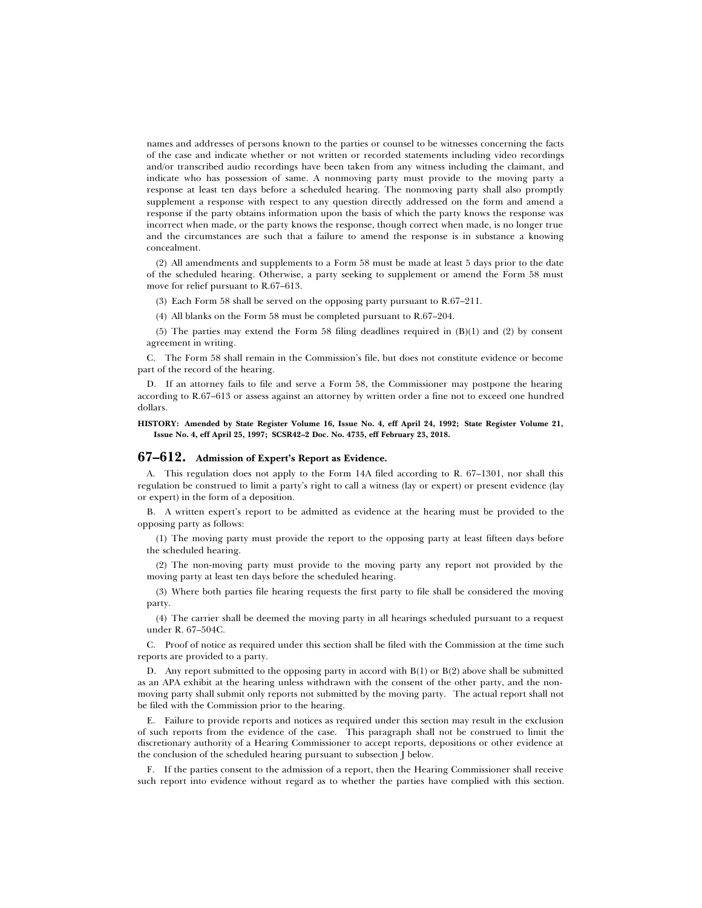names and addresses of persons known to the parties or counsel to be witnesses concerning the facts of the case and indicate whether or not written or recorded statements including video recordings and/or transcribed audio recordings have been taken from any witness including the claimant, and indicate who has possession of same. A nonmoving party must provide to the moving party a response at least ten days before a scheduled hearing. The nonmoving party shall also promptly supplement a response with respect to any question directly addressed on the form and amend a response if the party obtains information upon the basis of which the party knows the response was incorrect when made, or the party knows the response, though correct when made, is no longer true and the circumstances are such that a failure to amend the response is in substance a knowing concealment.

(2) All amendments and supplements to a Form 58 must be made at least 5 days prior to the date of the scheduled hearing. Otherwise, a party seeking to supplement or amend the Form 58 must move for relief pursuant to R.67–613.

(3) Each Form 58 shall be served on the opposing party pursuant to R.67–211.

(4) All blanks on the Form 58 must be completed pursuant to R.67–204.

(5) The parties may extend the Form 58 filing deadlines required in (B)(1) and (2) by consent agreement in writing.

C. The Form 58 shall remain in the Commission's file, but does not constitute evidence or become part of the record of the hearing.

D. If an attorney fails to file and serve a Form 58, the Commissioner may postpone the hearing according to R.67–613 or assess against an attorney by written order a fine not to exceed one hundred dollars.

**HISTORY: Amended by State Register Volume 16, Issue No. 4, eff April 24, 1992; State Register Volume 21, Issue No. 4, eff April 25, 1997; SCSR42–2 Doc. No. 4735, eff February 23, 2018.**

## 67–612. Admission of Expert's Report as Evidence.

A. This regulation does not apply to the Form 14A filed according to R. 67–1301, nor shall this regulation be construed to limit a party's right to call a witness (lay or expert) or present evidence (lay or expert) in the form of a deposition.

B. A written expert's report to be admitted as evidence at the hearing must be provided to the opposing party as follows:

(1) The moving party must provide the report to the opposing party at least fifteen days before the scheduled hearing.

(2) The non-moving party must provide to the moving party any report not provided by the moving party at least ten days before the scheduled hearing.

(3) Where both parties file hearing requests the first party to file shall be considered the moving party.

(4) The carrier shall be deemed the moving party in all hearings scheduled pursuant to a request under R. 67–504C.

C. Proof of notice as required under this section shall be filed with the Commission at the time such reports are provided to a party.

D. Any report submitted to the opposing party in accord with B(1) or B(2) above shall be submitted as an APA exhibit at the hearing unless withdrawn with the consent of the other party, and the non-moving party shall submit only reports not submitted by the moving party. The actual report shall not be filed with the Commission prior to the hearing.

E. Failure to provide reports and notices as required under this section may result in the exclusion of such reports from the evidence of the case. This paragraph shall not be construed to limit the discretionary authority of a Hearing Commissioner to accept reports, depositions or other evidence at the conclusion of the scheduled hearing pursuant to subsection J below.

F. If the parties consent to the admission of a report, then the Hearing Commissioner shall receive such report into evidence without regard as to whether the parties have complied with this section.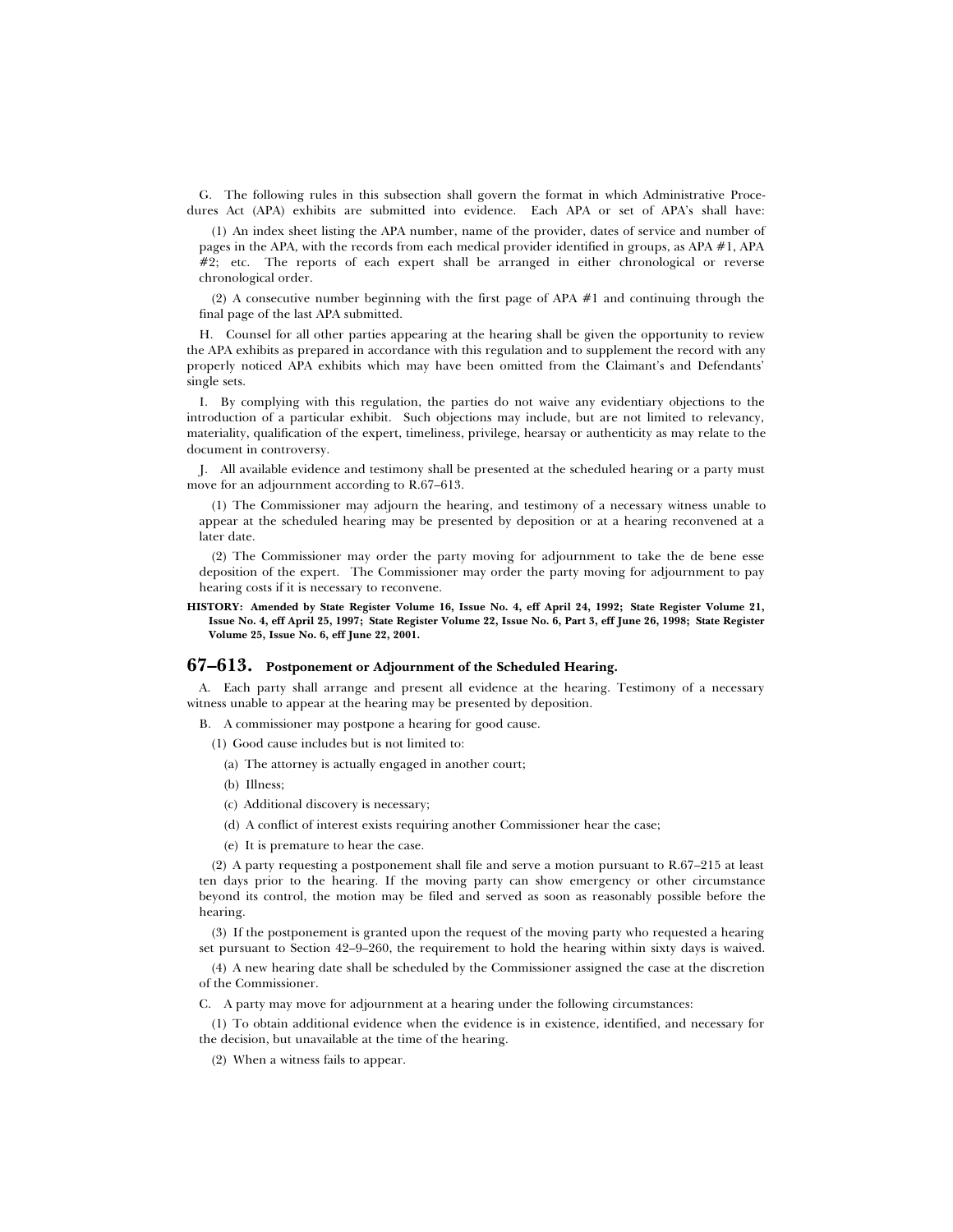G. The following rules in this subsection shall govern the format in which Administrative Procedures Act (APA) exhibits are submitted into evidence. Each APA or set of APA's shall have:

(1) An index sheet listing the APA number, name of the provider, dates of service and number of pages in the APA, with the records from each medical provider identified in groups, as APA #1, APA #2; etc. The reports of each expert shall be arranged in either chronological or reverse chronological order.

(2) A consecutive number beginning with the first page of APA #1 and continuing through the final page of the last APA submitted.

H. Counsel for all other parties appearing at the hearing shall be given the opportunity to review the APA exhibits as prepared in accordance with this regulation and to supplement the record with any properly noticed APA exhibits which may have been omitted from the Claimant's and Defendants' single sets.

I. By complying with this regulation, the parties do not waive any evidentiary objections to the introduction of a particular exhibit. Such objections may include, but are not limited to relevancy, materiality, qualification of the expert, timeliness, privilege, hearsay or authenticity as may relate to the document in controversy.

J. All available evidence and testimony shall be presented at the scheduled hearing or a party must move for an adjournment according to R.67–613.

(1) The Commissioner may adjourn the hearing, and testimony of a necessary witness unable to appear at the scheduled hearing may be presented by deposition or at a hearing reconvened at a later date.

(2) The Commissioner may order the party moving for adjournment to take the de bene esse deposition of the expert. The Commissioner may order the party moving for adjournment to pay hearing costs if it is necessary to reconvene.

**HISTORY: Amended by State Register Volume 16, Issue No. 4, eff April 24, 1992; State Register Volume 21, Issue No. 4, eff April 25, 1997; State Register Volume 22, Issue No. 6, Part 3, eff June 26, 1998; State Register Volume 25, Issue No. 6, eff June 22, 2001.**

## 67–613. Postponement or Adjournment of the Scheduled Hearing.

A. Each party shall arrange and present all evidence at the hearing. Testimony of a necessary witness unable to appear at the hearing may be presented by deposition.

B. A commissioner may postpone a hearing for good cause.

(1) Good cause includes but is not limited to:

(a) The attorney is actually engaged in another court;

(b) Illness;

(c) Additional discovery is necessary;

(d) A conflict of interest exists requiring another Commissioner hear the case;

(e) It is premature to hear the case.

(2) A party requesting a postponement shall file and serve a motion pursuant to R.67–215 at least ten days prior to the hearing. If the moving party can show emergency or other circumstance beyond its control, the motion may be filed and served as soon as reasonably possible before the hearing.

(3) If the postponement is granted upon the request of the moving party who requested a hearing set pursuant to Section 42–9–260, the requirement to hold the hearing within sixty days is waived.

(4) A new hearing date shall be scheduled by the Commissioner assigned the case at the discretion of the Commissioner.

C. A party may move for adjournment at a hearing under the following circumstances:

(1) To obtain additional evidence when the evidence is in existence, identified, and necessary for the decision, but unavailable at the time of the hearing.

(2) When a witness fails to appear.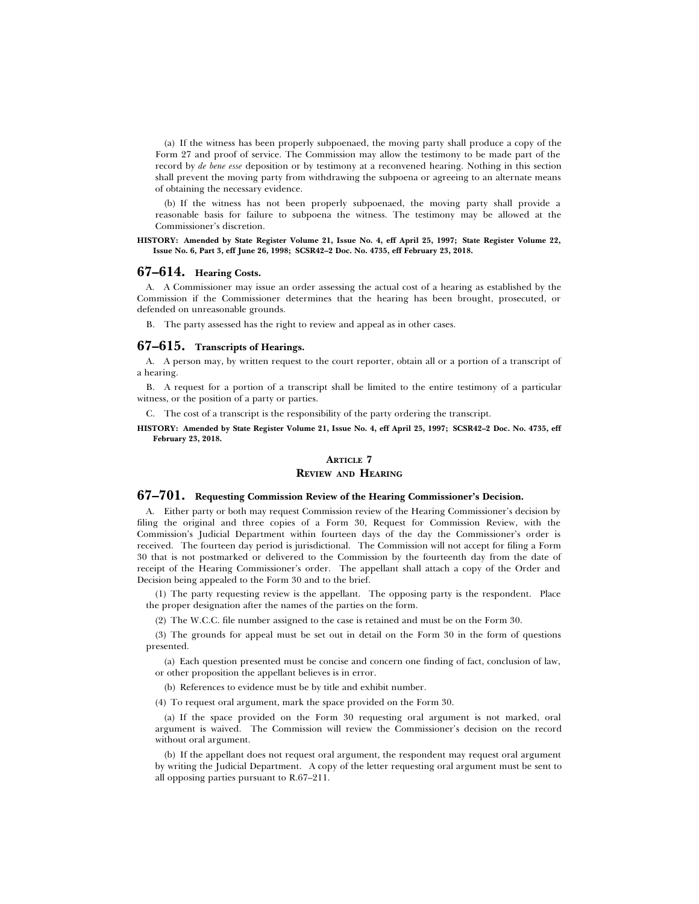(a) If the witness has been properly subpoenaed, the moving party shall produce a copy of the Form 27 and proof of service. The Commission may allow the testimony to be made part of the record by *de bene esse* deposition or by testimony at a reconvened hearing. Nothing in this section shall prevent the moving party from withdrawing the subpoena or agreeing to an alternate means of obtaining the necessary evidence.

(b) If the witness has not been properly subpoenaed, the moving party shall provide a reasonable basis for failure to subpoena the witness. The testimony may be allowed at the Commissioner's discretion.

**HISTORY: Amended by State Register Volume 21, Issue No. 4, eff April 25, 1997; State Register Volume 22, Issue No. 6, Part 3, eff June 26, 1998; SCSR42–2 Doc. No. 4735, eff February 23, 2018.**

## 67–614. Hearing Costs.

A. A Commissioner may issue an order assessing the actual cost of a hearing as established by the Commission if the Commissioner determines that the hearing has been brought, prosecuted, or defended on unreasonable grounds.

B. The party assessed has the right to review and appeal as in other cases.

## 67–615. Transcripts of Hearings.

A. A person may, by written request to the court reporter, obtain all or a portion of a transcript of a hearing.

B. A request for a portion of a transcript shall be limited to the entire testimony of a particular witness, or the position of a party or parties.

C. The cost of a transcript is the responsibility of the party ordering the transcript.

**HISTORY: Amended by State Register Volume 21, Issue No. 4, eff April 25, 1997; SCSR42–2 Doc. No. 4735, eff February 23, 2018.**

# ARTICLE 7
# REVIEW AND HEARING

## 67–701. Requesting Commission Review of the Hearing Commissioner's Decision.

A. Either party or both may request Commission review of the Hearing Commissioner's decision by filing the original and three copies of a Form 30, Request for Commission Review, with the Commission's Judicial Department within fourteen days of the day the Commissioner's order is received. The fourteen day period is jurisdictional. The Commission will not accept for filing a Form 30 that is not postmarked or delivered to the Commission by the fourteenth day from the date of receipt of the Hearing Commissioner's order. The appellant shall attach a copy of the Order and Decision being appealed to the Form 30 and to the brief.

(1) The party requesting review is the appellant. The opposing party is the respondent. Place the proper designation after the names of the parties on the form.

(2) The W.C.C. file number assigned to the case is retained and must be on the Form 30.

(3) The grounds for appeal must be set out in detail on the Form 30 in the form of questions presented.

(a) Each question presented must be concise and concern one finding of fact, conclusion of law, or other proposition the appellant believes is in error.

(b) References to evidence must be by title and exhibit number.

(4) To request oral argument, mark the space provided on the Form 30.

(a) If the space provided on the Form 30 requesting oral argument is not marked, oral argument is waived. The Commission will review the Commissioner's decision on the record without oral argument.

(b) If the appellant does not request oral argument, the respondent may request oral argument by writing the Judicial Department. A copy of the letter requesting oral argument must be sent to all opposing parties pursuant to R.67–211.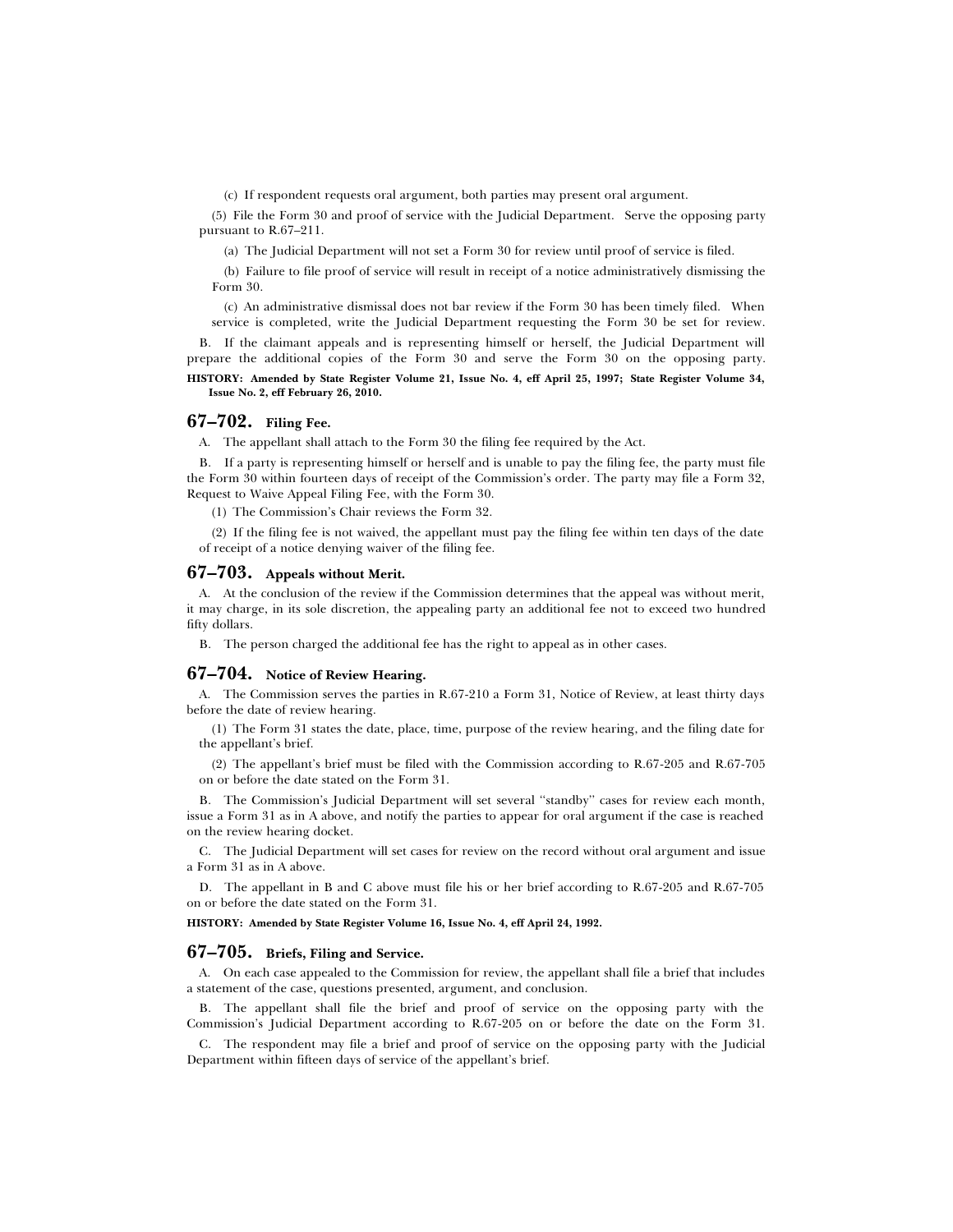(c) If respondent requests oral argument, both parties may present oral argument.

(5) File the Form 30 and proof of service with the Judicial Department. Serve the opposing party pursuant to R.67–211.

(a) The Judicial Department will not set a Form 30 for review until proof of service is filed.

(b) Failure to file proof of service will result in receipt of a notice administratively dismissing the Form 30.

(c) An administrative dismissal does not bar review if the Form 30 has been timely filed. When service is completed, write the Judicial Department requesting the Form 30 be set for review.

B. If the claimant appeals and is representing himself or herself, the Judicial Department will prepare the additional copies of the Form 30 and serve the Form 30 on the opposing party.

**HISTORY: Amended by State Register Volume 21, Issue No. 4, eff April 25, 1997; State Register Volume 34, Issue No. 2, eff February 26, 2010.**

## 67–702. Filing Fee.

A. The appellant shall attach to the Form 30 the filing fee required by the Act.

B. If a party is representing himself or herself and is unable to pay the filing fee, the party must file the Form 30 within fourteen days of receipt of the Commission's order. The party may file a Form 32, Request to Waive Appeal Filing Fee, with the Form 30.

(1) The Commission's Chair reviews the Form 32.

(2) If the filing fee is not waived, the appellant must pay the filing fee within ten days of the date of receipt of a notice denying waiver of the filing fee.

## 67–703. Appeals without Merit.

A. At the conclusion of the review if the Commission determines that the appeal was without merit, it may charge, in its sole discretion, the appealing party an additional fee not to exceed two hundred fifty dollars.

B. The person charged the additional fee has the right to appeal as in other cases.

## 67–704. Notice of Review Hearing.

A. The Commission serves the parties in R.67-210 a Form 31, Notice of Review, at least thirty days before the date of review hearing.

(1) The Form 31 states the date, place, time, purpose of the review hearing, and the filing date for the appellant's brief.

(2) The appellant's brief must be filed with the Commission according to R.67-205 and R.67-705 on or before the date stated on the Form 31.

B. The Commission's Judicial Department will set several "standby" cases for review each month, issue a Form 31 as in A above, and notify the parties to appear for oral argument if the case is reached on the review hearing docket.

C. The Judicial Department will set cases for review on the record without oral argument and issue a Form 31 as in A above.

D. The appellant in B and C above must file his or her brief according to R.67-205 and R.67-705 on or before the date stated on the Form 31.

**HISTORY: Amended by State Register Volume 16, Issue No. 4, eff April 24, 1992.**

## 67–705. Briefs, Filing and Service.

A. On each case appealed to the Commission for review, the appellant shall file a brief that includes a statement of the case, questions presented, argument, and conclusion.

B. The appellant shall file the brief and proof of service on the opposing party with the Commission's Judicial Department according to R.67-205 on or before the date on the Form 31.

C. The respondent may file a brief and proof of service on the opposing party with the Judicial Department within fifteen days of service of the appellant's brief.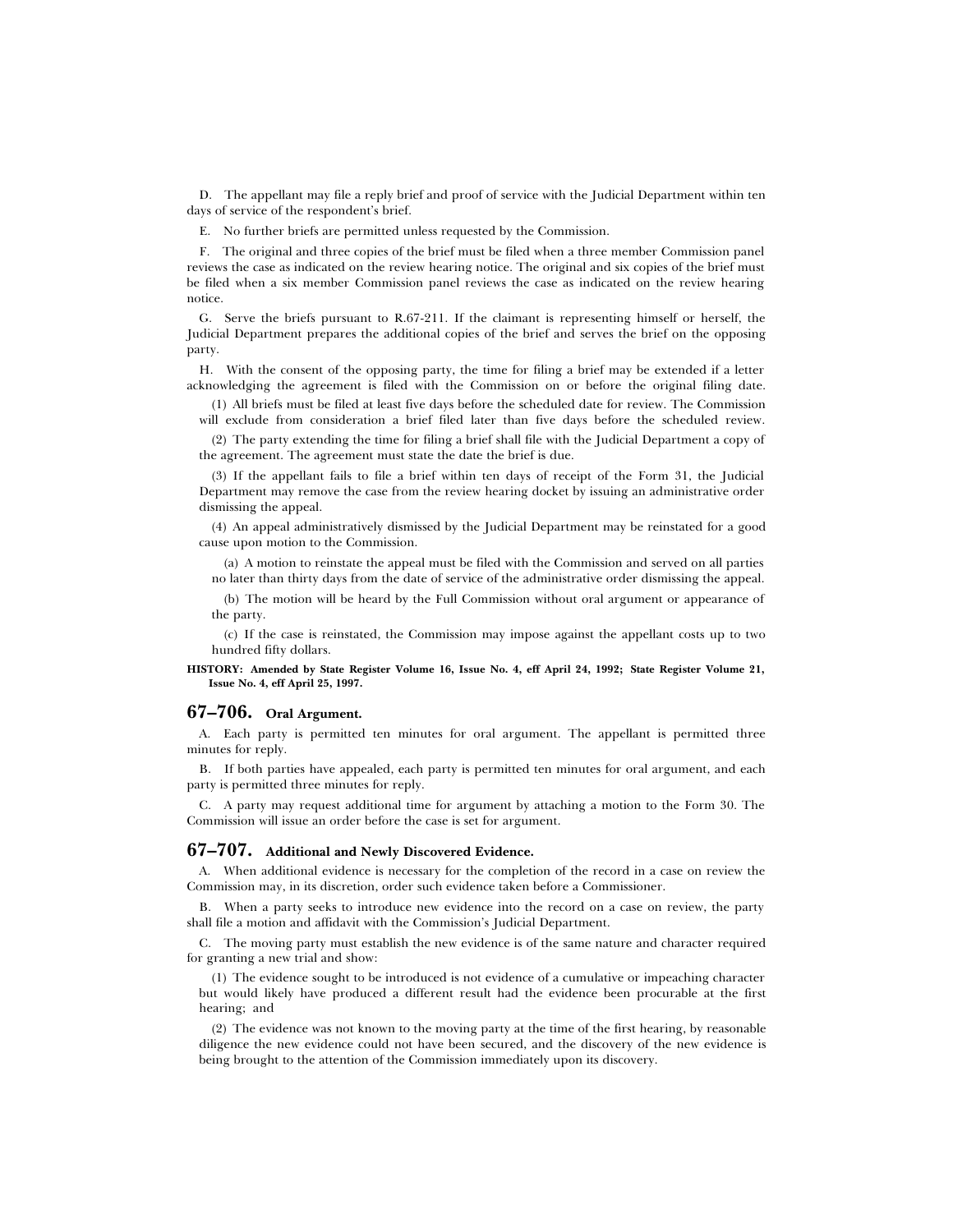D. The appellant may file a reply brief and proof of service with the Judicial Department within ten days of service of the respondent's brief.

E. No further briefs are permitted unless requested by the Commission.

F. The original and three copies of the brief must be filed when a three member Commission panel reviews the case as indicated on the review hearing notice. The original and six copies of the brief must be filed when a six member Commission panel reviews the case as indicated on the review hearing notice.

G. Serve the briefs pursuant to R.67-211. If the claimant is representing himself or herself, the Judicial Department prepares the additional copies of the brief and serves the brief on the opposing party.

H. With the consent of the opposing party, the time for filing a brief may be extended if a letter acknowledging the agreement is filed with the Commission on or before the original filing date.

(1) All briefs must be filed at least five days before the scheduled date for review. The Commission will exclude from consideration a brief filed later than five days before the scheduled review.

(2) The party extending the time for filing a brief shall file with the Judicial Department a copy of the agreement. The agreement must state the date the brief is due.

(3) If the appellant fails to file a brief within ten days of receipt of the Form 31, the Judicial Department may remove the case from the review hearing docket by issuing an administrative order dismissing the appeal.

(4) An appeal administratively dismissed by the Judicial Department may be reinstated for a good cause upon motion to the Commission.

(a) A motion to reinstate the appeal must be filed with the Commission and served on all parties no later than thirty days from the date of service of the administrative order dismissing the appeal.

(b) The motion will be heard by the Full Commission without oral argument or appearance of the party.

(c) If the case is reinstated, the Commission may impose against the appellant costs up to two hundred fifty dollars.

**HISTORY: Amended by State Register Volume 16, Issue No. 4, eff April 24, 1992; State Register Volume 21, Issue No. 4, eff April 25, 1997.**

## 67–706. Oral Argument.

A. Each party is permitted ten minutes for oral argument. The appellant is permitted three minutes for reply.

B. If both parties have appealed, each party is permitted ten minutes for oral argument, and each party is permitted three minutes for reply.

C. A party may request additional time for argument by attaching a motion to the Form 30. The Commission will issue an order before the case is set for argument.

## 67–707. Additional and Newly Discovered Evidence.

A. When additional evidence is necessary for the completion of the record in a case on review the Commission may, in its discretion, order such evidence taken before a Commissioner.

B. When a party seeks to introduce new evidence into the record on a case on review, the party shall file a motion and affidavit with the Commission's Judicial Department.

C. The moving party must establish the new evidence is of the same nature and character required for granting a new trial and show:

(1) The evidence sought to be introduced is not evidence of a cumulative or impeaching character but would likely have produced a different result had the evidence been procurable at the first hearing; and

(2) The evidence was not known to the moving party at the time of the first hearing, by reasonable diligence the new evidence could not have been secured, and the discovery of the new evidence is being brought to the attention of the Commission immediately upon its discovery.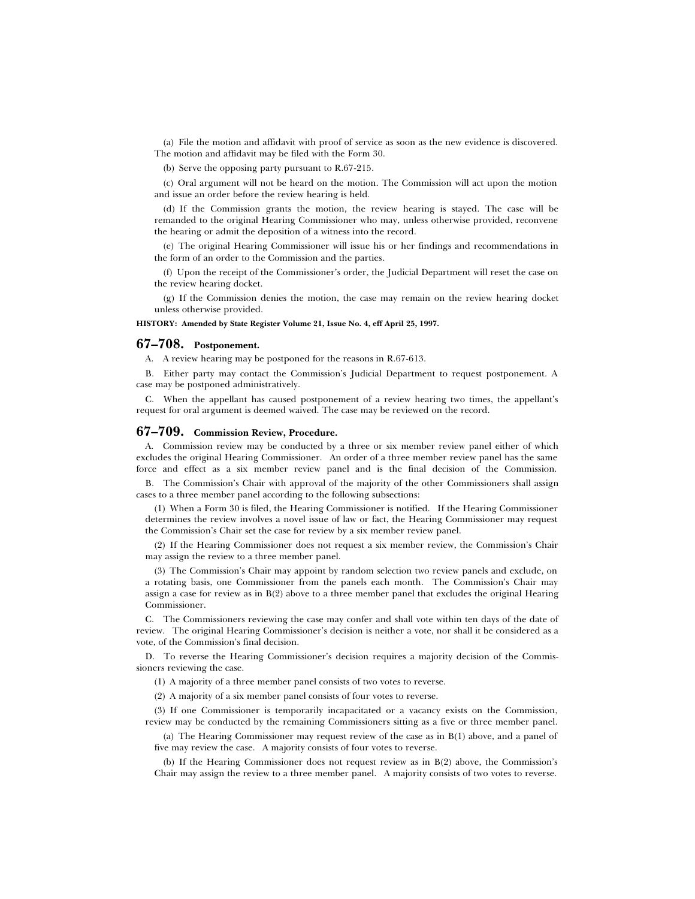(a) File the motion and affidavit with proof of service as soon as the new evidence is discovered. The motion and affidavit may be filed with the Form 30.

(b) Serve the opposing party pursuant to R.67-215.

(c) Oral argument will not be heard on the motion. The Commission will act upon the motion and issue an order before the review hearing is held.

(d) If the Commission grants the motion, the review hearing is stayed. The case will be remanded to the original Hearing Commissioner who may, unless otherwise provided, reconvene the hearing or admit the deposition of a witness into the record.

(e) The original Hearing Commissioner will issue his or her findings and recommendations in the form of an order to the Commission and the parties.

(f) Upon the receipt of the Commissioner's order, the Judicial Department will reset the case on the review hearing docket.

(g) If the Commission denies the motion, the case may remain on the review hearing docket unless otherwise provided.

**HISTORY: Amended by State Register Volume 21, Issue No. 4, eff April 25, 1997.**

## 67–708. Postponement.

A. A review hearing may be postponed for the reasons in R.67-613.

B. Either party may contact the Commission's Judicial Department to request postponement. A case may be postponed administratively.

C. When the appellant has caused postponement of a review hearing two times, the appellant's request for oral argument is deemed waived. The case may be reviewed on the record.

## 67–709. Commission Review, Procedure.

A. Commission review may be conducted by a three or six member review panel either of which excludes the original Hearing Commissioner. An order of a three member review panel has the same force and effect as a six member review panel and is the final decision of the Commission.

B. The Commission's Chair with approval of the majority of the other Commissioners shall assign cases to a three member panel according to the following subsections:

(1) When a Form 30 is filed, the Hearing Commissioner is notified. If the Hearing Commissioner determines the review involves a novel issue of law or fact, the Hearing Commissioner may request the Commission's Chair set the case for review by a six member review panel.

(2) If the Hearing Commissioner does not request a six member review, the Commission's Chair may assign the review to a three member panel.

(3) The Commission's Chair may appoint by random selection two review panels and exclude, on a rotating basis, one Commissioner from the panels each month. The Commission's Chair may assign a case for review as in B(2) above to a three member panel that excludes the original Hearing Commissioner.

C. The Commissioners reviewing the case may confer and shall vote within ten days of the date of review. The original Hearing Commissioner's decision is neither a vote, nor shall it be considered as a vote, of the Commission's final decision.

D. To reverse the Hearing Commissioner's decision requires a majority decision of the Commissioners reviewing the case.

(1) A majority of a three member panel consists of two votes to reverse.

(2) A majority of a six member panel consists of four votes to reverse.

(3) If one Commissioner is temporarily incapacitated or a vacancy exists on the Commission, review may be conducted by the remaining Commissioners sitting as a five or three member panel.

(a) The Hearing Commissioner may request review of the case as in B(1) above, and a panel of five may review the case. A majority consists of four votes to reverse.

(b) If the Hearing Commissioner does not request review as in B(2) above, the Commission's Chair may assign the review to a three member panel. A majority consists of two votes to reverse.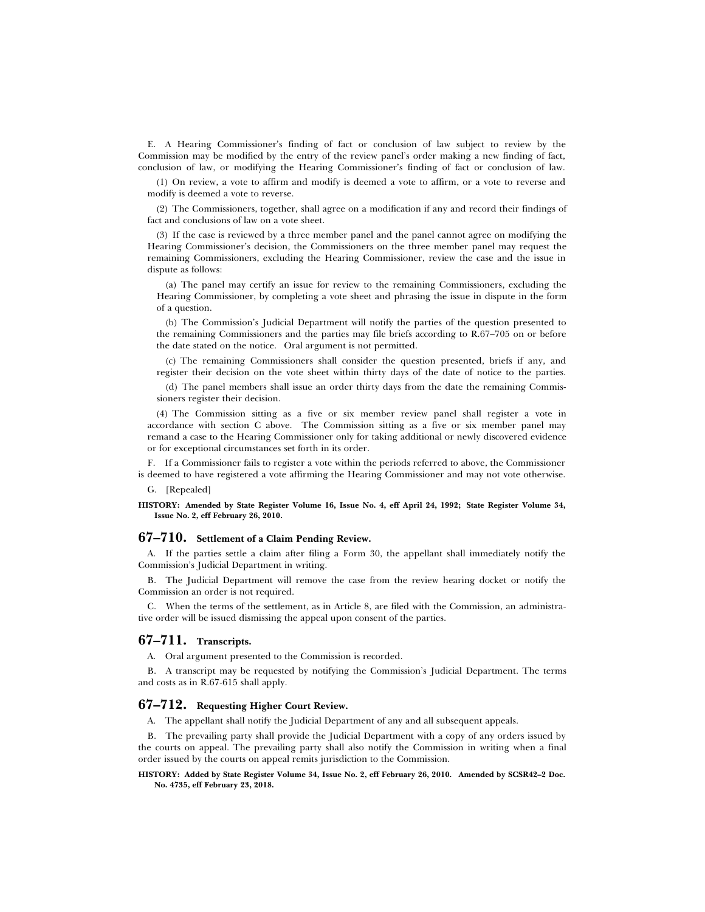E. A Hearing Commissioner's finding of fact or conclusion of law subject to review by the Commission may be modified by the entry of the review panel's order making a new finding of fact, conclusion of law, or modifying the Hearing Commissioner's finding of fact or conclusion of law.

(1) On review, a vote to affirm and modify is deemed a vote to affirm, or a vote to reverse and modify is deemed a vote to reverse.

(2) The Commissioners, together, shall agree on a modification if any and record their findings of fact and conclusions of law on a vote sheet.

(3) If the case is reviewed by a three member panel and the panel cannot agree on modifying the Hearing Commissioner's decision, the Commissioners on the three member panel may request the remaining Commissioners, excluding the Hearing Commissioner, review the case and the issue in dispute as follows:

(a) The panel may certify an issue for review to the remaining Commissioners, excluding the Hearing Commissioner, by completing a vote sheet and phrasing the issue in dispute in the form of a question.

(b) The Commission's Judicial Department will notify the parties of the question presented to the remaining Commissioners and the parties may file briefs according to R.67–705 on or before the date stated on the notice. Oral argument is not permitted.

(c) The remaining Commissioners shall consider the question presented, briefs if any, and register their decision on the vote sheet within thirty days of the date of notice to the parties.

(d) The panel members shall issue an order thirty days from the date the remaining Commissioners register their decision.

(4) The Commission sitting as a five or six member review panel shall register a vote in accordance with section C above. The Commission sitting as a five or six member panel may remand a case to the Hearing Commissioner only for taking additional or newly discovered evidence or for exceptional circumstances set forth in its order.

F. If a Commissioner fails to register a vote within the periods referred to above, the Commissioner is deemed to have registered a vote affirming the Hearing Commissioner and may not vote otherwise.

G. [Repealed]

**HISTORY: Amended by State Register Volume 16, Issue No. 4, eff April 24, 1992; State Register Volume 34, Issue No. 2, eff February 26, 2010.**

## 67–710. Settlement of a Claim Pending Review.

A. If the parties settle a claim after filing a Form 30, the appellant shall immediately notify the Commission's Judicial Department in writing.

B. The Judicial Department will remove the case from the review hearing docket or notify the Commission an order is not required.

C. When the terms of the settlement, as in Article 8, are filed with the Commission, an administrative order will be issued dismissing the appeal upon consent of the parties.

## 67–711. Transcripts.

A. Oral argument presented to the Commission is recorded.

B. A transcript may be requested by notifying the Commission's Judicial Department. The terms and costs as in R.67-615 shall apply.

## 67–712. Requesting Higher Court Review.

A. The appellant shall notify the Judicial Department of any and all subsequent appeals.

B. The prevailing party shall provide the Judicial Department with a copy of any orders issued by the courts on appeal. The prevailing party shall also notify the Commission in writing when a final order issued by the courts on appeal remits jurisdiction to the Commission.

**HISTORY: Added by State Register Volume 34, Issue No. 2, eff February 26, 2010. Amended by SCSR42–2 Doc. No. 4735, eff February 23, 2018.**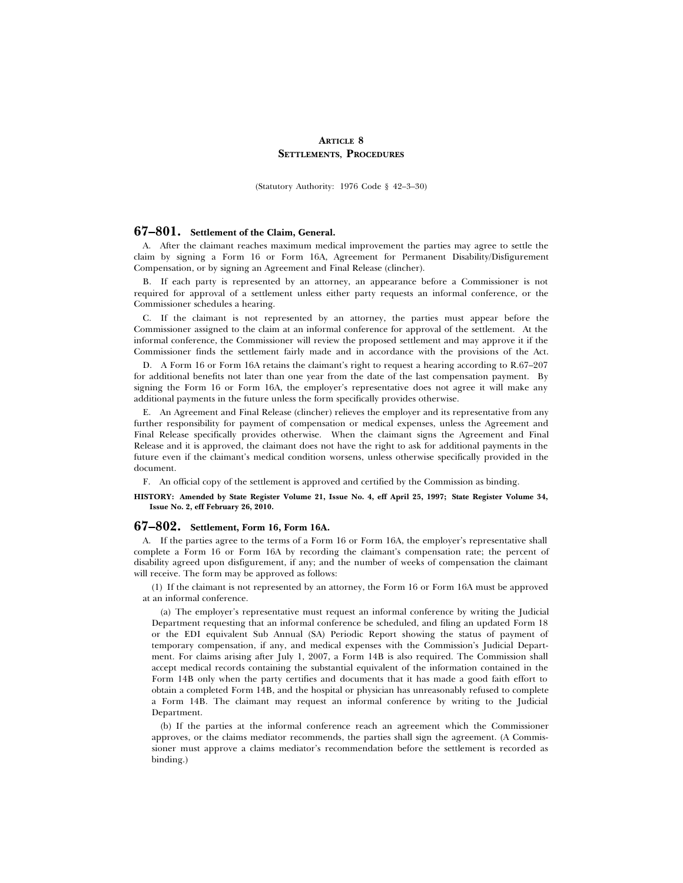## ARTICLE 8
## SETTLEMENTS, PROCEDURES

(Statutory Authority: 1976 Code § 42–3–30)

### 67–801. Settlement of the Claim, General.

A. After the claimant reaches maximum medical improvement the parties may agree to settle the claim by signing a Form 16 or Form 16A, Agreement for Permanent Disability/Disfigurement Compensation, or by signing an Agreement and Final Release (clincher).

B. If each party is represented by an attorney, an appearance before a Commissioner is not required for approval of a settlement unless either party requests an informal conference, or the Commissioner schedules a hearing.

C. If the claimant is not represented by an attorney, the parties must appear before the Commissioner assigned to the claim at an informal conference for approval of the settlement. At the informal conference, the Commissioner will review the proposed settlement and may approve it if the Commissioner finds the settlement fairly made and in accordance with the provisions of the Act.

D. A Form 16 or Form 16A retains the claimant's right to request a hearing according to R.67–207 for additional benefits not later than one year from the date of the last compensation payment. By signing the Form 16 or Form 16A, the employer's representative does not agree it will make any additional payments in the future unless the form specifically provides otherwise.

E. An Agreement and Final Release (clincher) relieves the employer and its representative from any further responsibility for payment of compensation or medical expenses, unless the Agreement and Final Release specifically provides otherwise. When the claimant signs the Agreement and Final Release and it is approved, the claimant does not have the right to ask for additional payments in the future even if the claimant's medical condition worsens, unless otherwise specifically provided in the document.

F. An official copy of the settlement is approved and certified by the Commission as binding.

**HISTORY: Amended by State Register Volume 21, Issue No. 4, eff April 25, 1997; State Register Volume 34, Issue No. 2, eff February 26, 2010.**

### 67–802. Settlement, Form 16, Form 16A.

A. If the parties agree to the terms of a Form 16 or Form 16A, the employer's representative shall complete a Form 16 or Form 16A by recording the claimant's compensation rate; the percent of disability agreed upon disfigurement, if any; and the number of weeks of compensation the claimant will receive. The form may be approved as follows:

(1) If the claimant is not represented by an attorney, the Form 16 or Form 16A must be approved at an informal conference.

(a) The employer's representative must request an informal conference by writing the Judicial Department requesting that an informal conference be scheduled, and filing an updated Form 18 or the EDI equivalent Sub Annual (SA) Periodic Report showing the status of payment of temporary compensation, if any, and medical expenses with the Commission's Judicial Department. For claims arising after July 1, 2007, a Form 14B is also required. The Commission shall accept medical records containing the substantial equivalent of the information contained in the Form 14B only when the party certifies and documents that it has made a good faith effort to obtain a completed Form 14B, and the hospital or physician has unreasonably refused to complete a Form 14B. The claimant may request an informal conference by writing to the Judicial Department.

(b) If the parties at the informal conference reach an agreement which the Commissioner approves, or the claims mediator recommends, the parties shall sign the agreement. (A Commissioner must approve a claims mediator's recommendation before the settlement is recorded as binding.)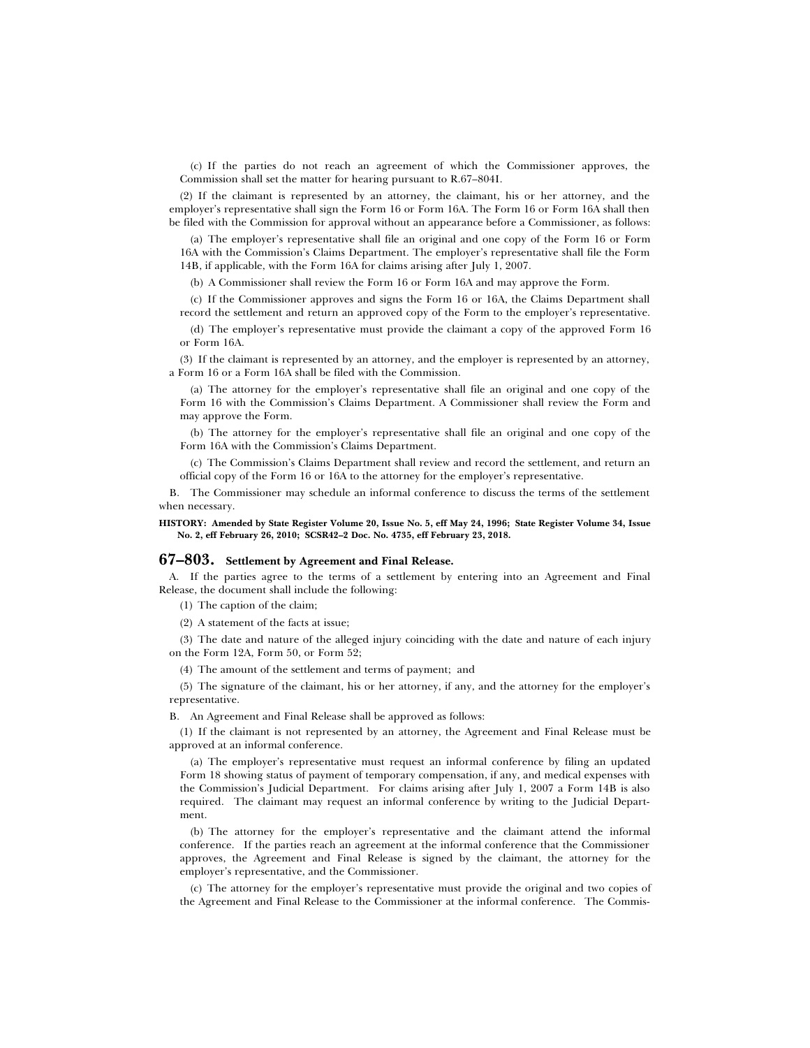(c) If the parties do not reach an agreement of which the Commissioner approves, the Commission shall set the matter for hearing pursuant to R.67–804I.

(2) If the claimant is represented by an attorney, the claimant, his or her attorney, and the employer's representative shall sign the Form 16 or Form 16A. The Form 16 or Form 16A shall then be filed with the Commission for approval without an appearance before a Commissioner, as follows:

(a) The employer's representative shall file an original and one copy of the Form 16 or Form 16A with the Commission's Claims Department. The employer's representative shall file the Form 14B, if applicable, with the Form 16A for claims arising after July 1, 2007.

(b) A Commissioner shall review the Form 16 or Form 16A and may approve the Form.

(c) If the Commissioner approves and signs the Form 16 or 16A, the Claims Department shall record the settlement and return an approved copy of the Form to the employer's representative.

(d) The employer's representative must provide the claimant a copy of the approved Form 16 or Form 16A.

(3) If the claimant is represented by an attorney, and the employer is represented by an attorney, a Form 16 or a Form 16A shall be filed with the Commission.

(a) The attorney for the employer's representative shall file an original and one copy of the Form 16 with the Commission's Claims Department. A Commissioner shall review the Form and may approve the Form.

(b) The attorney for the employer's representative shall file an original and one copy of the Form 16A with the Commission's Claims Department.

(c) The Commission's Claims Department shall review and record the settlement, and return an official copy of the Form 16 or 16A to the attorney for the employer's representative.

B. The Commissioner may schedule an informal conference to discuss the terms of the settlement when necessary.

**HISTORY: Amended by State Register Volume 20, Issue No. 5, eff May 24, 1996; State Register Volume 34, Issue No. 2, eff February 26, 2010; SCSR42–2 Doc. No. 4735, eff February 23, 2018.**

## 67–803. Settlement by Agreement and Final Release.

A. If the parties agree to the terms of a settlement by entering into an Agreement and Final Release, the document shall include the following:

(1) The caption of the claim;

(2) A statement of the facts at issue;

(3) The date and nature of the alleged injury coinciding with the date and nature of each injury on the Form 12A, Form 50, or Form 52;

(4) The amount of the settlement and terms of payment; and

(5) The signature of the claimant, his or her attorney, if any, and the attorney for the employer's representative.

B. An Agreement and Final Release shall be approved as follows:

(1) If the claimant is not represented by an attorney, the Agreement and Final Release must be approved at an informal conference.

(a) The employer's representative must request an informal conference by filing an updated Form 18 showing status of payment of temporary compensation, if any, and medical expenses with the Commission's Judicial Department. For claims arising after July 1, 2007 a Form 14B is also required. The claimant may request an informal conference by writing to the Judicial Department.

(b) The attorney for the employer's representative and the claimant attend the informal conference. If the parties reach an agreement at the informal conference that the Commissioner approves, the Agreement and Final Release is signed by the claimant, the attorney for the employer's representative, and the Commissioner.

(c) The attorney for the employer's representative must provide the original and two copies of the Agreement and Final Release to the Commissioner at the informal conference. The Commis-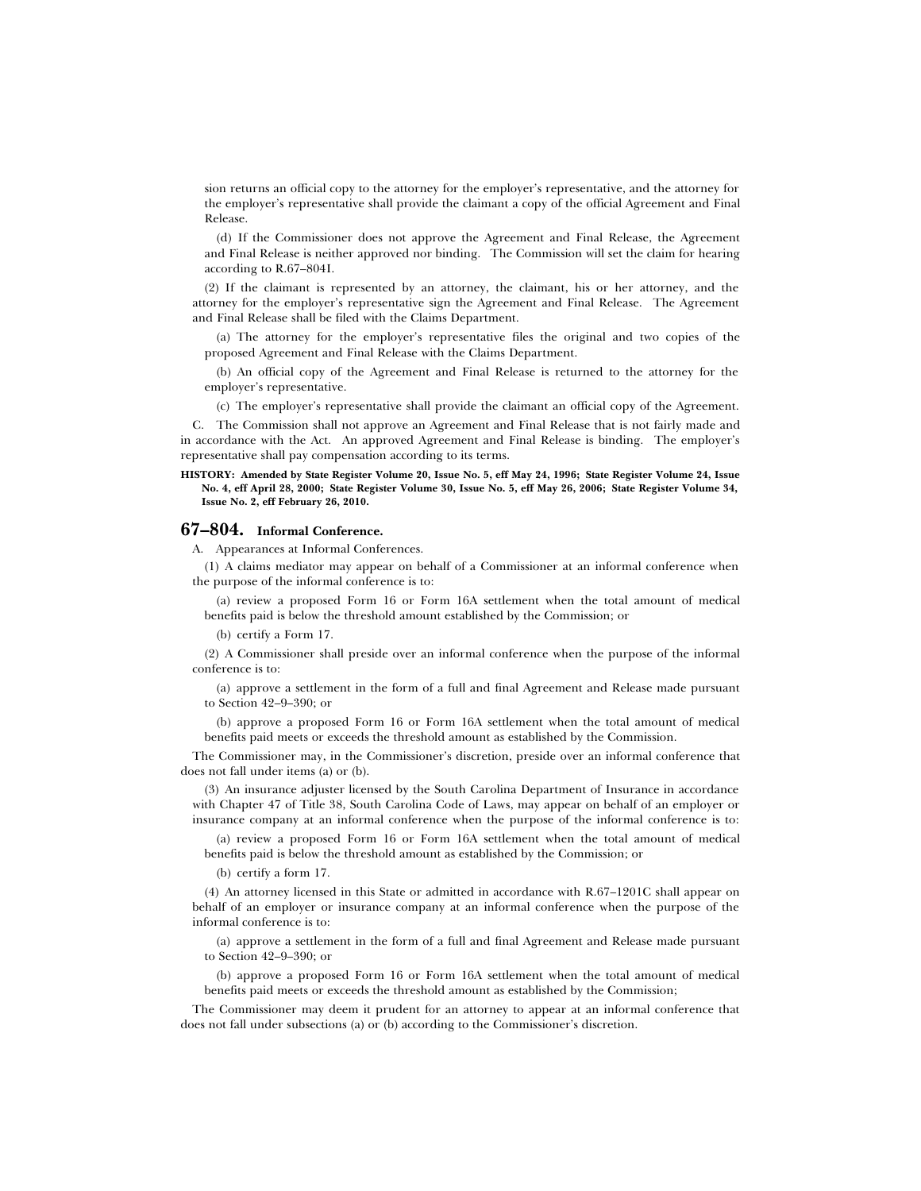sion returns an official copy to the attorney for the employer's representative, and the attorney for the employer's representative shall provide the claimant a copy of the official Agreement and Final Release.

(d) If the Commissioner does not approve the Agreement and Final Release, the Agreement and Final Release is neither approved nor binding. The Commission will set the claim for hearing according to R.67–804I.

(2) If the claimant is represented by an attorney, the claimant, his or her attorney, and the attorney for the employer's representative sign the Agreement and Final Release. The Agreement and Final Release shall be filed with the Claims Department.

(a) The attorney for the employer's representative files the original and two copies of the proposed Agreement and Final Release with the Claims Department.

(b) An official copy of the Agreement and Final Release is returned to the attorney for the employer's representative.

(c) The employer's representative shall provide the claimant an official copy of the Agreement.

C. The Commission shall not approve an Agreement and Final Release that is not fairly made and in accordance with the Act. An approved Agreement and Final Release is binding. The employer's representative shall pay compensation according to its terms.

**HISTORY: Amended by State Register Volume 20, Issue No. 5, eff May 24, 1996; State Register Volume 24, Issue No. 4, eff April 28, 2000; State Register Volume 30, Issue No. 5, eff May 26, 2006; State Register Volume 34, Issue No. 2, eff February 26, 2010.**

## 67–804. Informal Conference.

A. Appearances at Informal Conferences.

(1) A claims mediator may appear on behalf of a Commissioner at an informal conference when the purpose of the informal conference is to:

(a) review a proposed Form 16 or Form 16A settlement when the total amount of medical benefits paid is below the threshold amount established by the Commission; or

(b) certify a Form 17.

(2) A Commissioner shall preside over an informal conference when the purpose of the informal conference is to:

(a) approve a settlement in the form of a full and final Agreement and Release made pursuant to Section 42–9–390; or

(b) approve a proposed Form 16 or Form 16A settlement when the total amount of medical benefits paid meets or exceeds the threshold amount established by the Commission.

The Commissioner may, in the Commissioner's discretion, preside over an informal conference that does not fall under items (a) or (b).

(3) An insurance adjuster licensed by the South Carolina Department of Insurance in accordance with Chapter 47 of Title 38, South Carolina Code of Laws, may appear on behalf of an employer or insurance company at an informal conference when the purpose of the informal conference is to:

(a) review a proposed Form 16 or Form 16A settlement when the total amount of medical benefits paid is below the threshold amount as established by the Commission; or

(b) certify a form 17.

(4) An attorney licensed in this State or admitted in accordance with R.67–1201C shall appear on behalf of an employer or insurance company at an informal conference when the purpose of the informal conference is to:

(a) approve a settlement in the form of a full and final Agreement and Release made pursuant to Section 42–9–390; or

(b) approve a proposed Form 16 or Form 16A settlement when the total amount of medical benefits paid meets or exceeds the threshold amount as established by the Commission;

The Commissioner may deem it prudent for an attorney to appear at an informal conference that does not fall under subsections (a) or (b) according to the Commissioner's discretion.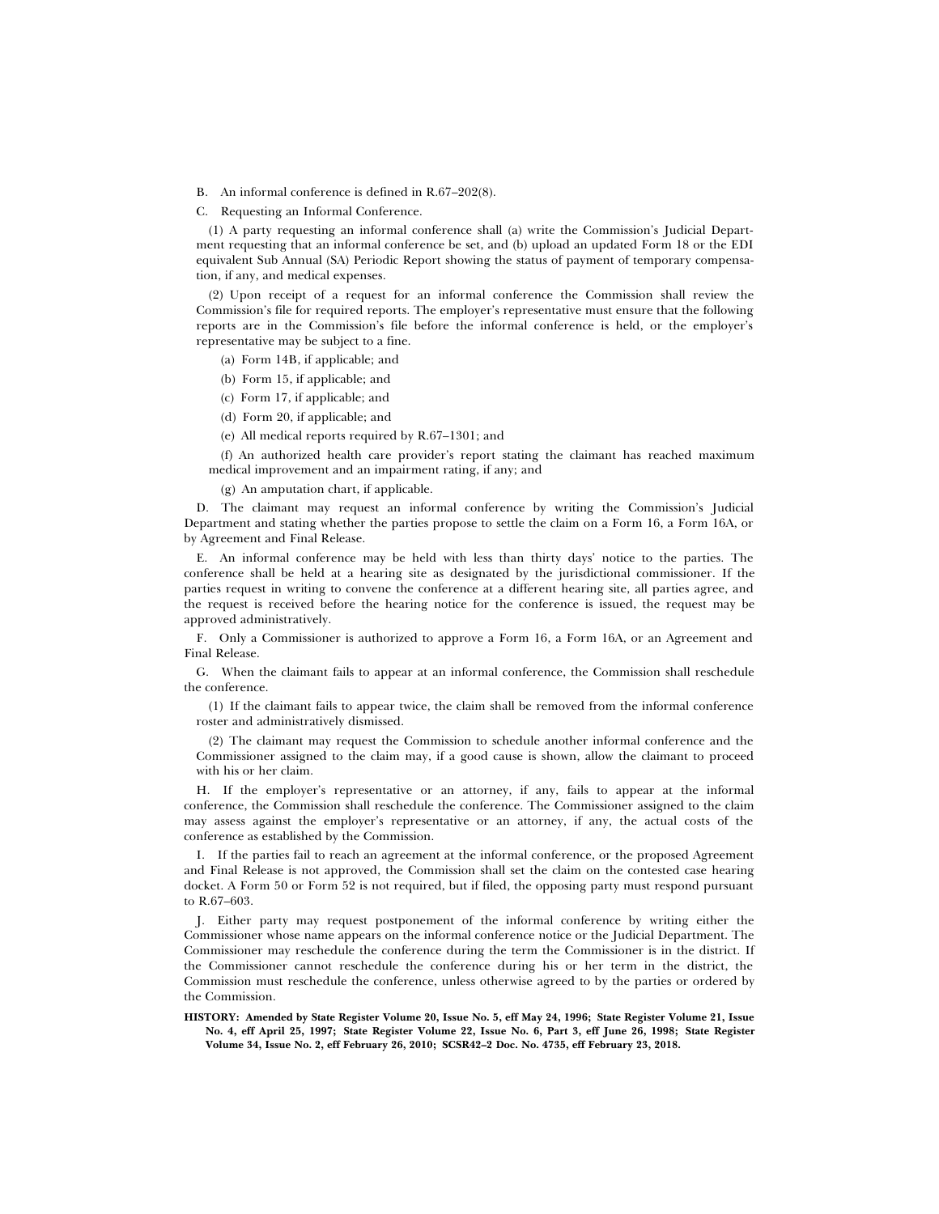B. An informal conference is defined in R.67–202(8).

C. Requesting an Informal Conference.

(1) A party requesting an informal conference shall (a) write the Commission's Judicial Department requesting that an informal conference be set, and (b) upload an updated Form 18 or the EDI equivalent Sub Annual (SA) Periodic Report showing the status of payment of temporary compensation, if any, and medical expenses.

(2) Upon receipt of a request for an informal conference the Commission shall review the Commission's file for required reports. The employer's representative must ensure that the following reports are in the Commission's file before the informal conference is held, or the employer's representative may be subject to a fine.

(a) Form 14B, if applicable; and

(b) Form 15, if applicable; and

(c) Form 17, if applicable; and

(d) Form 20, if applicable; and

(e) All medical reports required by R.67–1301; and

(f) An authorized health care provider's report stating the claimant has reached maximum medical improvement and an impairment rating, if any; and

(g) An amputation chart, if applicable.

D. The claimant may request an informal conference by writing the Commission's Judicial Department and stating whether the parties propose to settle the claim on a Form 16, a Form 16A, or by Agreement and Final Release.

E. An informal conference may be held with less than thirty days' notice to the parties. The conference shall be held at a hearing site as designated by the jurisdictional commissioner. If the parties request in writing to convene the conference at a different hearing site, all parties agree, and the request is received before the hearing notice for the conference is issued, the request may be approved administratively.

F. Only a Commissioner is authorized to approve a Form 16, a Form 16A, or an Agreement and Final Release.

G. When the claimant fails to appear at an informal conference, the Commission shall reschedule the conference.

(1) If the claimant fails to appear twice, the claim shall be removed from the informal conference roster and administratively dismissed.

(2) The claimant may request the Commission to schedule another informal conference and the Commissioner assigned to the claim may, if a good cause is shown, allow the claimant to proceed with his or her claim.

H. If the employer's representative or an attorney, if any, fails to appear at the informal conference, the Commission shall reschedule the conference. The Commissioner assigned to the claim may assess against the employer's representative or an attorney, if any, the actual costs of the conference as established by the Commission.

I. If the parties fail to reach an agreement at the informal conference, or the proposed Agreement and Final Release is not approved, the Commission shall set the claim on the contested case hearing docket. A Form 50 or Form 52 is not required, but if filed, the opposing party must respond pursuant to R.67–603.

J. Either party may request postponement of the informal conference by writing either the Commissioner whose name appears on the informal conference notice or the Judicial Department. The Commissioner may reschedule the conference during the term the Commissioner is in the district. If the Commissioner cannot reschedule the conference during his or her term in the district, the Commission must reschedule the conference, unless otherwise agreed to by the parties or ordered by the Commission.

**HISTORY: Amended by State Register Volume 20, Issue No. 5, eff May 24, 1996; State Register Volume 21, Issue No. 4, eff April 25, 1997; State Register Volume 22, Issue No. 6, Part 3, eff June 26, 1998; State Register Volume 34, Issue No. 2, eff February 26, 2010; SCSR42–2 Doc. No. 4735, eff February 23, 2018.**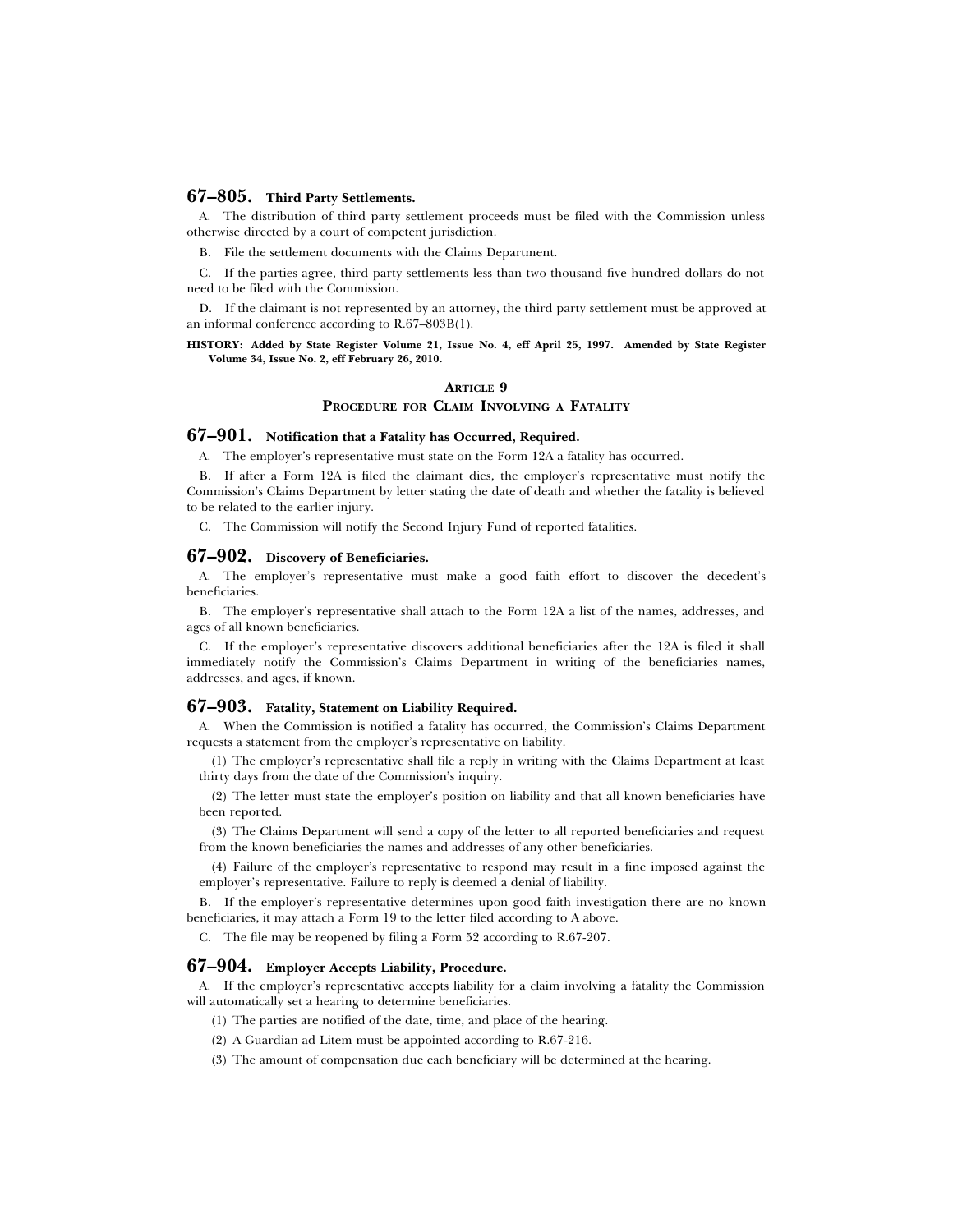## 67–805. Third Party Settlements.

A. The distribution of third party settlement proceeds must be filed with the Commission unless otherwise directed by a court of competent jurisdiction.

B. File the settlement documents with the Claims Department.

C. If the parties agree, third party settlements less than two thousand five hundred dollars do not need to be filed with the Commission.

D. If the claimant is not represented by an attorney, the third party settlement must be approved at an informal conference according to R.67–803B(1).

**HISTORY: Added by State Register Volume 21, Issue No. 4, eff April 25, 1997. Amended by State Register Volume 34, Issue No. 2, eff February 26, 2010.**

# ARTICLE 9
# PROCEDURE FOR CLAIM INVOLVING A FATALITY

## 67–901. Notification that a Fatality has Occurred, Required.

A. The employer's representative must state on the Form 12A a fatality has occurred.

B. If after a Form 12A is filed the claimant dies, the employer's representative must notify the Commission's Claims Department by letter stating the date of death and whether the fatality is believed to be related to the earlier injury.

C. The Commission will notify the Second Injury Fund of reported fatalities.

## 67–902. Discovery of Beneficiaries.

A. The employer's representative must make a good faith effort to discover the decedent's beneficiaries.

B. The employer's representative shall attach to the Form 12A a list of the names, addresses, and ages of all known beneficiaries.

C. If the employer's representative discovers additional beneficiaries after the 12A is filed it shall immediately notify the Commission's Claims Department in writing of the beneficiaries names, addresses, and ages, if known.

## 67–903. Fatality, Statement on Liability Required.

A. When the Commission is notified a fatality has occurred, the Commission's Claims Department requests a statement from the employer's representative on liability.

(1) The employer's representative shall file a reply in writing with the Claims Department at least thirty days from the date of the Commission's inquiry.

(2) The letter must state the employer's position on liability and that all known beneficiaries have been reported.

(3) The Claims Department will send a copy of the letter to all reported beneficiaries and request from the known beneficiaries the names and addresses of any other beneficiaries.

(4) Failure of the employer's representative to respond may result in a fine imposed against the employer's representative. Failure to reply is deemed a denial of liability.

B. If the employer's representative determines upon good faith investigation there are no known beneficiaries, it may attach a Form 19 to the letter filed according to A above.

C. The file may be reopened by filing a Form 52 according to R.67-207.

## 67–904. Employer Accepts Liability, Procedure.

A. If the employer's representative accepts liability for a claim involving a fatality the Commission will automatically set a hearing to determine beneficiaries.

(1) The parties are notified of the date, time, and place of the hearing.

(2) A Guardian ad Litem must be appointed according to R.67-216.

(3) The amount of compensation due each beneficiary will be determined at the hearing.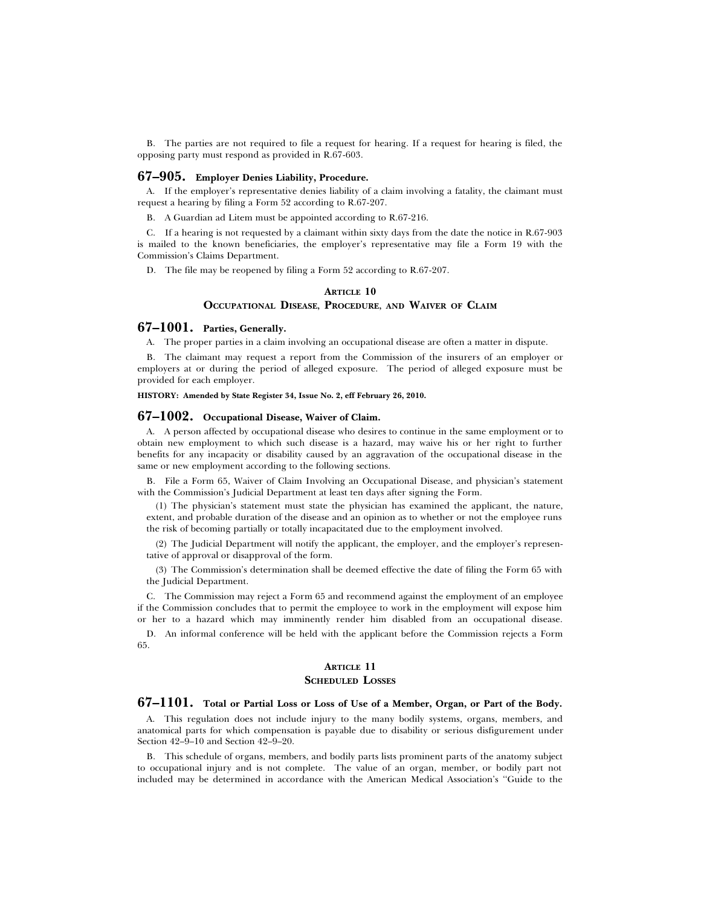B. The parties are not required to file a request for hearing. If a request for hearing is filed, the opposing party must respond as provided in R.67-603.

## 67–905. Employer Denies Liability, Procedure.

A. If the employer's representative denies liability of a claim involving a fatality, the claimant must request a hearing by filing a Form 52 according to R.67-207.

B. A Guardian ad Litem must be appointed according to R.67-216.

C. If a hearing is not requested by a claimant within sixty days from the date the notice in R.67-903 is mailed to the known beneficiaries, the employer's representative may file a Form 19 with the Commission's Claims Department.

D. The file may be reopened by filing a Form 52 according to R.67-207.

# ARTICLE 10

# OCCUPATIONAL DISEASE, PROCEDURE, AND WAIVER OF CLAIM

## 67–1001. Parties, Generally.

A. The proper parties in a claim involving an occupational disease are often a matter in dispute.

B. The claimant may request a report from the Commission of the insurers of an employer or employers at or during the period of alleged exposure. The period of alleged exposure must be provided for each employer.

**HISTORY: Amended by State Register 34, Issue No. 2, eff February 26, 2010.**

## 67–1002. Occupational Disease, Waiver of Claim.

A. A person affected by occupational disease who desires to continue in the same employment or to obtain new employment to which such disease is a hazard, may waive his or her right to further benefits for any incapacity or disability caused by an aggravation of the occupational disease in the same or new employment according to the following sections.

B. File a Form 65, Waiver of Claim Involving an Occupational Disease, and physician's statement with the Commission's Judicial Department at least ten days after signing the Form.

(1) The physician's statement must state the physician has examined the applicant, the nature, extent, and probable duration of the disease and an opinion as to whether or not the employee runs the risk of becoming partially or totally incapacitated due to the employment involved.

(2) The Judicial Department will notify the applicant, the employer, and the employer's representative of approval or disapproval of the form.

(3) The Commission's determination shall be deemed effective the date of filing the Form 65 with the Judicial Department.

C. The Commission may reject a Form 65 and recommend against the employment of an employee if the Commission concludes that to permit the employee to work in the employment will expose him or her to a hazard which may imminently render him disabled from an occupational disease.

D. An informal conference will be held with the applicant before the Commission rejects a Form 65.

# ARTICLE 11

# SCHEDULED LOSSES

## 67–1101. Total or Partial Loss or Loss of Use of a Member, Organ, or Part of the Body.

A. This regulation does not include injury to the many bodily systems, organs, members, and anatomical parts for which compensation is payable due to disability or serious disfigurement under Section 42–9–10 and Section 42–9–20.

B. This schedule of organs, members, and bodily parts lists prominent parts of the anatomy subject to occupational injury and is not complete. The value of an organ, member, or bodily part not included may be determined in accordance with the American Medical Association's "Guide to the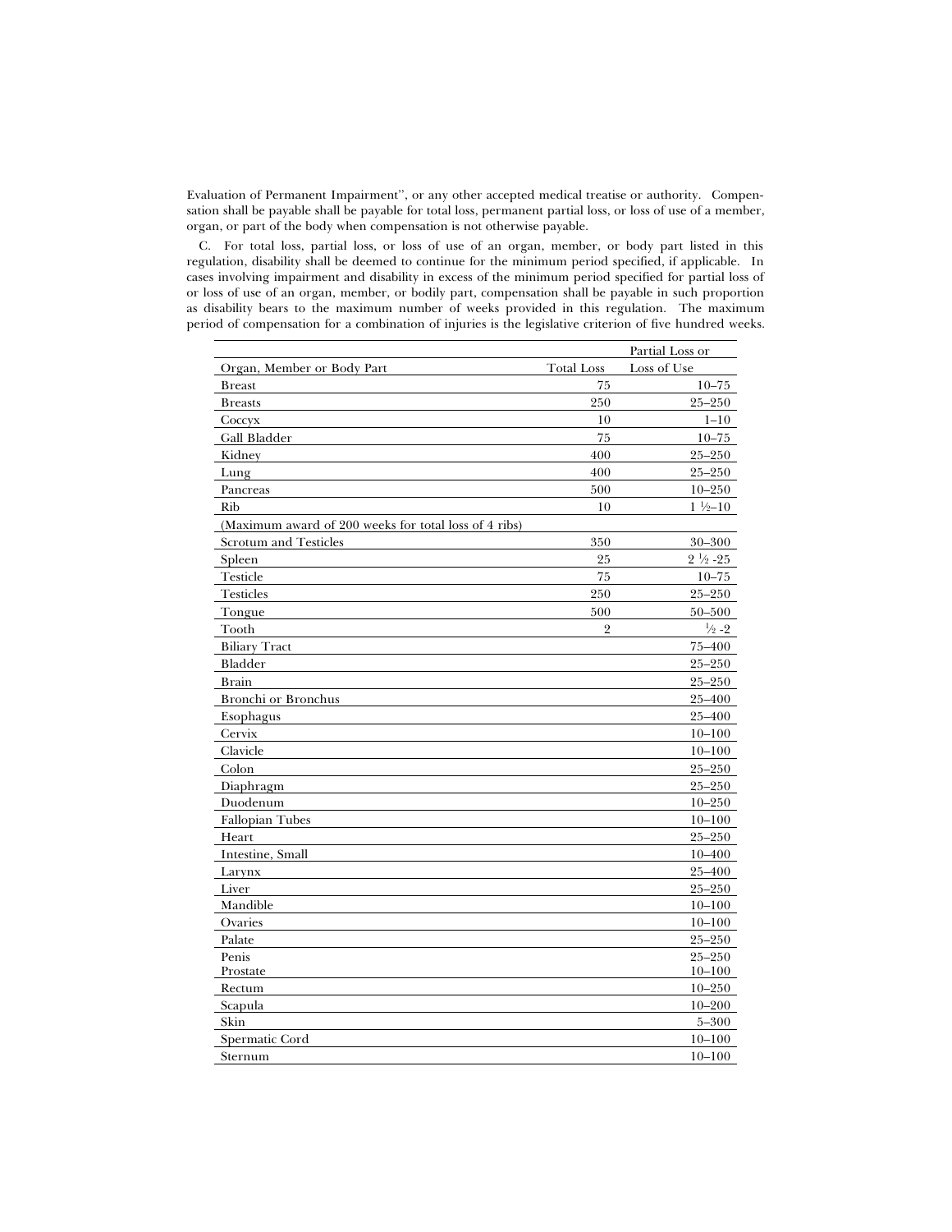Evaluation of Permanent Impairment'', or any other accepted medical treatise or authority. Compensation shall be payable shall be payable for total loss, permanent partial loss, or loss of use of a member, organ, or part of the body when compensation is not otherwise payable.

C. For total loss, partial loss, or loss of use of an organ, member, or body part listed in this regulation, disability shall be deemed to continue for the minimum period specified, if applicable. In cases involving impairment and disability in excess of the minimum period specified for partial loss of or loss of use of an organ, member, or bodily part, compensation shall be payable in such proportion as disability bears to the maximum number of weeks provided in this regulation. The maximum period of compensation for a combination of injuries is the legislative criterion of five hundred weeks.

| Organ, Member or Body Part | Total Loss | Partial Loss or Loss of Use |
|---|---|---|
| Breast | 75 | 10–75 |
| Breasts | 250 | 25–250 |
| Coccyx | 10 | 1–10 |
| Gall Bladder | 75 | 10–75 |
| Kidney | 400 | 25–250 |
| Lung | 400 | 25–250 |
| Pancreas | 500 | 10–250 |
| Rib | 10 | 1 ½–10 |
| (Maximum award of 200 weeks for total loss of 4 ribs) | | |
| Scrotum and Testicles | 350 | 30–300 |
| Spleen | 25 | 2 ½ -25 |
| Testicle | 75 | 10–75 |
| Testicles | 250 | 25–250 |
| Tongue | 500 | 50–500 |
| Tooth | 2 | ½ -2 |
| Biliary Tract | | 75–400 |
| Bladder | | 25–250 |
| Brain | | 25–250 |
| Bronchi or Bronchus | | 25–400 |
| Esophagus | | 25–400 |
| Cervix | | 10–100 |
| Clavicle | | 10–100 |
| Colon | | 25–250 |
| Diaphragm | | 25–250 |
| Duodenum | | 10–250 |
| Fallopian Tubes | | 10–100 |
| Heart | | 25–250 |
| Intestine, Small | | 10–400 |
| Larynx | | 25–400 |
| Liver | | 25–250 |
| Mandible | | 10–100 |
| Ovaries | | 10–100 |
| Palate | | 25–250 |
| Penis | | 25–250 |
| Prostate | | 10–100 |
| Rectum | | 10–250 |
| Scapula | | 10–200 |
| Skin | | 5–300 |
| Spermatic Cord | | 10–100 |
| Sternum | | 10–100 |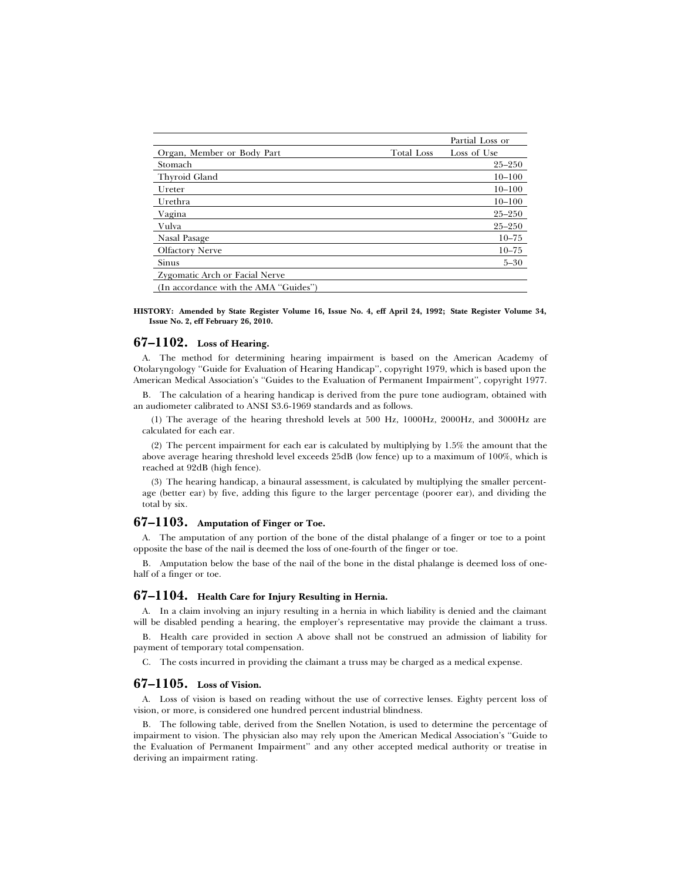| Organ, Member or Body Part | Total Loss | Partial Loss or Loss of Use |
|---|---|---|
| Stomach | | 25–250 |
| Thyroid Gland | | 10–100 |
| Ureter | | 10–100 |
| Urethra | | 10–100 |
| Vagina | | 25–250 |
| Vulva | | 25–250 |
| Nasal Pasage | | 10–75 |
| Olfactory Nerve | | 10–75 |
| Sinus | | 5–30 |
| Zygomatic Arch or Facial Nerve | | |
| (In accordance with the AMA ''Guides'') | | |

**HISTORY: Amended by State Register Volume 16, Issue No. 4, eff April 24, 1992; State Register Volume 34, Issue No. 2, eff February 26, 2010.**

## 67–1102. Loss of Hearing.

A. The method for determining hearing impairment is based on the American Academy of Otolaryngology ''Guide for Evaluation of Hearing Handicap'', copyright 1979, which is based upon the American Medical Association's ''Guides to the Evaluation of Permanent Impairment'', copyright 1977.

B. The calculation of a hearing handicap is derived from the pure tone audiogram, obtained with an audiometer calibrated to ANSI S3.6-1969 standards and as follows.

(1) The average of the hearing threshold levels at 500 Hz, 1000Hz, 2000Hz, and 3000Hz are calculated for each ear.

(2) The percent impairment for each ear is calculated by multiplying by 1.5% the amount that the above average hearing threshold level exceeds 25dB (low fence) up to a maximum of 100%, which is reached at 92dB (high fence).

(3) The hearing handicap, a binaural assessment, is calculated by multiplying the smaller percentage (better ear) by five, adding this figure to the larger percentage (poorer ear), and dividing the total by six.

## 67–1103. Amputation of Finger or Toe.

A. The amputation of any portion of the bone of the distal phalange of a finger or toe to a point opposite the base of the nail is deemed the loss of one-fourth of the finger or toe.

B. Amputation below the base of the nail of the bone in the distal phalange is deemed loss of one-half of a finger or toe.

## 67–1104. Health Care for Injury Resulting in Hernia.

A. In a claim involving an injury resulting in a hernia in which liability is denied and the claimant will be disabled pending a hearing, the employer's representative may provide the claimant a truss.

B. Health care provided in section A above shall not be construed an admission of liability for payment of temporary total compensation.

C. The costs incurred in providing the claimant a truss may be charged as a medical expense.

## 67–1105. Loss of Vision.

A. Loss of vision is based on reading without the use of corrective lenses. Eighty percent loss of vision, or more, is considered one hundred percent industrial blindness.

B. The following table, derived from the Snellen Notation, is used to determine the percentage of impairment to vision. The physician also may rely upon the American Medical Association's ''Guide to the Evaluation of Permanent Impairment'' and any other accepted medical authority or treatise in deriving an impairment rating.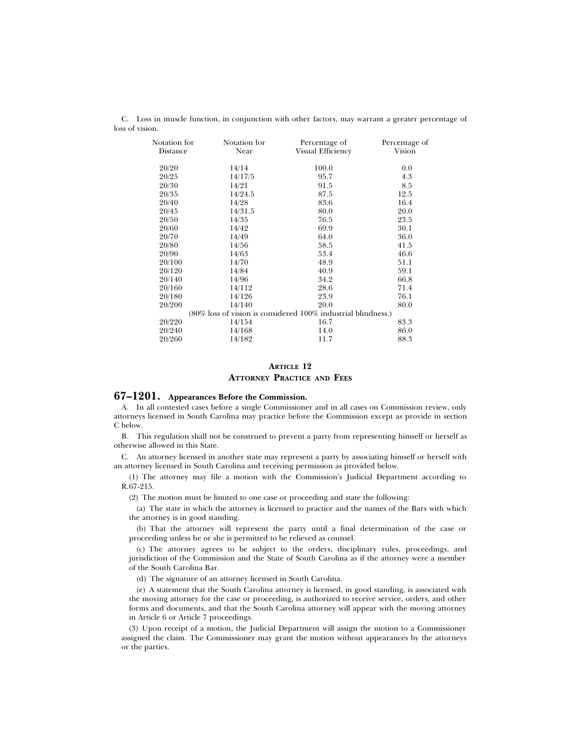C. Loss in muscle function, in conjunction with other factors, may warrant a greater percentage of loss of vision.

| Notation for Distance | Notation for Near | Percentage of Visual Efficiency | Percentage of Vision |
|---|---|---|---|
| 20/20 | 14/14 | 100.0 | 0.0 |
| 20/25 | 14/17/5 | 95.7 | 4.3 |
| 20/30 | 14/21 | 91.5 | 8.5 |
| 20/35 | 14/24.5 | 87.5 | 12.5 |
| 20/40 | 14/28 | 83.6 | 16.4 |
| 20/45 | 14/31.5 | 80.0 | 20.0 |
| 20/50 | 14/35 | 76.5 | 23.5 |
| 20/60 | 14/42 | 69.9 | 30.1 |
| 20/70 | 14/49 | 64.0 | 36.0 |
| 20/80 | 14/56 | 58.5 | 41.5 |
| 20/90 | 14/63 | 53.4 | 46.6 |
| 20/100 | 14/70 | 48.9 | 51.1 |
| 20/120 | 14/84 | 40.9 | 59.1 |
| 20/140 | 14/96 | 34.2 | 66.8 |
| 20/160 | 14/112 | 28.6 | 71.4 |
| 20/180 | 14/126 | 23.9 | 76.1 |
| 20/200 | 14/140 | 20.0 | 80.0 |
| (80% loss of vision is considered 100% industrial blindness.) | | | |
| 20/220 | 14/154 | 16.7 | 83.3 |
| 20/240 | 14/168 | 14.0 | 86.0 |
| 20/260 | 14/182 | 11.7 | 88.3 |

## ARTICLE 12
## ATTORNEY PRACTICE AND FEES

### 67–1201. Appearances Before the Commission.

A. In all contested cases before a single Commissioner and in all cases on Commission review, only attorneys licensed in South Carolina may practice before the Commission except as provide in section C below.

B. This regulation shall not be construed to prevent a party from representing himself or herself as otherwise allowed in this State.

C. An attorney licensed in another state may represent a party by associating himself or herself with an attorney licensed in South Carolina and receiving permission as provided below.

(1) The attorney may file a motion with the Commission's Judicial Department according to R.67-215.

(2) The motion must be limited to one case or proceeding and state the following:

(a) The state in which the attorney is licensed to practice and the names of the Bars with which the attorney is in good standing.

(b) That the attorney will represent the party until a final determination of the case or proceeding unless he or she is permitted to be relieved as counsel.

(c) The attorney agrees to be subject to the orders, disciplinary rules, proceedings, and jurisdiction of the Commission and the State of South Carolina as if the attorney were a member of the South Carolina Bar.

(d) The signature of an attorney licensed in South Carolina.

(e) A statement that the South Carolina attorney is licensed, in good standing, is associated with the moving attorney for the case or proceeding, is authorized to receive service, orders, and other forms and documents, and that the South Carolina attorney will appear with the moving attorney in Article 6 or Article 7 proceedings.

(3) Upon receipt of a motion, the Judicial Department will assign the motion to a Commissioner assigned the claim. The Commissioner may grant the motion without appearances by the attorneys or the parties.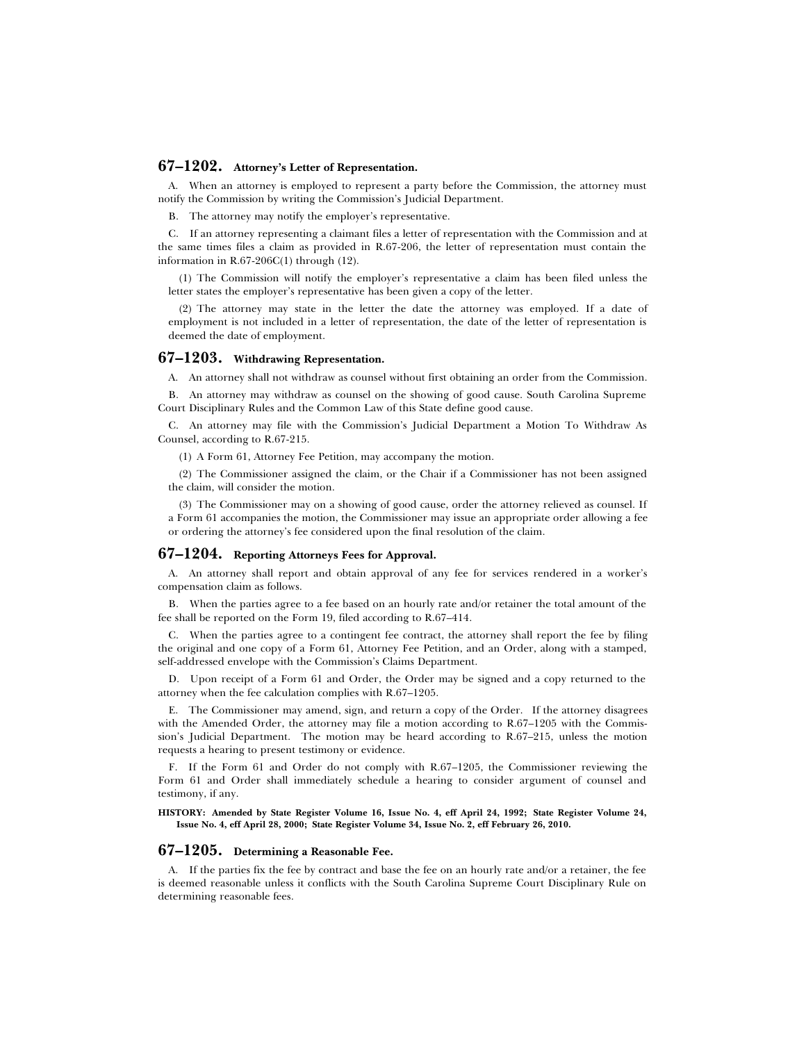## 67–1202. Attorney's Letter of Representation.

A. When an attorney is employed to represent a party before the Commission, the attorney must notify the Commission by writing the Commission's Judicial Department.

B. The attorney may notify the employer's representative.

C. If an attorney representing a claimant files a letter of representation with the Commission and at the same times files a claim as provided in R.67-206, the letter of representation must contain the information in R.67-206C(1) through (12).

(1) The Commission will notify the employer's representative a claim has been filed unless the letter states the employer's representative has been given a copy of the letter.

(2) The attorney may state in the letter the date the attorney was employed. If a date of employment is not included in a letter of representation, the date of the letter of representation is deemed the date of employment.

## 67–1203. Withdrawing Representation.

A. An attorney shall not withdraw as counsel without first obtaining an order from the Commission.

B. An attorney may withdraw as counsel on the showing of good cause. South Carolina Supreme Court Disciplinary Rules and the Common Law of this State define good cause.

C. An attorney may file with the Commission's Judicial Department a Motion To Withdraw As Counsel, according to R.67-215.

(1) A Form 61, Attorney Fee Petition, may accompany the motion.

(2) The Commissioner assigned the claim, or the Chair if a Commissioner has not been assigned the claim, will consider the motion.

(3) The Commissioner may on a showing of good cause, order the attorney relieved as counsel. If a Form 61 accompanies the motion, the Commissioner may issue an appropriate order allowing a fee or ordering the attorney's fee considered upon the final resolution of the claim.

## 67–1204. Reporting Attorneys Fees for Approval.

A. An attorney shall report and obtain approval of any fee for services rendered in a worker's compensation claim as follows.

B. When the parties agree to a fee based on an hourly rate and/or retainer the total amount of the fee shall be reported on the Form 19, filed according to R.67–414.

C. When the parties agree to a contingent fee contract, the attorney shall report the fee by filing the original and one copy of a Form 61, Attorney Fee Petition, and an Order, along with a stamped, self-addressed envelope with the Commission's Claims Department.

D. Upon receipt of a Form 61 and Order, the Order may be signed and a copy returned to the attorney when the fee calculation complies with R.67–1205.

E. The Commissioner may amend, sign, and return a copy of the Order. If the attorney disagrees with the Amended Order, the attorney may file a motion according to R.67–1205 with the Commission's Judicial Department. The motion may be heard according to R.67–215, unless the motion requests a hearing to present testimony or evidence.

F. If the Form 61 and Order do not comply with R.67–1205, the Commissioner reviewing the Form 61 and Order shall immediately schedule a hearing to consider argument of counsel and testimony, if any.

**HISTORY: Amended by State Register Volume 16, Issue No. 4, eff April 24, 1992; State Register Volume 24, Issue No. 4, eff April 28, 2000; State Register Volume 34, Issue No. 2, eff February 26, 2010.**

## 67–1205. Determining a Reasonable Fee.

A. If the parties fix the fee by contract and base the fee on an hourly rate and/or a retainer, the fee is deemed reasonable unless it conflicts with the South Carolina Supreme Court Disciplinary Rule on determining reasonable fees.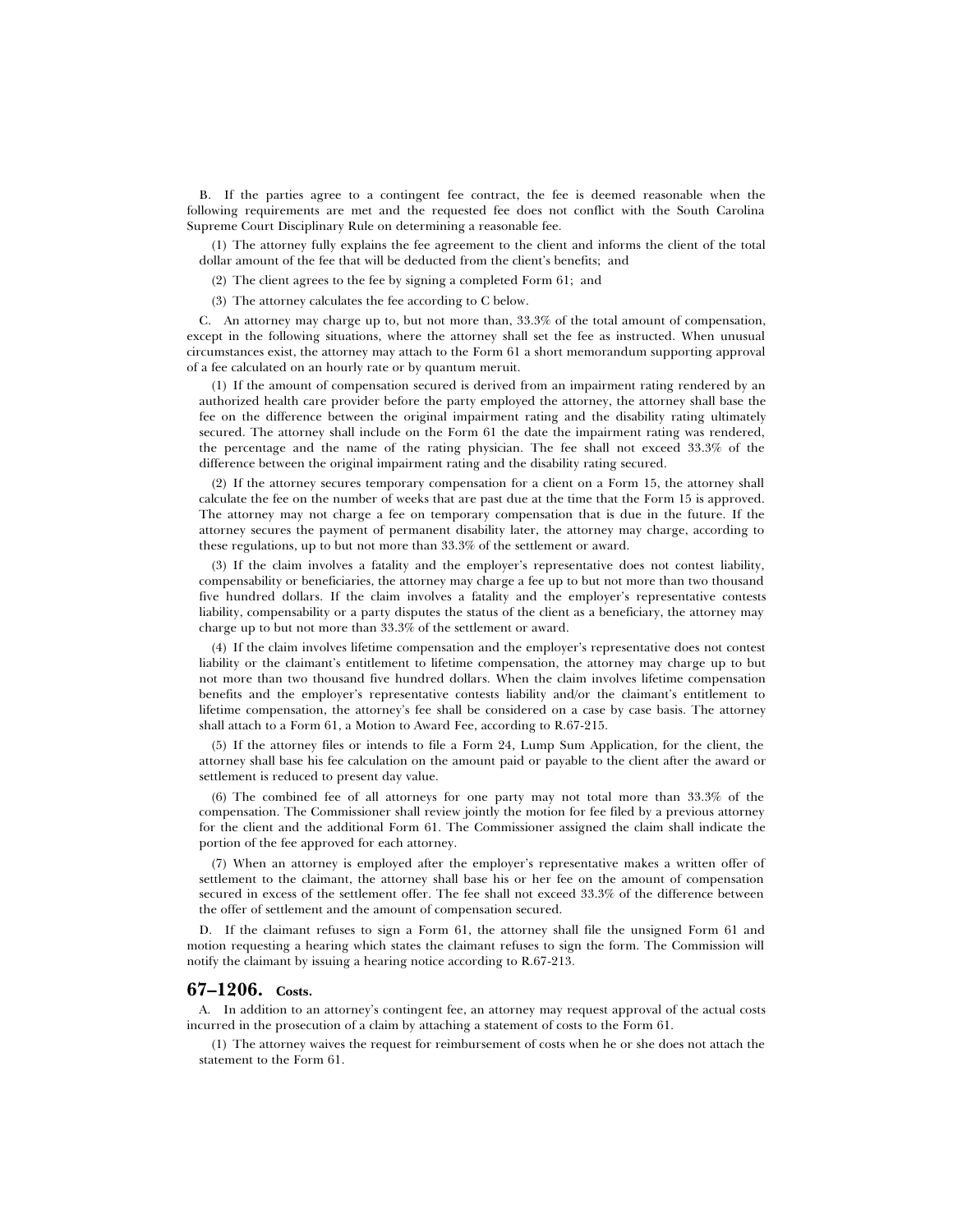B. If the parties agree to a contingent fee contract, the fee is deemed reasonable when the following requirements are met and the requested fee does not conflict with the South Carolina Supreme Court Disciplinary Rule on determining a reasonable fee.

(1) The attorney fully explains the fee agreement to the client and informs the client of the total dollar amount of the fee that will be deducted from the client's benefits; and

(2) The client agrees to the fee by signing a completed Form 61; and

(3) The attorney calculates the fee according to C below.

C. An attorney may charge up to, but not more than, 33.3% of the total amount of compensation, except in the following situations, where the attorney shall set the fee as instructed. When unusual circumstances exist, the attorney may attach to the Form 61 a short memorandum supporting approval of a fee calculated on an hourly rate or by quantum meruit.

(1) If the amount of compensation secured is derived from an impairment rating rendered by an authorized health care provider before the party employed the attorney, the attorney shall base the fee on the difference between the original impairment rating and the disability rating ultimately secured. The attorney shall include on the Form 61 the date the impairment rating was rendered, the percentage and the name of the rating physician. The fee shall not exceed 33.3% of the difference between the original impairment rating and the disability rating secured.

(2) If the attorney secures temporary compensation for a client on a Form 15, the attorney shall calculate the fee on the number of weeks that are past due at the time that the Form 15 is approved. The attorney may not charge a fee on temporary compensation that is due in the future. If the attorney secures the payment of permanent disability later, the attorney may charge, according to these regulations, up to but not more than 33.3% of the settlement or award.

(3) If the claim involves a fatality and the employer's representative does not contest liability, compensability or beneficiaries, the attorney may charge a fee up to but not more than two thousand five hundred dollars. If the claim involves a fatality and the employer's representative contests liability, compensability or a party disputes the status of the client as a beneficiary, the attorney may charge up to but not more than 33.3% of the settlement or award.

(4) If the claim involves lifetime compensation and the employer's representative does not contest liability or the claimant's entitlement to lifetime compensation, the attorney may charge up to but not more than two thousand five hundred dollars. When the claim involves lifetime compensation benefits and the employer's representative contests liability and/or the claimant's entitlement to lifetime compensation, the attorney's fee shall be considered on a case by case basis. The attorney shall attach to a Form 61, a Motion to Award Fee, according to R.67-215.

(5) If the attorney files or intends to file a Form 24, Lump Sum Application, for the client, the attorney shall base his fee calculation on the amount paid or payable to the client after the award or settlement is reduced to present day value.

(6) The combined fee of all attorneys for one party may not total more than 33.3% of the compensation. The Commissioner shall review jointly the motion for fee filed by a previous attorney for the client and the additional Form 61. The Commissioner assigned the claim shall indicate the portion of the fee approved for each attorney.

(7) When an attorney is employed after the employer's representative makes a written offer of settlement to the claimant, the attorney shall base his or her fee on the amount of compensation secured in excess of the settlement offer. The fee shall not exceed 33.3% of the difference between the offer of settlement and the amount of compensation secured.

D. If the claimant refuses to sign a Form 61, the attorney shall file the unsigned Form 61 and motion requesting a hearing which states the claimant refuses to sign the form. The Commission will notify the claimant by issuing a hearing notice according to R.67-213.

## 67–1206. Costs.

A. In addition to an attorney's contingent fee, an attorney may request approval of the actual costs incurred in the prosecution of a claim by attaching a statement of costs to the Form 61.

(1) The attorney waives the request for reimbursement of costs when he or she does not attach the statement to the Form 61.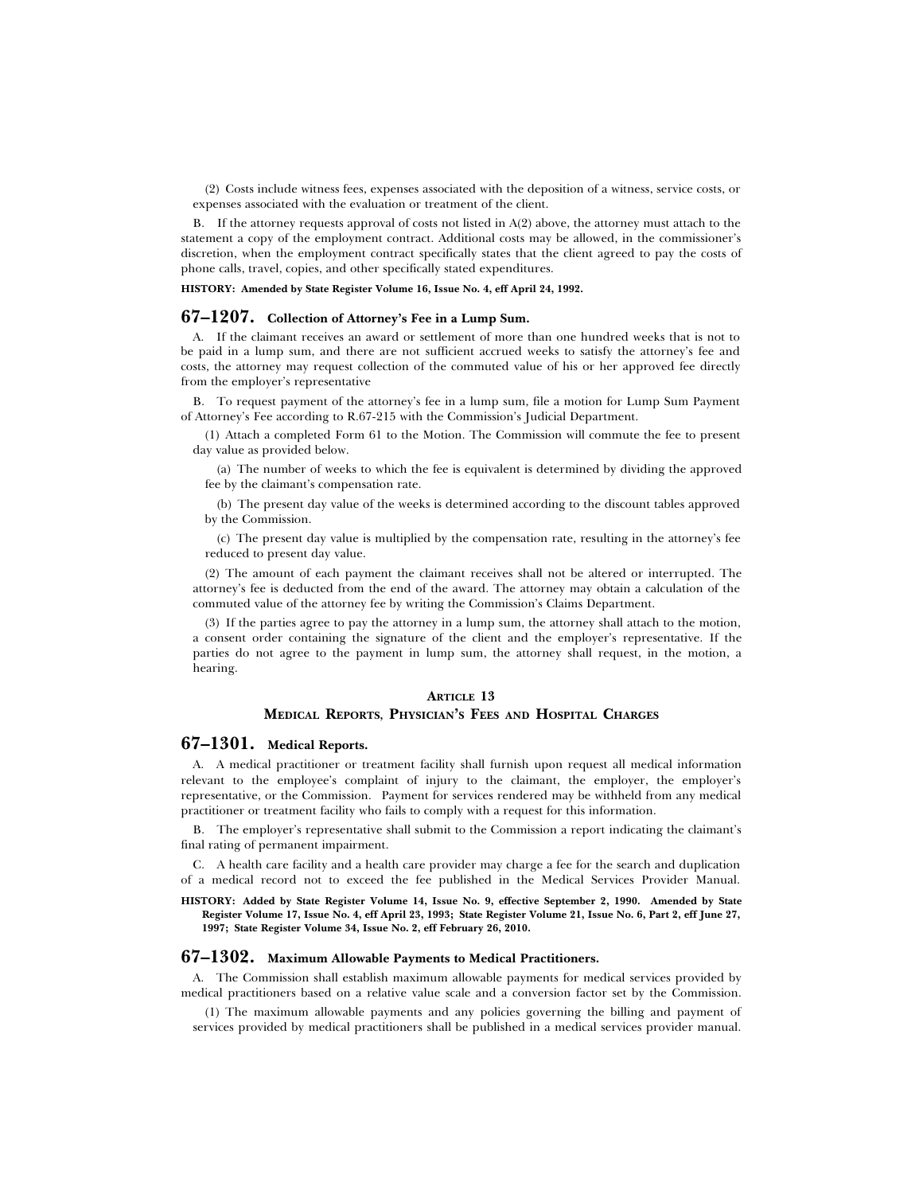(2) Costs include witness fees, expenses associated with the deposition of a witness, service costs, or expenses associated with the evaluation or treatment of the client.

B. If the attorney requests approval of costs not listed in A(2) above, the attorney must attach to the statement a copy of the employment contract. Additional costs may be allowed, in the commissioner's discretion, when the employment contract specifically states that the client agreed to pay the costs of phone calls, travel, copies, and other specifically stated expenditures.

**HISTORY: Amended by State Register Volume 16, Issue No. 4, eff April 24, 1992.**

## 67–1207. Collection of Attorney's Fee in a Lump Sum.

A. If the claimant receives an award or settlement of more than one hundred weeks that is not to be paid in a lump sum, and there are not sufficient accrued weeks to satisfy the attorney's fee and costs, the attorney may request collection of the commuted value of his or her approved fee directly from the employer's representative

B. To request payment of the attorney's fee in a lump sum, file a motion for Lump Sum Payment of Attorney's Fee according to R.67-215 with the Commission's Judicial Department.

(1) Attach a completed Form 61 to the Motion. The Commission will commute the fee to present day value as provided below.

(a) The number of weeks to which the fee is equivalent is determined by dividing the approved fee by the claimant's compensation rate.

(b) The present day value of the weeks is determined according to the discount tables approved by the Commission.

(c) The present day value is multiplied by the compensation rate, resulting in the attorney's fee reduced to present day value.

(2) The amount of each payment the claimant receives shall not be altered or interrupted. The attorney's fee is deducted from the end of the award. The attorney may obtain a calculation of the commuted value of the attorney fee by writing the Commission's Claims Department.

(3) If the parties agree to pay the attorney in a lump sum, the attorney shall attach to the motion, a consent order containing the signature of the client and the employer's representative. If the parties do not agree to the payment in lump sum, the attorney shall request, in the motion, a hearing.

# ARTICLE 13

# MEDICAL REPORTS, PHYSICIAN'S FEES AND HOSPITAL CHARGES

## 67–1301. Medical Reports.

A. A medical practitioner or treatment facility shall furnish upon request all medical information relevant to the employee's complaint of injury to the claimant, the employer, the employer's representative, or the Commission. Payment for services rendered may be withheld from any medical practitioner or treatment facility who fails to comply with a request for this information.

B. The employer's representative shall submit to the Commission a report indicating the claimant's final rating of permanent impairment.

C. A health care facility and a health care provider may charge a fee for the search and duplication of a medical record not to exceed the fee published in the Medical Services Provider Manual.

**HISTORY: Added by State Register Volume 14, Issue No. 9, effective September 2, 1990. Amended by State Register Volume 17, Issue No. 4, eff April 23, 1993; State Register Volume 21, Issue No. 6, Part 2, eff June 27, 1997; State Register Volume 34, Issue No. 2, eff February 26, 2010.**

## 67–1302. Maximum Allowable Payments to Medical Practitioners.

A. The Commission shall establish maximum allowable payments for medical services provided by medical practitioners based on a relative value scale and a conversion factor set by the Commission.

(1) The maximum allowable payments and any policies governing the billing and payment of services provided by medical practitioners shall be published in a medical services provider manual.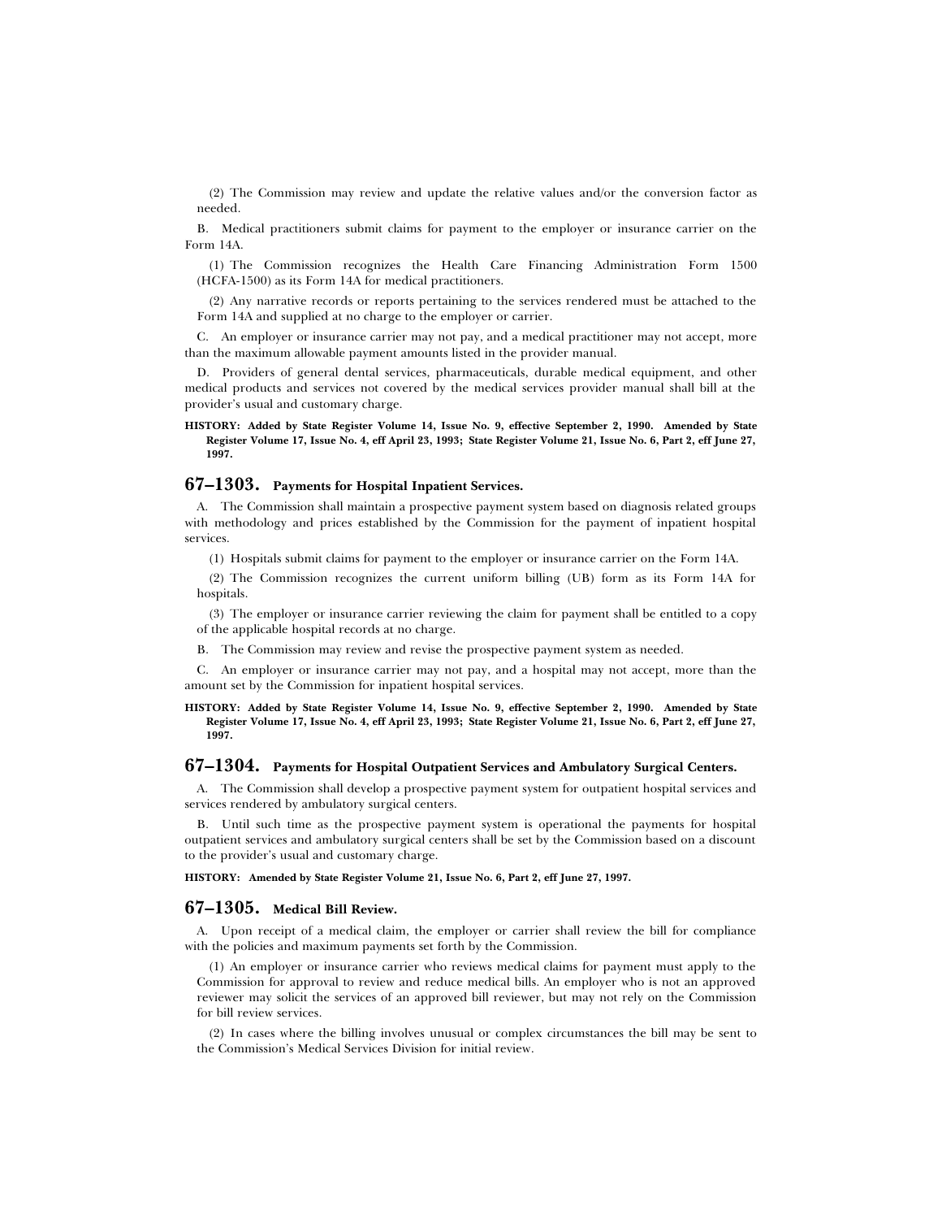(2) The Commission may review and update the relative values and/or the conversion factor as needed.

B. Medical practitioners submit claims for payment to the employer or insurance carrier on the Form 14A.

(1) The Commission recognizes the Health Care Financing Administration Form 1500 (HCFA-1500) as its Form 14A for medical practitioners.

(2) Any narrative records or reports pertaining to the services rendered must be attached to the Form 14A and supplied at no charge to the employer or carrier.

C. An employer or insurance carrier may not pay, and a medical practitioner may not accept, more than the maximum allowable payment amounts listed in the provider manual.

D. Providers of general dental services, pharmaceuticals, durable medical equipment, and other medical products and services not covered by the medical services provider manual shall bill at the provider's usual and customary charge.

**HISTORY: Added by State Register Volume 14, Issue No. 9, effective September 2, 1990. Amended by State Register Volume 17, Issue No. 4, eff April 23, 1993; State Register Volume 21, Issue No. 6, Part 2, eff June 27, 1997.**

## 67–1303. Payments for Hospital Inpatient Services.

A. The Commission shall maintain a prospective payment system based on diagnosis related groups with methodology and prices established by the Commission for the payment of inpatient hospital services.

(1) Hospitals submit claims for payment to the employer or insurance carrier on the Form 14A.

(2) The Commission recognizes the current uniform billing (UB) form as its Form 14A for hospitals.

(3) The employer or insurance carrier reviewing the claim for payment shall be entitled to a copy of the applicable hospital records at no charge.

B. The Commission may review and revise the prospective payment system as needed.

C. An employer or insurance carrier may not pay, and a hospital may not accept, more than the amount set by the Commission for inpatient hospital services.

**HISTORY: Added by State Register Volume 14, Issue No. 9, effective September 2, 1990. Amended by State Register Volume 17, Issue No. 4, eff April 23, 1993; State Register Volume 21, Issue No. 6, Part 2, eff June 27, 1997.**

## 67–1304. Payments for Hospital Outpatient Services and Ambulatory Surgical Centers.

A. The Commission shall develop a prospective payment system for outpatient hospital services and services rendered by ambulatory surgical centers.

B. Until such time as the prospective payment system is operational the payments for hospital outpatient services and ambulatory surgical centers shall be set by the Commission based on a discount to the provider's usual and customary charge.

**HISTORY: Amended by State Register Volume 21, Issue No. 6, Part 2, eff June 27, 1997.**

## 67–1305. Medical Bill Review.

A. Upon receipt of a medical claim, the employer or carrier shall review the bill for compliance with the policies and maximum payments set forth by the Commission.

(1) An employer or insurance carrier who reviews medical claims for payment must apply to the Commission for approval to review and reduce medical bills. An employer who is not an approved reviewer may solicit the services of an approved bill reviewer, but may not rely on the Commission for bill review services.

(2) In cases where the billing involves unusual or complex circumstances the bill may be sent to the Commission's Medical Services Division for initial review.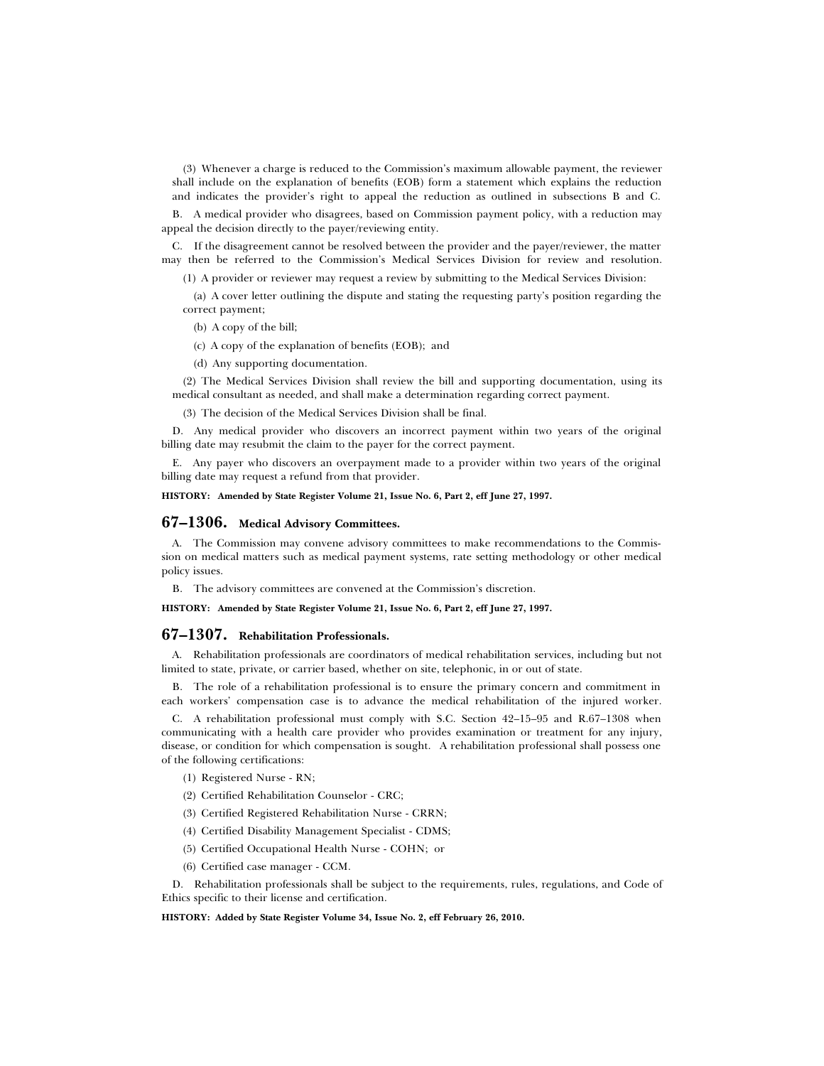(3) Whenever a charge is reduced to the Commission's maximum allowable payment, the reviewer shall include on the explanation of benefits (EOB) form a statement which explains the reduction and indicates the provider's right to appeal the reduction as outlined in subsections B and C.

B. A medical provider who disagrees, based on Commission payment policy, with a reduction may appeal the decision directly to the payer/reviewing entity.

C. If the disagreement cannot be resolved between the provider and the payer/reviewer, the matter may then be referred to the Commission's Medical Services Division for review and resolution.

(1) A provider or reviewer may request a review by submitting to the Medical Services Division:

(a) A cover letter outlining the dispute and stating the requesting party's position regarding the correct payment;

(b) A copy of the bill;

(c) A copy of the explanation of benefits (EOB); and

(d) Any supporting documentation.

(2) The Medical Services Division shall review the bill and supporting documentation, using its medical consultant as needed, and shall make a determination regarding correct payment.

(3) The decision of the Medical Services Division shall be final.

D. Any medical provider who discovers an incorrect payment within two years of the original billing date may resubmit the claim to the payer for the correct payment.

E. Any payer who discovers an overpayment made to a provider within two years of the original billing date may request a refund from that provider.

**HISTORY: Amended by State Register Volume 21, Issue No. 6, Part 2, eff June 27, 1997.**

## 67–1306. Medical Advisory Committees.

A. The Commission may convene advisory committees to make recommendations to the Commission on medical matters such as medical payment systems, rate setting methodology or other medical policy issues.

B. The advisory committees are convened at the Commission's discretion.

**HISTORY: Amended by State Register Volume 21, Issue No. 6, Part 2, eff June 27, 1997.**

## 67–1307. Rehabilitation Professionals.

A. Rehabilitation professionals are coordinators of medical rehabilitation services, including but not limited to state, private, or carrier based, whether on site, telephonic, in or out of state.

B. The role of a rehabilitation professional is to ensure the primary concern and commitment in each workers' compensation case is to advance the medical rehabilitation of the injured worker.

C. A rehabilitation professional must comply with S.C. Section 42–15–95 and R.67–1308 when communicating with a health care provider who provides examination or treatment for any injury, disease, or condition for which compensation is sought. A rehabilitation professional shall possess one of the following certifications:

(1) Registered Nurse - RN;

(2) Certified Rehabilitation Counselor - CRC;

(3) Certified Registered Rehabilitation Nurse - CRRN;

(4) Certified Disability Management Specialist - CDMS;

(5) Certified Occupational Health Nurse - COHN; or

(6) Certified case manager - CCM.

D. Rehabilitation professionals shall be subject to the requirements, rules, regulations, and Code of Ethics specific to their license and certification.

**HISTORY: Added by State Register Volume 34, Issue No. 2, eff February 26, 2010.**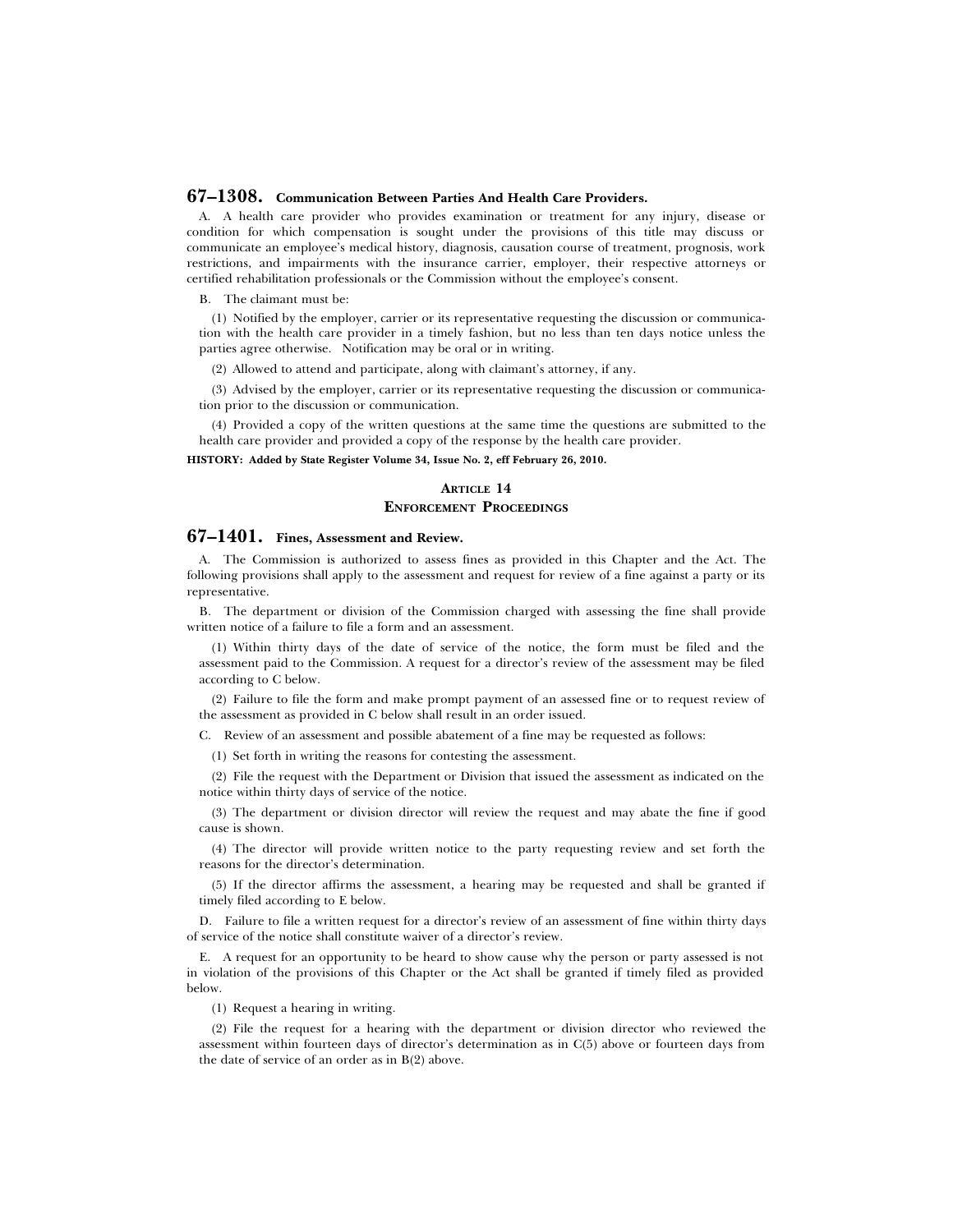## 67–1308. Communication Between Parties And Health Care Providers.

A. A health care provider who provides examination or treatment for any injury, disease or condition for which compensation is sought under the provisions of this title may discuss or communicate an employee's medical history, diagnosis, causation course of treatment, prognosis, work restrictions, and impairments with the insurance carrier, employer, their respective attorneys or certified rehabilitation professionals or the Commission without the employee's consent.

B. The claimant must be:

(1) Notified by the employer, carrier or its representative requesting the discussion or communication with the health care provider in a timely fashion, but no less than ten days notice unless the parties agree otherwise. Notification may be oral or in writing.

(2) Allowed to attend and participate, along with claimant's attorney, if any.

(3) Advised by the employer, carrier or its representative requesting the discussion or communication prior to the discussion or communication.

(4) Provided a copy of the written questions at the same time the questions are submitted to the health care provider and provided a copy of the response by the health care provider.

**HISTORY: Added by State Register Volume 34, Issue No. 2, eff February 26, 2010.**

### ARTICLE 14
### ENFORCEMENT PROCEEDINGS

## 67–1401. Fines, Assessment and Review.

A. The Commission is authorized to assess fines as provided in this Chapter and the Act. The following provisions shall apply to the assessment and request for review of a fine against a party or its representative.

B. The department or division of the Commission charged with assessing the fine shall provide written notice of a failure to file a form and an assessment.

(1) Within thirty days of the date of service of the notice, the form must be filed and the assessment paid to the Commission. A request for a director's review of the assessment may be filed according to C below.

(2) Failure to file the form and make prompt payment of an assessed fine or to request review of the assessment as provided in C below shall result in an order issued.

C. Review of an assessment and possible abatement of a fine may be requested as follows:

(1) Set forth in writing the reasons for contesting the assessment.

(2) File the request with the Department or Division that issued the assessment as indicated on the notice within thirty days of service of the notice.

(3) The department or division director will review the request and may abate the fine if good cause is shown.

(4) The director will provide written notice to the party requesting review and set forth the reasons for the director's determination.

(5) If the director affirms the assessment, a hearing may be requested and shall be granted if timely filed according to E below.

D. Failure to file a written request for a director's review of an assessment of fine within thirty days of service of the notice shall constitute waiver of a director's review.

E. A request for an opportunity to be heard to show cause why the person or party assessed is not in violation of the provisions of this Chapter or the Act shall be granted if timely filed as provided below.

(1) Request a hearing in writing.

(2) File the request for a hearing with the department or division director who reviewed the assessment within fourteen days of director's determination as in C(5) above or fourteen days from the date of service of an order as in B(2) above.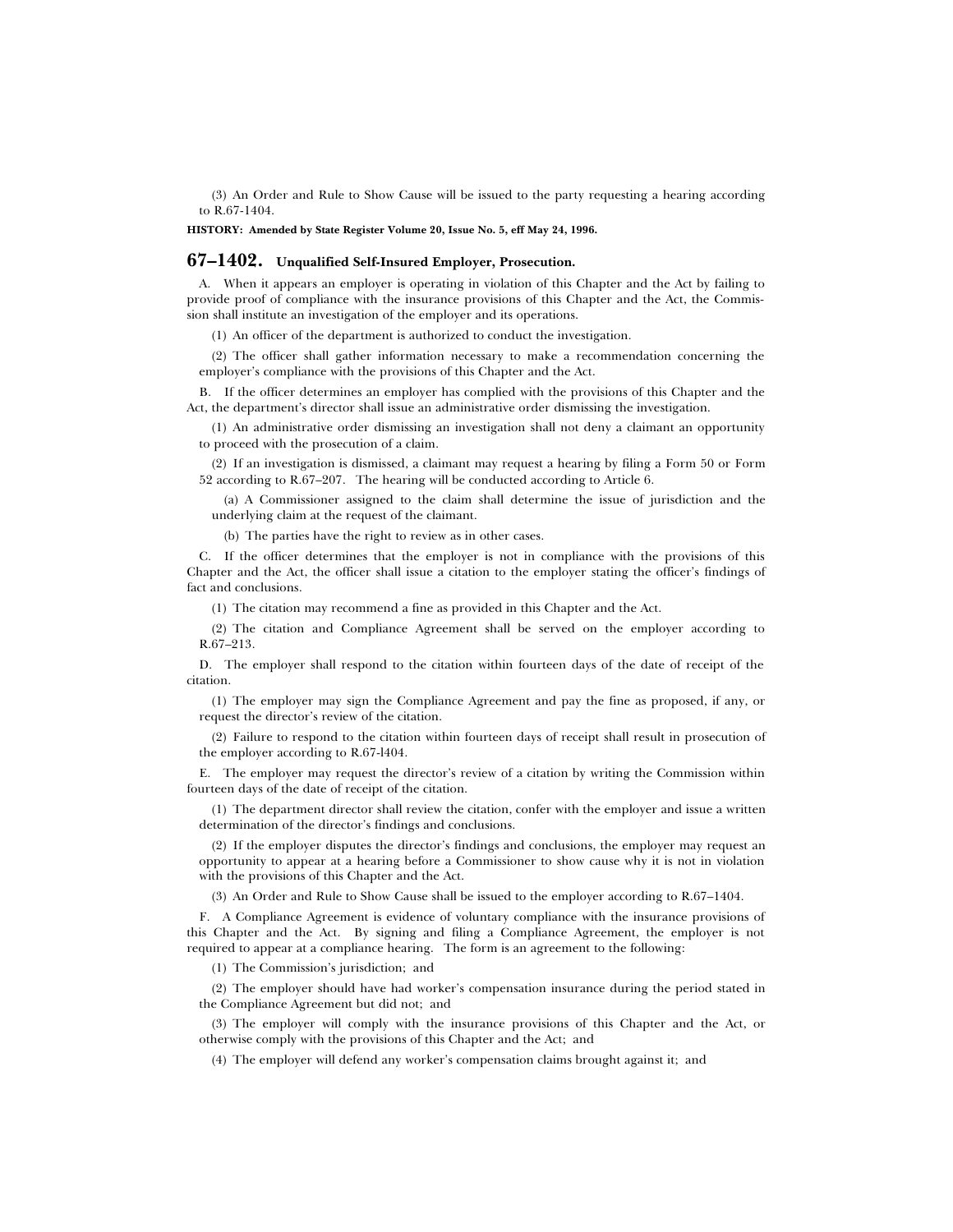(3) An Order and Rule to Show Cause will be issued to the party requesting a hearing according to R.67-1404.

**HISTORY: Amended by State Register Volume 20, Issue No. 5, eff May 24, 1996.**

## 67–1402. Unqualified Self-Insured Employer, Prosecution.

A. When it appears an employer is operating in violation of this Chapter and the Act by failing to provide proof of compliance with the insurance provisions of this Chapter and the Act, the Commission shall institute an investigation of the employer and its operations.

(1) An officer of the department is authorized to conduct the investigation.

(2) The officer shall gather information necessary to make a recommendation concerning the employer's compliance with the provisions of this Chapter and the Act.

B. If the officer determines an employer has complied with the provisions of this Chapter and the Act, the department's director shall issue an administrative order dismissing the investigation.

(1) An administrative order dismissing an investigation shall not deny a claimant an opportunity to proceed with the prosecution of a claim.

(2) If an investigation is dismissed, a claimant may request a hearing by filing a Form 50 or Form 52 according to R.67–207. The hearing will be conducted according to Article 6.

(a) A Commissioner assigned to the claim shall determine the issue of jurisdiction and the underlying claim at the request of the claimant.

(b) The parties have the right to review as in other cases.

C. If the officer determines that the employer is not in compliance with the provisions of this Chapter and the Act, the officer shall issue a citation to the employer stating the officer's findings of fact and conclusions.

(1) The citation may recommend a fine as provided in this Chapter and the Act.

(2) The citation and Compliance Agreement shall be served on the employer according to R.67–213.

D. The employer shall respond to the citation within fourteen days of the date of receipt of the citation.

(1) The employer may sign the Compliance Agreement and pay the fine as proposed, if any, or request the director's review of the citation.

(2) Failure to respond to the citation within fourteen days of receipt shall result in prosecution of the employer according to R.67-l404.

E. The employer may request the director's review of a citation by writing the Commission within fourteen days of the date of receipt of the citation.

(1) The department director shall review the citation, confer with the employer and issue a written determination of the director's findings and conclusions.

(2) If the employer disputes the director's findings and conclusions, the employer may request an opportunity to appear at a hearing before a Commissioner to show cause why it is not in violation with the provisions of this Chapter and the Act.

(3) An Order and Rule to Show Cause shall be issued to the employer according to R.67–1404.

F. A Compliance Agreement is evidence of voluntary compliance with the insurance provisions of this Chapter and the Act. By signing and filing a Compliance Agreement, the employer is not required to appear at a compliance hearing. The form is an agreement to the following:

(1) The Commission's jurisdiction; and

(2) The employer should have had worker's compensation insurance during the period stated in the Compliance Agreement but did not; and

(3) The employer will comply with the insurance provisions of this Chapter and the Act, or otherwise comply with the provisions of this Chapter and the Act; and

(4) The employer will defend any worker's compensation claims brought against it; and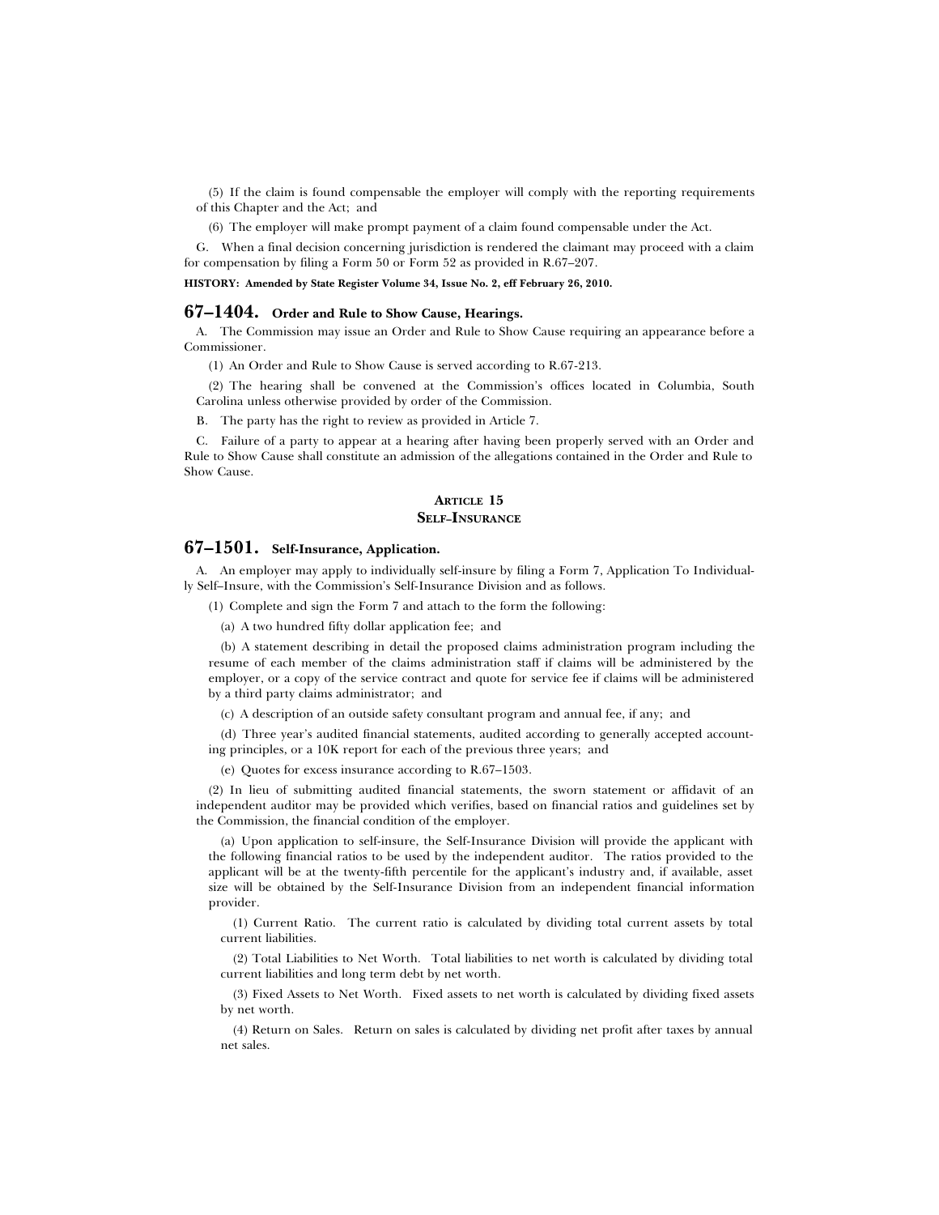(5) If the claim is found compensable the employer will comply with the reporting requirements of this Chapter and the Act; and

(6) The employer will make prompt payment of a claim found compensable under the Act.

G. When a final decision concerning jurisdiction is rendered the claimant may proceed with a claim for compensation by filing a Form 50 or Form 52 as provided in R.67–207.

**HISTORY: Amended by State Register Volume 34, Issue No. 2, eff February 26, 2010.**

## 67–1404. Order and Rule to Show Cause, Hearings.

A. The Commission may issue an Order and Rule to Show Cause requiring an appearance before a Commissioner.

(1) An Order and Rule to Show Cause is served according to R.67-213.

(2) The hearing shall be convened at the Commission's offices located in Columbia, South Carolina unless otherwise provided by order of the Commission.

B. The party has the right to review as provided in Article 7.

C. Failure of a party to appear at a hearing after having been properly served with an Order and Rule to Show Cause shall constitute an admission of the allegations contained in the Order and Rule to Show Cause.

### ARTICLE 15
### SELF–INSURANCE

## 67–1501. Self-Insurance, Application.

A. An employer may apply to individually self-insure by filing a Form 7, Application To Individually Self–Insure, with the Commission's Self-Insurance Division and as follows.

(1) Complete and sign the Form 7 and attach to the form the following:

(a) A two hundred fifty dollar application fee; and

(b) A statement describing in detail the proposed claims administration program including the resume of each member of the claims administration staff if claims will be administered by the employer, or a copy of the service contract and quote for service fee if claims will be administered by a third party claims administrator; and

(c) A description of an outside safety consultant program and annual fee, if any; and

(d) Three year's audited financial statements, audited according to generally accepted accounting principles, or a 10K report for each of the previous three years; and

(e) Quotes for excess insurance according to R.67–1503.

(2) In lieu of submitting audited financial statements, the sworn statement or affidavit of an independent auditor may be provided which verifies, based on financial ratios and guidelines set by the Commission, the financial condition of the employer.

(a) Upon application to self-insure, the Self-Insurance Division will provide the applicant with the following financial ratios to be used by the independent auditor. The ratios provided to the applicant will be at the twenty-fifth percentile for the applicant's industry and, if available, asset size will be obtained by the Self-Insurance Division from an independent financial information provider.

(1) Current Ratio. The current ratio is calculated by dividing total current assets by total current liabilities.

(2) Total Liabilities to Net Worth. Total liabilities to net worth is calculated by dividing total current liabilities and long term debt by net worth.

(3) Fixed Assets to Net Worth. Fixed assets to net worth is calculated by dividing fixed assets by net worth.

(4) Return on Sales. Return on sales is calculated by dividing net profit after taxes by annual net sales.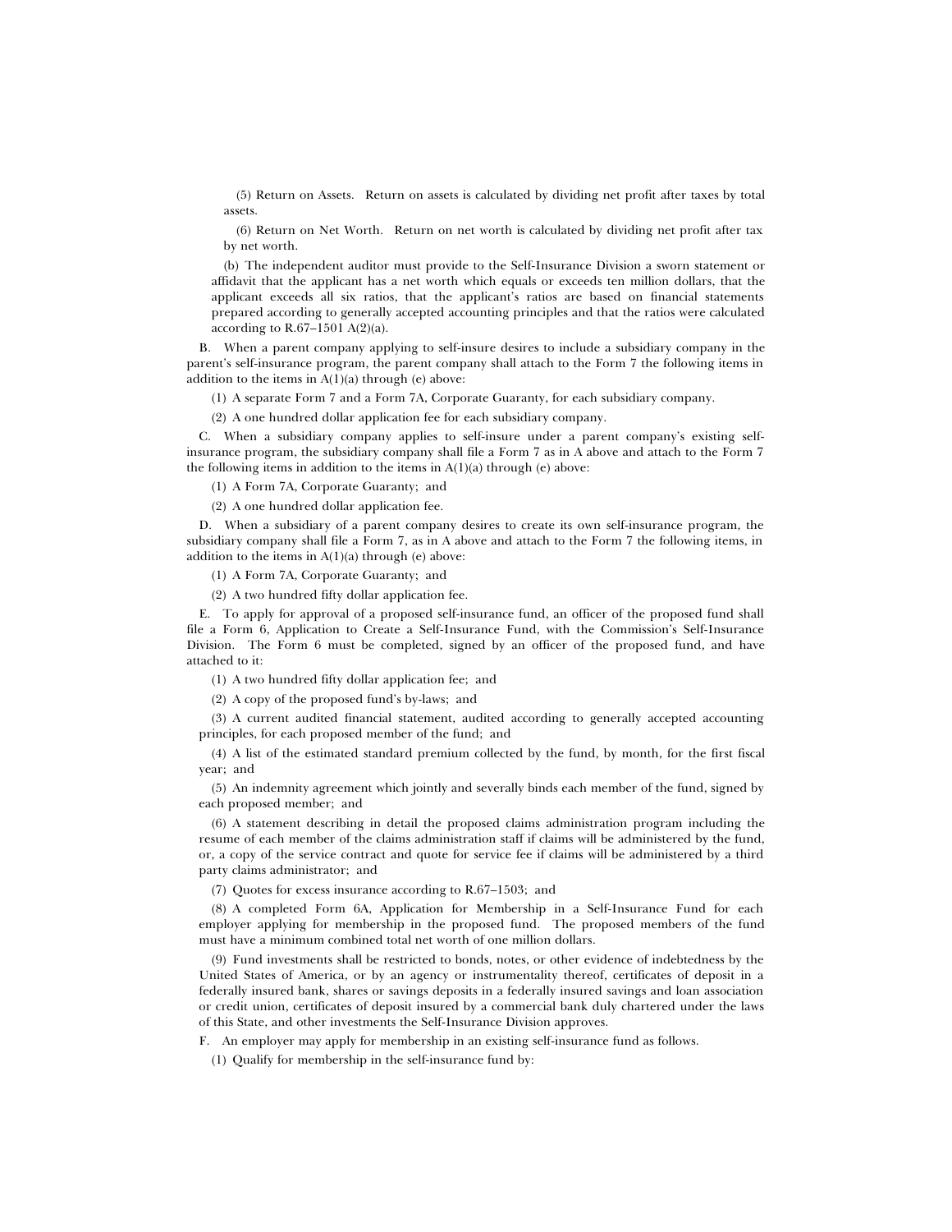(5) Return on Assets. Return on assets is calculated by dividing net profit after taxes by total assets.

(6) Return on Net Worth. Return on net worth is calculated by dividing net profit after tax by net worth.

(b) The independent auditor must provide to the Self-Insurance Division a sworn statement or affidavit that the applicant has a net worth which equals or exceeds ten million dollars, that the applicant exceeds all six ratios, that the applicant's ratios are based on financial statements prepared according to generally accepted accounting principles and that the ratios were calculated according to R.67–1501 A(2)(a).

B. When a parent company applying to self-insure desires to include a subsidiary company in the parent's self-insurance program, the parent company shall attach to the Form 7 the following items in addition to the items in A(1)(a) through (e) above:

(1) A separate Form 7 and a Form 7A, Corporate Guaranty, for each subsidiary company.

(2) A one hundred dollar application fee for each subsidiary company.

C. When a subsidiary company applies to self-insure under a parent company's existing self-insurance program, the subsidiary company shall file a Form 7 as in A above and attach to the Form 7 the following items in addition to the items in A(1)(a) through (e) above:

(1) A Form 7A, Corporate Guaranty; and

(2) A one hundred dollar application fee.

D. When a subsidiary of a parent company desires to create its own self-insurance program, the subsidiary company shall file a Form 7, as in A above and attach to the Form 7 the following items, in addition to the items in A(1)(a) through (e) above:

(1) A Form 7A, Corporate Guaranty; and

(2) A two hundred fifty dollar application fee.

E. To apply for approval of a proposed self-insurance fund, an officer of the proposed fund shall file a Form 6, Application to Create a Self-Insurance Fund, with the Commission's Self-Insurance Division. The Form 6 must be completed, signed by an officer of the proposed fund, and have attached to it:

(1) A two hundred fifty dollar application fee; and

(2) A copy of the proposed fund's by-laws; and

(3) A current audited financial statement, audited according to generally accepted accounting principles, for each proposed member of the fund; and

(4) A list of the estimated standard premium collected by the fund, by month, for the first fiscal year; and

(5) An indemnity agreement which jointly and severally binds each member of the fund, signed by each proposed member; and

(6) A statement describing in detail the proposed claims administration program including the resume of each member of the claims administration staff if claims will be administered by the fund, or, a copy of the service contract and quote for service fee if claims will be administered by a third party claims administrator; and

(7) Quotes for excess insurance according to R.67–1503; and

(8) A completed Form 6A, Application for Membership in a Self-Insurance Fund for each employer applying for membership in the proposed fund. The proposed members of the fund must have a minimum combined total net worth of one million dollars.

(9) Fund investments shall be restricted to bonds, notes, or other evidence of indebtedness by the United States of America, or by an agency or instrumentality thereof, certificates of deposit in a federally insured bank, shares or savings deposits in a federally insured savings and loan association or credit union, certificates of deposit insured by a commercial bank duly chartered under the laws of this State, and other investments the Self-Insurance Division approves.

F. An employer may apply for membership in an existing self-insurance fund as follows.

(1) Qualify for membership in the self-insurance fund by: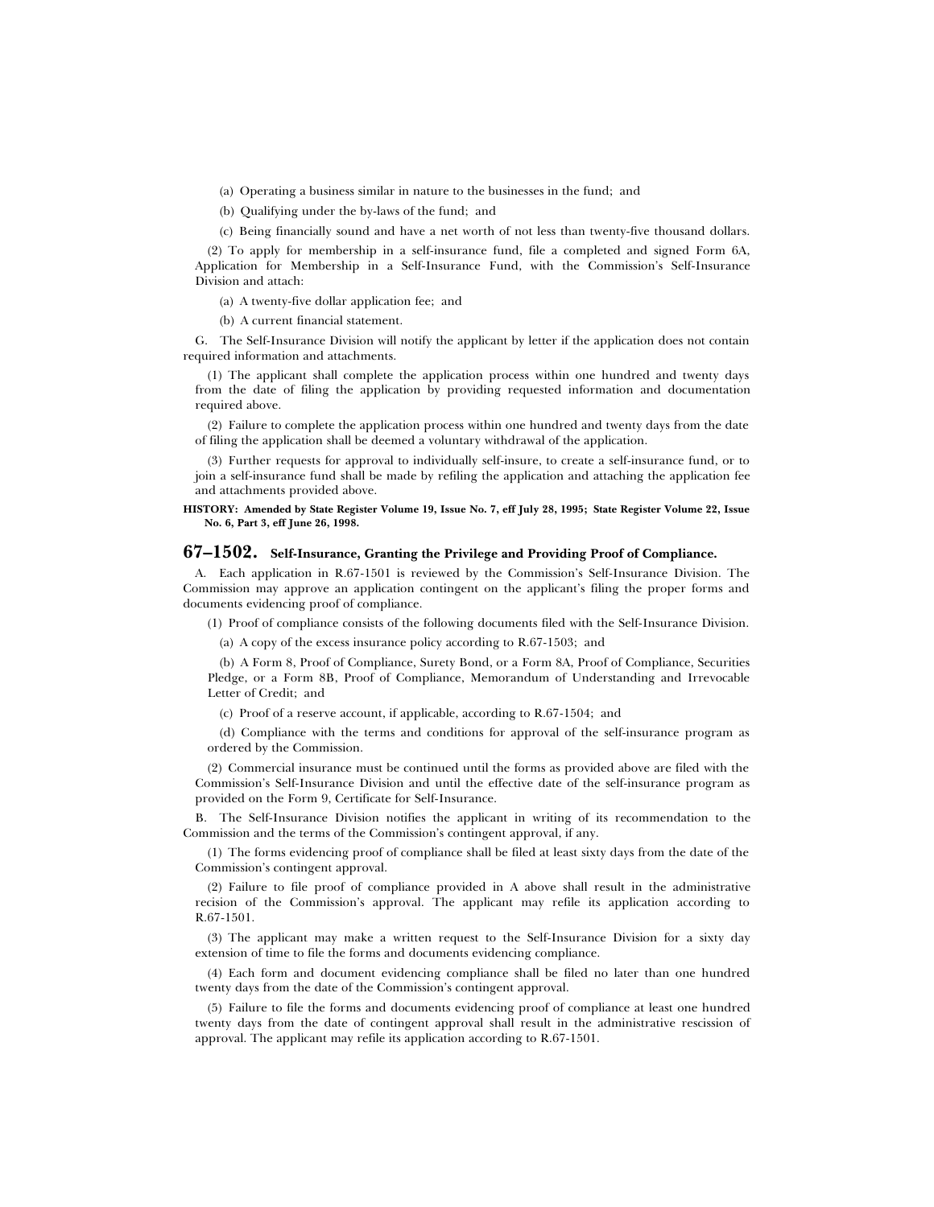(a) Operating a business similar in nature to the businesses in the fund; and

(b) Qualifying under the by-laws of the fund; and

(c) Being financially sound and have a net worth of not less than twenty-five thousand dollars.

(2) To apply for membership in a self-insurance fund, file a completed and signed Form 6A, Application for Membership in a Self-Insurance Fund, with the Commission's Self-Insurance Division and attach:

(a) A twenty-five dollar application fee; and

(b) A current financial statement.

G. The Self-Insurance Division will notify the applicant by letter if the application does not contain required information and attachments.

(1) The applicant shall complete the application process within one hundred and twenty days from the date of filing the application by providing requested information and documentation required above.

(2) Failure to complete the application process within one hundred and twenty days from the date of filing the application shall be deemed a voluntary withdrawal of the application.

(3) Further requests for approval to individually self-insure, to create a self-insurance fund, or to join a self-insurance fund shall be made by refiling the application and attaching the application fee and attachments provided above.

**HISTORY: Amended by State Register Volume 19, Issue No. 7, eff July 28, 1995; State Register Volume 22, Issue No. 6, Part 3, eff June 26, 1998.**

## 67–1502. Self-Insurance, Granting the Privilege and Providing Proof of Compliance.

A. Each application in R.67-1501 is reviewed by the Commission's Self-Insurance Division. The Commission may approve an application contingent on the applicant's filing the proper forms and documents evidencing proof of compliance.

(1) Proof of compliance consists of the following documents filed with the Self-Insurance Division.

(a) A copy of the excess insurance policy according to R.67-1503; and

(b) A Form 8, Proof of Compliance, Surety Bond, or a Form 8A, Proof of Compliance, Securities Pledge, or a Form 8B, Proof of Compliance, Memorandum of Understanding and Irrevocable Letter of Credit; and

(c) Proof of a reserve account, if applicable, according to R.67-1504; and

(d) Compliance with the terms and conditions for approval of the self-insurance program as ordered by the Commission.

(2) Commercial insurance must be continued until the forms as provided above are filed with the Commission's Self-Insurance Division and until the effective date of the self-insurance program as provided on the Form 9, Certificate for Self-Insurance.

B. The Self-Insurance Division notifies the applicant in writing of its recommendation to the Commission and the terms of the Commission's contingent approval, if any.

(1) The forms evidencing proof of compliance shall be filed at least sixty days from the date of the Commission's contingent approval.

(2) Failure to file proof of compliance provided in A above shall result in the administrative recision of the Commission's approval. The applicant may refile its application according to R.67-1501.

(3) The applicant may make a written request to the Self-Insurance Division for a sixty day extension of time to file the forms and documents evidencing compliance.

(4) Each form and document evidencing compliance shall be filed no later than one hundred twenty days from the date of the Commission's contingent approval.

(5) Failure to file the forms and documents evidencing proof of compliance at least one hundred twenty days from the date of contingent approval shall result in the administrative rescission of approval. The applicant may refile its application according to R.67-1501.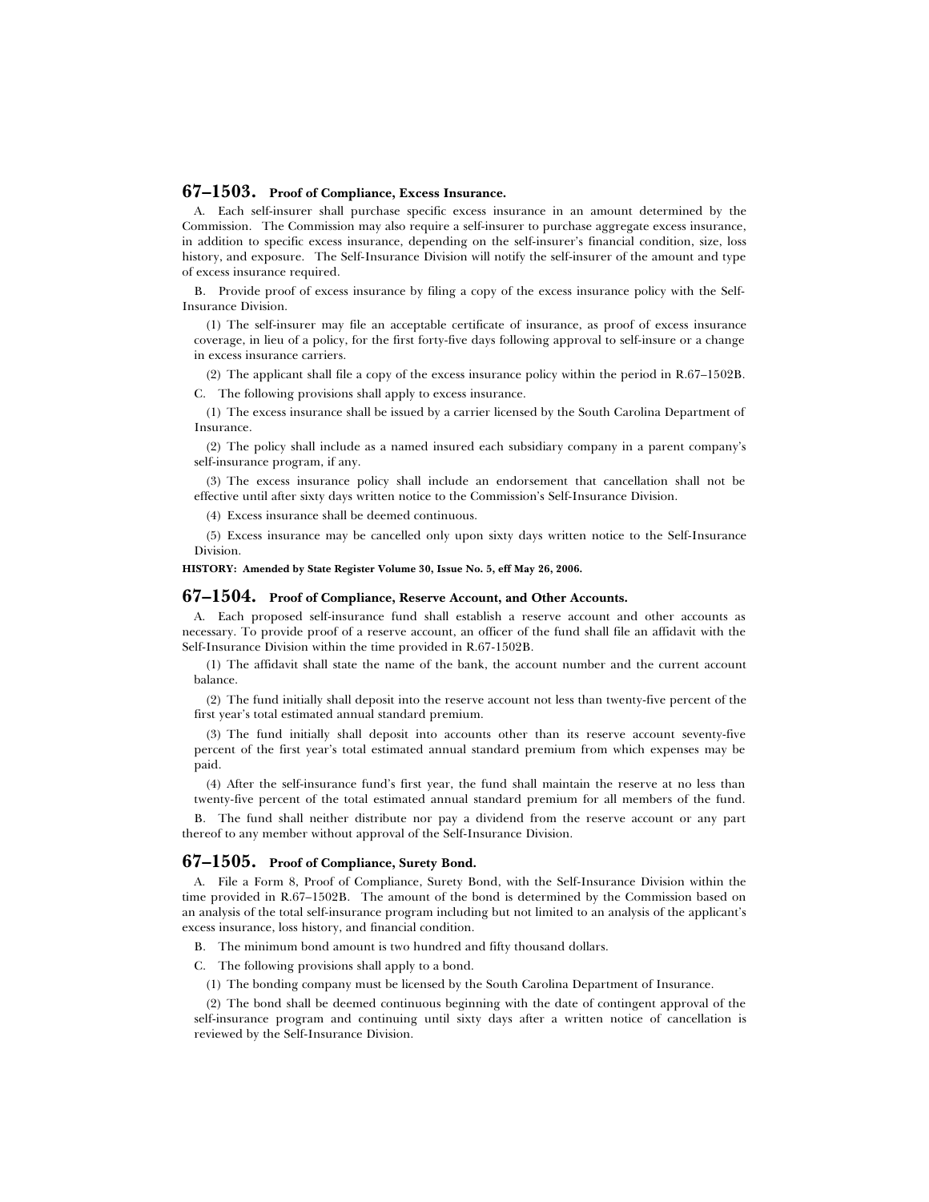## 67–1503. Proof of Compliance, Excess Insurance.

A. Each self-insurer shall purchase specific excess insurance in an amount determined by the Commission. The Commission may also require a self-insurer to purchase aggregate excess insurance, in addition to specific excess insurance, depending on the self-insurer's financial condition, size, loss history, and exposure. The Self-Insurance Division will notify the self-insurer of the amount and type of excess insurance required.

B. Provide proof of excess insurance by filing a copy of the excess insurance policy with the Self-Insurance Division.

(1) The self-insurer may file an acceptable certificate of insurance, as proof of excess insurance coverage, in lieu of a policy, for the first forty-five days following approval to self-insure or a change in excess insurance carriers.

(2) The applicant shall file a copy of the excess insurance policy within the period in R.67–1502B.

C. The following provisions shall apply to excess insurance.

(1) The excess insurance shall be issued by a carrier licensed by the South Carolina Department of Insurance.

(2) The policy shall include as a named insured each subsidiary company in a parent company's self-insurance program, if any.

(3) The excess insurance policy shall include an endorsement that cancellation shall not be effective until after sixty days written notice to the Commission's Self-Insurance Division.

(4) Excess insurance shall be deemed continuous.

(5) Excess insurance may be cancelled only upon sixty days written notice to the Self-Insurance Division.

**HISTORY: Amended by State Register Volume 30, Issue No. 5, eff May 26, 2006.**

## 67–1504. Proof of Compliance, Reserve Account, and Other Accounts.

A. Each proposed self-insurance fund shall establish a reserve account and other accounts as necessary. To provide proof of a reserve account, an officer of the fund shall file an affidavit with the Self-Insurance Division within the time provided in R.67-1502B.

(1) The affidavit shall state the name of the bank, the account number and the current account balance.

(2) The fund initially shall deposit into the reserve account not less than twenty-five percent of the first year's total estimated annual standard premium.

(3) The fund initially shall deposit into accounts other than its reserve account seventy-five percent of the first year's total estimated annual standard premium from which expenses may be paid.

(4) After the self-insurance fund's first year, the fund shall maintain the reserve at no less than twenty-five percent of the total estimated annual standard premium for all members of the fund.

B. The fund shall neither distribute nor pay a dividend from the reserve account or any part thereof to any member without approval of the Self-Insurance Division.

## 67–1505. Proof of Compliance, Surety Bond.

A. File a Form 8, Proof of Compliance, Surety Bond, with the Self-Insurance Division within the time provided in R.67–1502B. The amount of the bond is determined by the Commission based on an analysis of the total self-insurance program including but not limited to an analysis of the applicant's excess insurance, loss history, and financial condition.

B. The minimum bond amount is two hundred and fifty thousand dollars.

C. The following provisions shall apply to a bond.

(1) The bonding company must be licensed by the South Carolina Department of Insurance.

(2) The bond shall be deemed continuous beginning with the date of contingent approval of the self-insurance program and continuing until sixty days after a written notice of cancellation is reviewed by the Self-Insurance Division.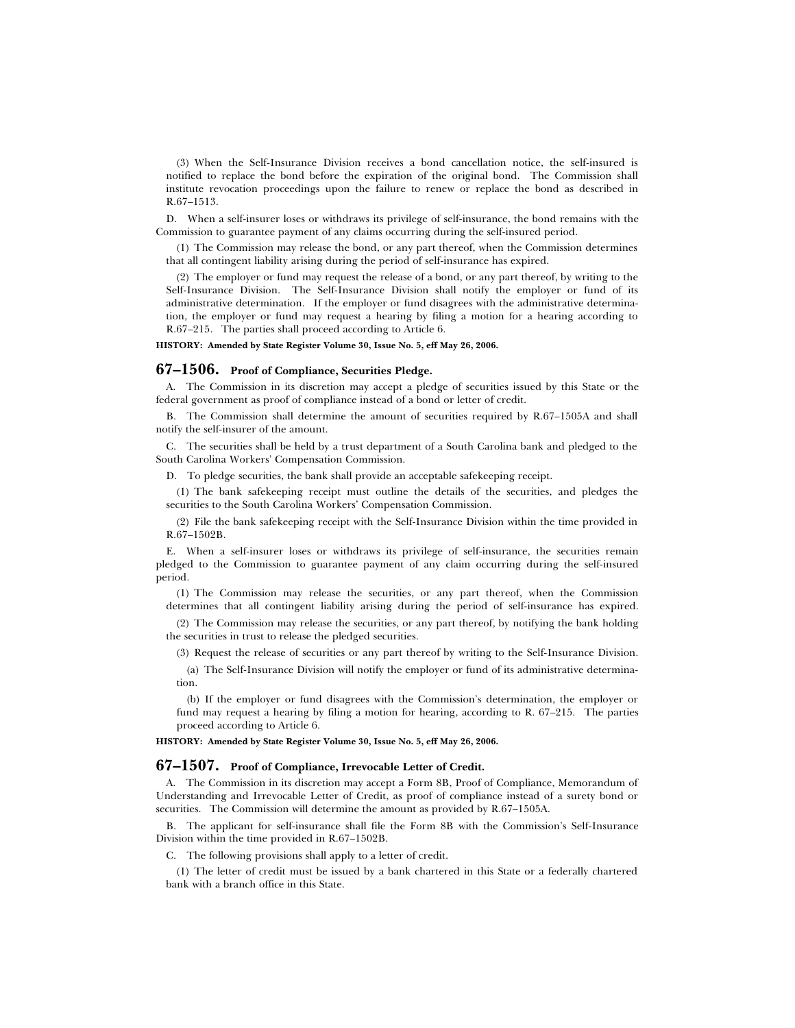(3) When the Self-Insurance Division receives a bond cancellation notice, the self-insured is notified to replace the bond before the expiration of the original bond. The Commission shall institute revocation proceedings upon the failure to renew or replace the bond as described in R.67–1513.

D. When a self-insurer loses or withdraws its privilege of self-insurance, the bond remains with the Commission to guarantee payment of any claims occurring during the self-insured period.

(1) The Commission may release the bond, or any part thereof, when the Commission determines that all contingent liability arising during the period of self-insurance has expired.

(2) The employer or fund may request the release of a bond, or any part thereof, by writing to the Self-Insurance Division. The Self-Insurance Division shall notify the employer or fund of its administrative determination. If the employer or fund disagrees with the administrative determination, the employer or fund may request a hearing by filing a motion for a hearing according to R.67–215. The parties shall proceed according to Article 6.

**HISTORY: Amended by State Register Volume 30, Issue No. 5, eff May 26, 2006.**

## 67–1506. Proof of Compliance, Securities Pledge.

A. The Commission in its discretion may accept a pledge of securities issued by this State or the federal government as proof of compliance instead of a bond or letter of credit.

B. The Commission shall determine the amount of securities required by R.67–1505A and shall notify the self-insurer of the amount.

C. The securities shall be held by a trust department of a South Carolina bank and pledged to the South Carolina Workers' Compensation Commission.

D. To pledge securities, the bank shall provide an acceptable safekeeping receipt.

(1) The bank safekeeping receipt must outline the details of the securities, and pledges the securities to the South Carolina Workers' Compensation Commission.

(2) File the bank safekeeping receipt with the Self-Insurance Division within the time provided in R.67–1502B.

E. When a self-insurer loses or withdraws its privilege of self-insurance, the securities remain pledged to the Commission to guarantee payment of any claim occurring during the self-insured period.

(1) The Commission may release the securities, or any part thereof, when the Commission determines that all contingent liability arising during the period of self-insurance has expired.

(2) The Commission may release the securities, or any part thereof, by notifying the bank holding the securities in trust to release the pledged securities.

(3) Request the release of securities or any part thereof by writing to the Self-Insurance Division.

(a) The Self-Insurance Division will notify the employer or fund of its administrative determination.

(b) If the employer or fund disagrees with the Commission's determination, the employer or fund may request a hearing by filing a motion for hearing, according to R. 67–215. The parties proceed according to Article 6.

**HISTORY: Amended by State Register Volume 30, Issue No. 5, eff May 26, 2006.**

## 67–1507. Proof of Compliance, Irrevocable Letter of Credit.

A. The Commission in its discretion may accept a Form 8B, Proof of Compliance, Memorandum of Understanding and Irrevocable Letter of Credit, as proof of compliance instead of a surety bond or securities. The Commission will determine the amount as provided by R.67–1505A.

B. The applicant for self-insurance shall file the Form 8B with the Commission's Self-Insurance Division within the time provided in R.67–1502B.

C. The following provisions shall apply to a letter of credit.

(1) The letter of credit must be issued by a bank chartered in this State or a federally chartered bank with a branch office in this State.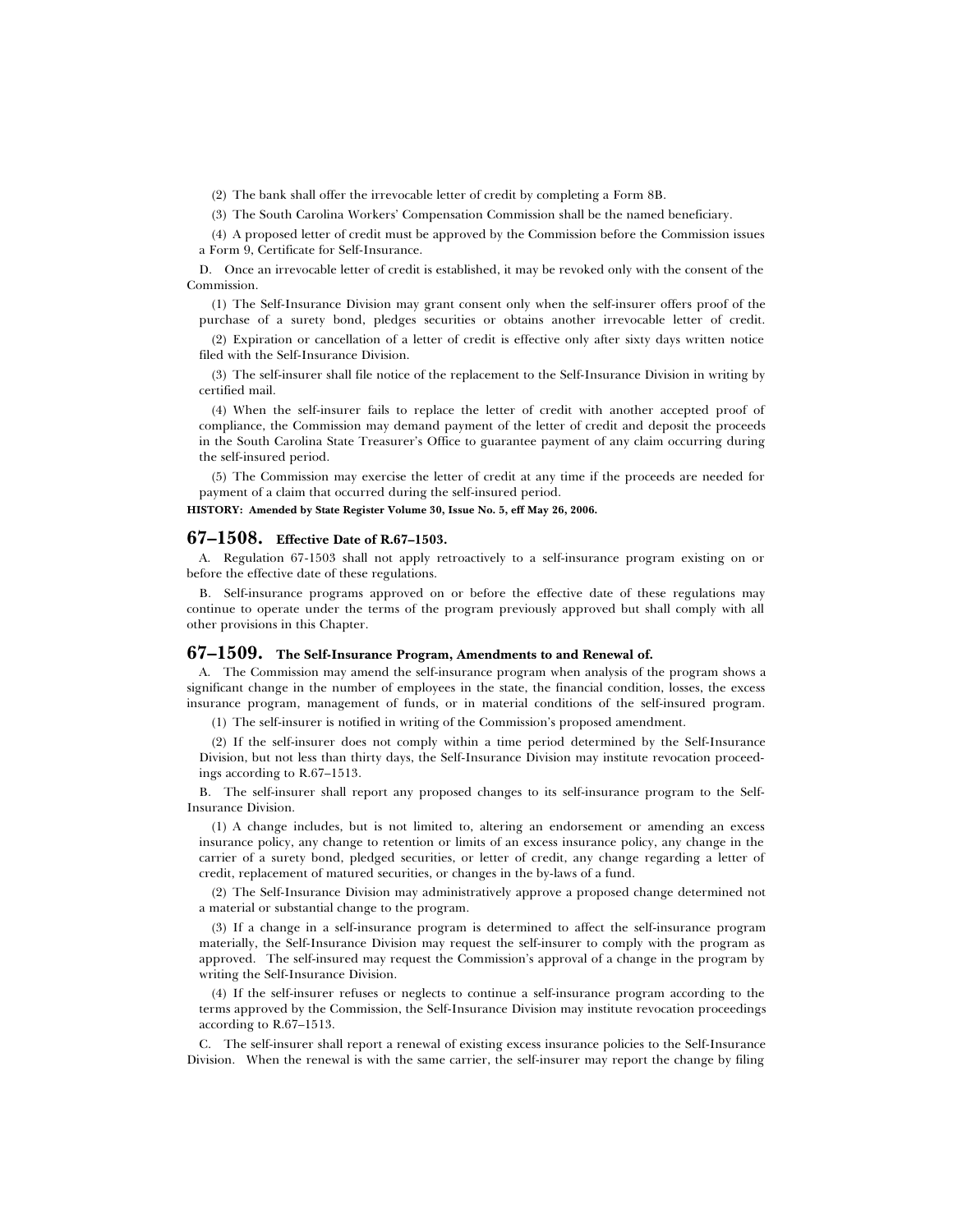(2) The bank shall offer the irrevocable letter of credit by completing a Form 8B.

(3) The South Carolina Workers' Compensation Commission shall be the named beneficiary.

(4) A proposed letter of credit must be approved by the Commission before the Commission issues a Form 9, Certificate for Self-Insurance.

D. Once an irrevocable letter of credit is established, it may be revoked only with the consent of the Commission.

(1) The Self-Insurance Division may grant consent only when the self-insurer offers proof of the purchase of a surety bond, pledges securities or obtains another irrevocable letter of credit.

(2) Expiration or cancellation of a letter of credit is effective only after sixty days written notice filed with the Self-Insurance Division.

(3) The self-insurer shall file notice of the replacement to the Self-Insurance Division in writing by certified mail.

(4) When the self-insurer fails to replace the letter of credit with another accepted proof of compliance, the Commission may demand payment of the letter of credit and deposit the proceeds in the South Carolina State Treasurer's Office to guarantee payment of any claim occurring during the self-insured period.

(5) The Commission may exercise the letter of credit at any time if the proceeds are needed for payment of a claim that occurred during the self-insured period.

**HISTORY: Amended by State Register Volume 30, Issue No. 5, eff May 26, 2006.**

## 67–1508. Effective Date of R.67–1503.

A. Regulation 67-1503 shall not apply retroactively to a self-insurance program existing on or before the effective date of these regulations.

B. Self-insurance programs approved on or before the effective date of these regulations may continue to operate under the terms of the program previously approved but shall comply with all other provisions in this Chapter.

## 67–1509. The Self-Insurance Program, Amendments to and Renewal of.

A. The Commission may amend the self-insurance program when analysis of the program shows a significant change in the number of employees in the state, the financial condition, losses, the excess insurance program, management of funds, or in material conditions of the self-insured program.

(1) The self-insurer is notified in writing of the Commission's proposed amendment.

(2) If the self-insurer does not comply within a time period determined by the Self-Insurance Division, but not less than thirty days, the Self-Insurance Division may institute revocation proceedings according to R.67–1513.

B. The self-insurer shall report any proposed changes to its self-insurance program to the Self-Insurance Division.

(1) A change includes, but is not limited to, altering an endorsement or amending an excess insurance policy, any change to retention or limits of an excess insurance policy, any change in the carrier of a surety bond, pledged securities, or letter of credit, any change regarding a letter of credit, replacement of matured securities, or changes in the by-laws of a fund.

(2) The Self-Insurance Division may administratively approve a proposed change determined not a material or substantial change to the program.

(3) If a change in a self-insurance program is determined to affect the self-insurance program materially, the Self-Insurance Division may request the self-insurer to comply with the program as approved. The self-insured may request the Commission's approval of a change in the program by writing the Self-Insurance Division.

(4) If the self-insurer refuses or neglects to continue a self-insurance program according to the terms approved by the Commission, the Self-Insurance Division may institute revocation proceedings according to R.67–1513.

C. The self-insurer shall report a renewal of existing excess insurance policies to the Self-Insurance Division. When the renewal is with the same carrier, the self-insurer may report the change by filing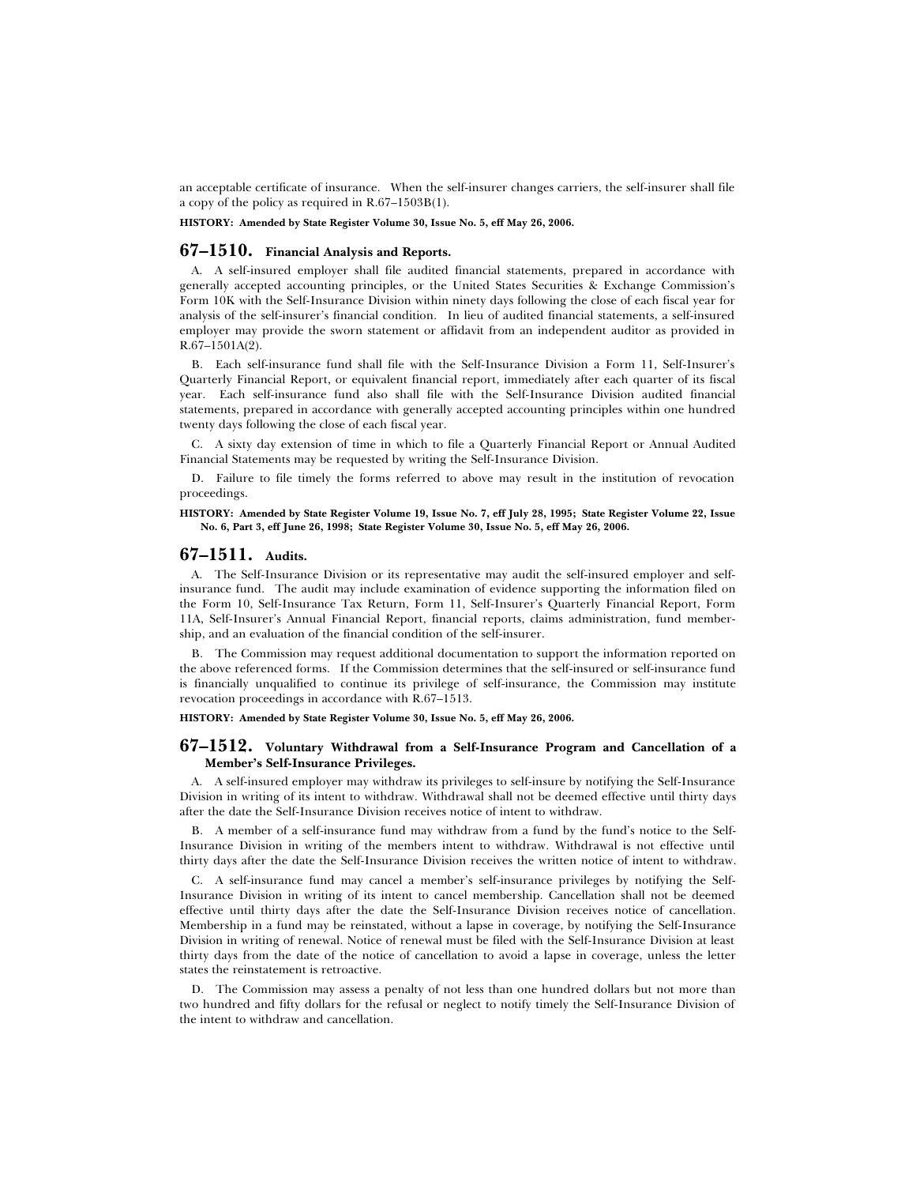an acceptable certificate of insurance. When the self-insurer changes carriers, the self-insurer shall file a copy of the policy as required in R.67–1503B(1).

**HISTORY: Amended by State Register Volume 30, Issue No. 5, eff May 26, 2006.**

## 67–1510. Financial Analysis and Reports.

A. A self-insured employer shall file audited financial statements, prepared in accordance with generally accepted accounting principles, or the United States Securities & Exchange Commission's Form 10K with the Self-Insurance Division within ninety days following the close of each fiscal year for analysis of the self-insurer's financial condition. In lieu of audited financial statements, a self-insured employer may provide the sworn statement or affidavit from an independent auditor as provided in R.67–1501A(2).

B. Each self-insurance fund shall file with the Self-Insurance Division a Form 11, Self-Insurer's Quarterly Financial Report, or equivalent financial report, immediately after each quarter of its fiscal year. Each self-insurance fund also shall file with the Self-Insurance Division audited financial statements, prepared in accordance with generally accepted accounting principles within one hundred twenty days following the close of each fiscal year.

C. A sixty day extension of time in which to file a Quarterly Financial Report or Annual Audited Financial Statements may be requested by writing the Self-Insurance Division.

D. Failure to file timely the forms referred to above may result in the institution of revocation proceedings.

**HISTORY: Amended by State Register Volume 19, Issue No. 7, eff July 28, 1995; State Register Volume 22, Issue No. 6, Part 3, eff June 26, 1998; State Register Volume 30, Issue No. 5, eff May 26, 2006.**

## 67–1511. Audits.

A. The Self-Insurance Division or its representative may audit the self-insured employer and self-insurance fund. The audit may include examination of evidence supporting the information filed on the Form 10, Self-Insurance Tax Return, Form 11, Self-Insurer's Quarterly Financial Report, Form 11A, Self-Insurer's Annual Financial Report, financial reports, claims administration, fund membership, and an evaluation of the financial condition of the self-insurer.

B. The Commission may request additional documentation to support the information reported on the above referenced forms. If the Commission determines that the self-insured or self-insurance fund is financially unqualified to continue its privilege of self-insurance, the Commission may institute revocation proceedings in accordance with R.67–1513.

**HISTORY: Amended by State Register Volume 30, Issue No. 5, eff May 26, 2006.**

## 67–1512. Voluntary Withdrawal from a Self-Insurance Program and Cancellation of a Member's Self-Insurance Privileges.

A. A self-insured employer may withdraw its privileges to self-insure by notifying the Self-Insurance Division in writing of its intent to withdraw. Withdrawal shall not be deemed effective until thirty days after the date the Self-Insurance Division receives notice of intent to withdraw.

B. A member of a self-insurance fund may withdraw from a fund by the fund's notice to the Self-Insurance Division in writing of the members intent to withdraw. Withdrawal is not effective until thirty days after the date the Self-Insurance Division receives the written notice of intent to withdraw.

C. A self-insurance fund may cancel a member's self-insurance privileges by notifying the Self-Insurance Division in writing of its intent to cancel membership. Cancellation shall not be deemed effective until thirty days after the date the Self-Insurance Division receives notice of cancellation. Membership in a fund may be reinstated, without a lapse in coverage, by notifying the Self-Insurance Division in writing of renewal. Notice of renewal must be filed with the Self-Insurance Division at least thirty days from the date of the notice of cancellation to avoid a lapse in coverage, unless the letter states the reinstatement is retroactive.

D. The Commission may assess a penalty of not less than one hundred dollars but not more than two hundred and fifty dollars for the refusal or neglect to notify timely the Self-Insurance Division of the intent to withdraw and cancellation.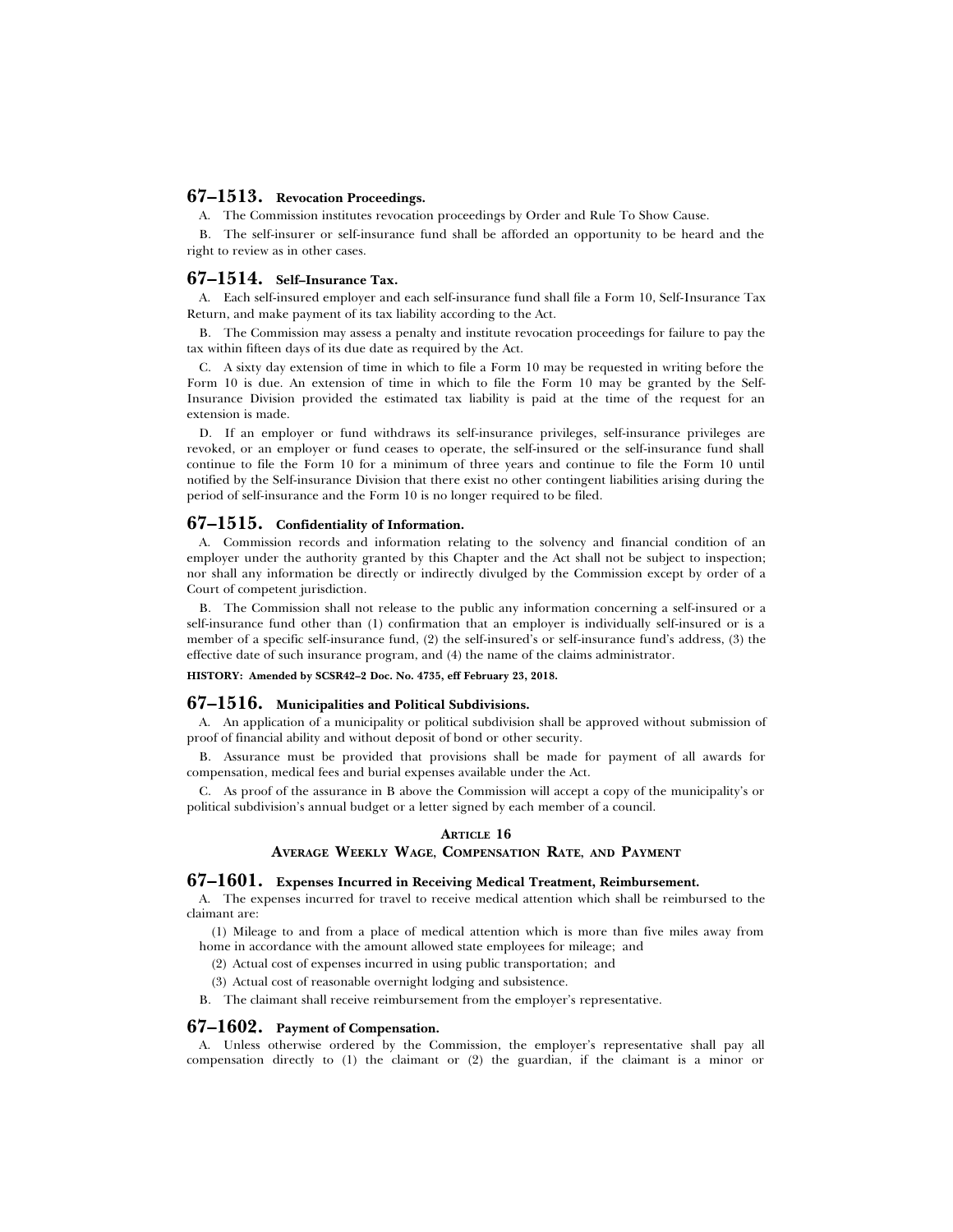## 67–1513. Revocation Proceedings.

A. The Commission institutes revocation proceedings by Order and Rule To Show Cause.

B. The self-insurer or self-insurance fund shall be afforded an opportunity to be heard and the right to review as in other cases.

## 67–1514. Self–Insurance Tax.

A. Each self-insured employer and each self-insurance fund shall file a Form 10, Self-Insurance Tax Return, and make payment of its tax liability according to the Act.

B. The Commission may assess a penalty and institute revocation proceedings for failure to pay the tax within fifteen days of its due date as required by the Act.

C. A sixty day extension of time in which to file a Form 10 may be requested in writing before the Form 10 is due. An extension of time in which to file the Form 10 may be granted by the Self-Insurance Division provided the estimated tax liability is paid at the time of the request for an extension is made.

D. If an employer or fund withdraws its self-insurance privileges, self-insurance privileges are revoked, or an employer or fund ceases to operate, the self-insured or the self-insurance fund shall continue to file the Form 10 for a minimum of three years and continue to file the Form 10 until notified by the Self-insurance Division that there exist no other contingent liabilities arising during the period of self-insurance and the Form 10 is no longer required to be filed.

## 67–1515. Confidentiality of Information.

A. Commission records and information relating to the solvency and financial condition of an employer under the authority granted by this Chapter and the Act shall not be subject to inspection; nor shall any information be directly or indirectly divulged by the Commission except by order of a Court of competent jurisdiction.

B. The Commission shall not release to the public any information concerning a self-insured or a self-insurance fund other than (1) confirmation that an employer is individually self-insured or is a member of a specific self-insurance fund, (2) the self-insured's or self-insurance fund's address, (3) the effective date of such insurance program, and (4) the name of the claims administrator.

**HISTORY: Amended by SCSR42–2 Doc. No. 4735, eff February 23, 2018.**

## 67–1516. Municipalities and Political Subdivisions.

A. An application of a municipality or political subdivision shall be approved without submission of proof of financial ability and without deposit of bond or other security.

B. Assurance must be provided that provisions shall be made for payment of all awards for compensation, medical fees and burial expenses available under the Act.

C. As proof of the assurance in B above the Commission will accept a copy of the municipality's or political subdivision's annual budget or a letter signed by each member of a council.

# ARTICLE 16

# AVERAGE WEEKLY WAGE, COMPENSATION RATE, AND PAYMENT

## 67–1601. Expenses Incurred in Receiving Medical Treatment, Reimbursement.

A. The expenses incurred for travel to receive medical attention which shall be reimbursed to the claimant are:

(1) Mileage to and from a place of medical attention which is more than five miles away from home in accordance with the amount allowed state employees for mileage; and

(2) Actual cost of expenses incurred in using public transportation; and

(3) Actual cost of reasonable overnight lodging and subsistence.

B. The claimant shall receive reimbursement from the employer's representative.

## 67–1602. Payment of Compensation.

A. Unless otherwise ordered by the Commission, the employer's representative shall pay all compensation directly to (1) the claimant or (2) the guardian, if the claimant is a minor or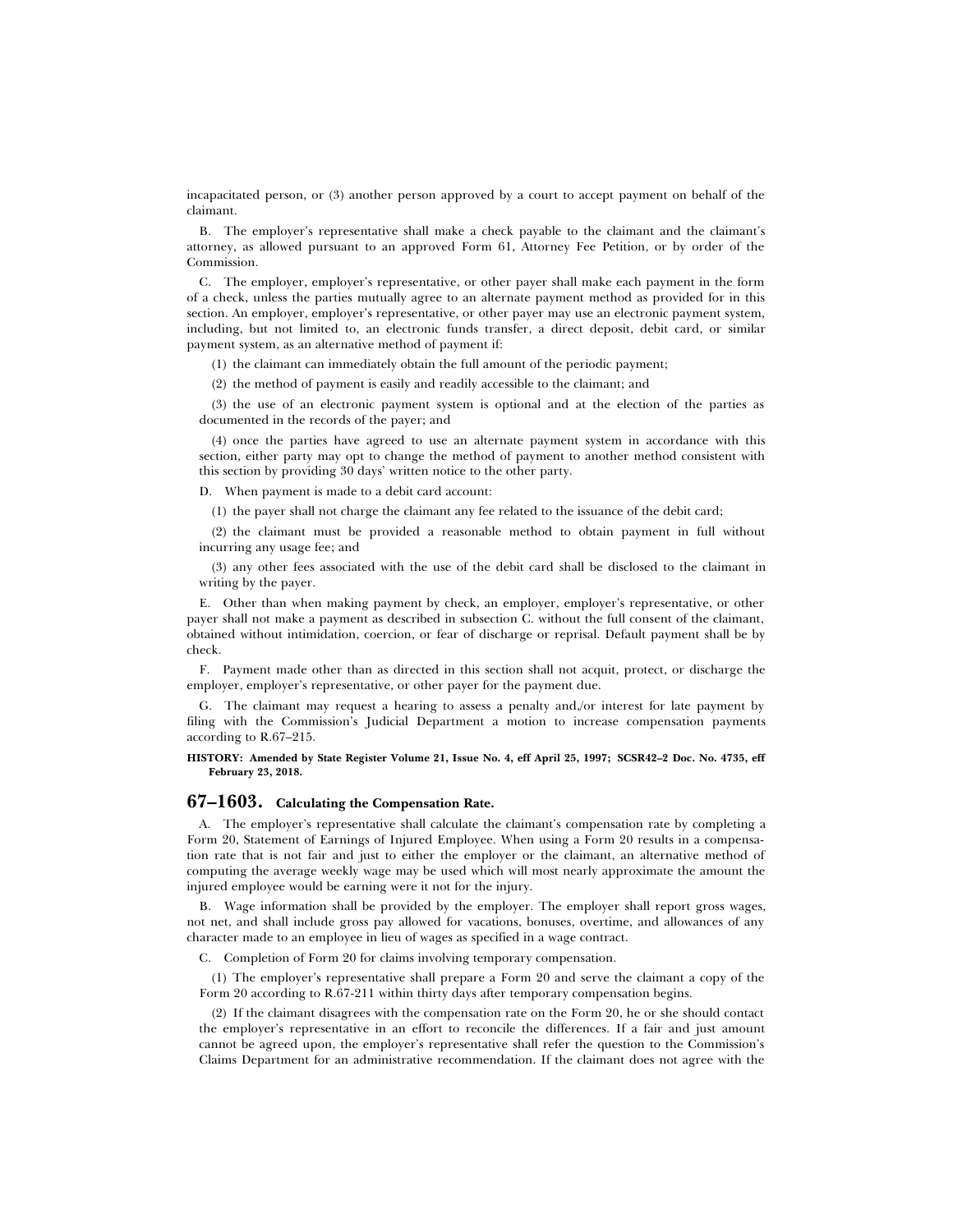incapacitated person, or (3) another person approved by a court to accept payment on behalf of the claimant.

B. The employer's representative shall make a check payable to the claimant and the claimant's attorney, as allowed pursuant to an approved Form 61, Attorney Fee Petition, or by order of the Commission.

C. The employer, employer's representative, or other payer shall make each payment in the form of a check, unless the parties mutually agree to an alternate payment method as provided for in this section. An employer, employer's representative, or other payer may use an electronic payment system, including, but not limited to, an electronic funds transfer, a direct deposit, debit card, or similar payment system, as an alternative method of payment if:

(1) the claimant can immediately obtain the full amount of the periodic payment;

(2) the method of payment is easily and readily accessible to the claimant; and

(3) the use of an electronic payment system is optional and at the election of the parties as documented in the records of the payer; and

(4) once the parties have agreed to use an alternate payment system in accordance with this section, either party may opt to change the method of payment to another method consistent with this section by providing 30 days' written notice to the other party.

D. When payment is made to a debit card account:

(1) the payer shall not charge the claimant any fee related to the issuance of the debit card;

(2) the claimant must be provided a reasonable method to obtain payment in full without incurring any usage fee; and

(3) any other fees associated with the use of the debit card shall be disclosed to the claimant in writing by the payer.

E. Other than when making payment by check, an employer, employer's representative, or other payer shall not make a payment as described in subsection C. without the full consent of the claimant, obtained without intimidation, coercion, or fear of discharge or reprisal. Default payment shall be by check.

F. Payment made other than as directed in this section shall not acquit, protect, or discharge the employer, employer's representative, or other payer for the payment due.

G. The claimant may request a hearing to assess a penalty and,/or interest for late payment by filing with the Commission's Judicial Department a motion to increase compensation payments according to R.67–215.

**HISTORY: Amended by State Register Volume 21, Issue No. 4, eff April 25, 1997; SCSR42–2 Doc. No. 4735, eff February 23, 2018.**

## 67–1603. Calculating the Compensation Rate.

A. The employer's representative shall calculate the claimant's compensation rate by completing a Form 20, Statement of Earnings of Injured Employee. When using a Form 20 results in a compensation rate that is not fair and just to either the employer or the claimant, an alternative method of computing the average weekly wage may be used which will most nearly approximate the amount the injured employee would be earning were it not for the injury.

B. Wage information shall be provided by the employer. The employer shall report gross wages, not net, and shall include gross pay allowed for vacations, bonuses, overtime, and allowances of any character made to an employee in lieu of wages as specified in a wage contract.

C. Completion of Form 20 for claims involving temporary compensation.

(1) The employer's representative shall prepare a Form 20 and serve the claimant a copy of the Form 20 according to R.67-211 within thirty days after temporary compensation begins.

(2) If the claimant disagrees with the compensation rate on the Form 20, he or she should contact the employer's representative in an effort to reconcile the differences. If a fair and just amount cannot be agreed upon, the employer's representative shall refer the question to the Commission's Claims Department for an administrative recommendation. If the claimant does not agree with the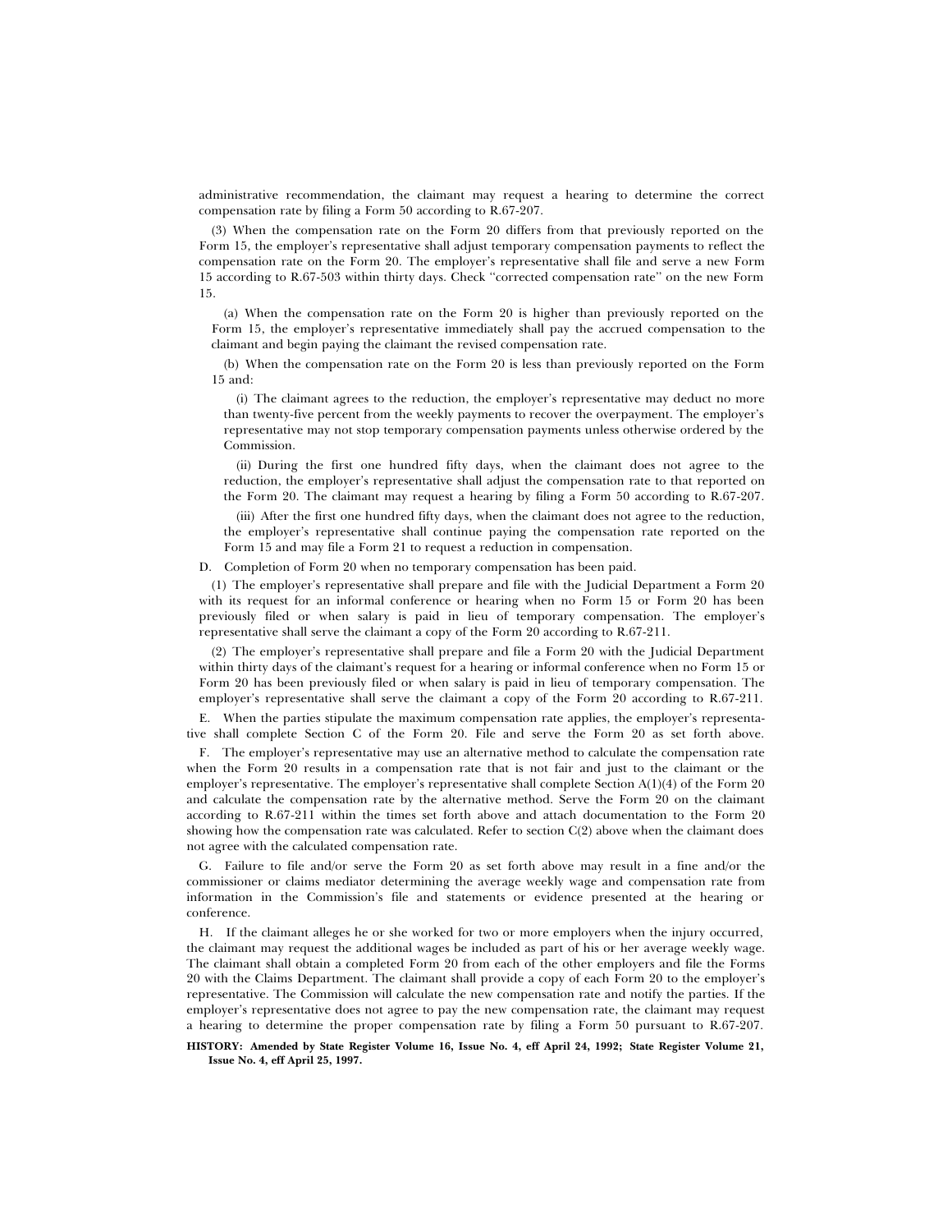administrative recommendation, the claimant may request a hearing to determine the correct compensation rate by filing a Form 50 according to R.67-207.

(3) When the compensation rate on the Form 20 differs from that previously reported on the Form 15, the employer's representative shall adjust temporary compensation payments to reflect the compensation rate on the Form 20. The employer's representative shall file and serve a new Form 15 according to R.67-503 within thirty days. Check ''corrected compensation rate'' on the new Form 15.

(a) When the compensation rate on the Form 20 is higher than previously reported on the Form 15, the employer's representative immediately shall pay the accrued compensation to the claimant and begin paying the claimant the revised compensation rate.

(b) When the compensation rate on the Form 20 is less than previously reported on the Form 15 and:

(i) The claimant agrees to the reduction, the employer's representative may deduct no more than twenty-five percent from the weekly payments to recover the overpayment. The employer's representative may not stop temporary compensation payments unless otherwise ordered by the Commission.

(ii) During the first one hundred fifty days, when the claimant does not agree to the reduction, the employer's representative shall adjust the compensation rate to that reported on the Form 20. The claimant may request a hearing by filing a Form 50 according to R.67-207.

(iii) After the first one hundred fifty days, when the claimant does not agree to the reduction, the employer's representative shall continue paying the compensation rate reported on the Form 15 and may file a Form 21 to request a reduction in compensation.

D. Completion of Form 20 when no temporary compensation has been paid.

(1) The employer's representative shall prepare and file with the Judicial Department a Form 20 with its request for an informal conference or hearing when no Form 15 or Form 20 has been previously filed or when salary is paid in lieu of temporary compensation. The employer's representative shall serve the claimant a copy of the Form 20 according to R.67-211.

(2) The employer's representative shall prepare and file a Form 20 with the Judicial Department within thirty days of the claimant's request for a hearing or informal conference when no Form 15 or Form 20 has been previously filed or when salary is paid in lieu of temporary compensation. The employer's representative shall serve the claimant a copy of the Form 20 according to R.67-211.

E. When the parties stipulate the maximum compensation rate applies, the employer's representative shall complete Section C of the Form 20. File and serve the Form 20 as set forth above.

F. The employer's representative may use an alternative method to calculate the compensation rate when the Form 20 results in a compensation rate that is not fair and just to the claimant or the employer's representative. The employer's representative shall complete Section A(1)(4) of the Form 20 and calculate the compensation rate by the alternative method. Serve the Form 20 on the claimant according to R.67-211 within the times set forth above and attach documentation to the Form 20 showing how the compensation rate was calculated. Refer to section C(2) above when the claimant does not agree with the calculated compensation rate.

G. Failure to file and/or serve the Form 20 as set forth above may result in a fine and/or the commissioner or claims mediator determining the average weekly wage and compensation rate from information in the Commission's file and statements or evidence presented at the hearing or conference.

H. If the claimant alleges he or she worked for two or more employers when the injury occurred, the claimant may request the additional wages be included as part of his or her average weekly wage. The claimant shall obtain a completed Form 20 from each of the other employers and file the Forms 20 with the Claims Department. The claimant shall provide a copy of each Form 20 to the employer's representative. The Commission will calculate the new compensation rate and notify the parties. If the employer's representative does not agree to pay the new compensation rate, the claimant may request a hearing to determine the proper compensation rate by filing a Form 50 pursuant to R.67-207.

**HISTORY: Amended by State Register Volume 16, Issue No. 4, eff April 24, 1992; State Register Volume 21, Issue No. 4, eff April 25, 1997.**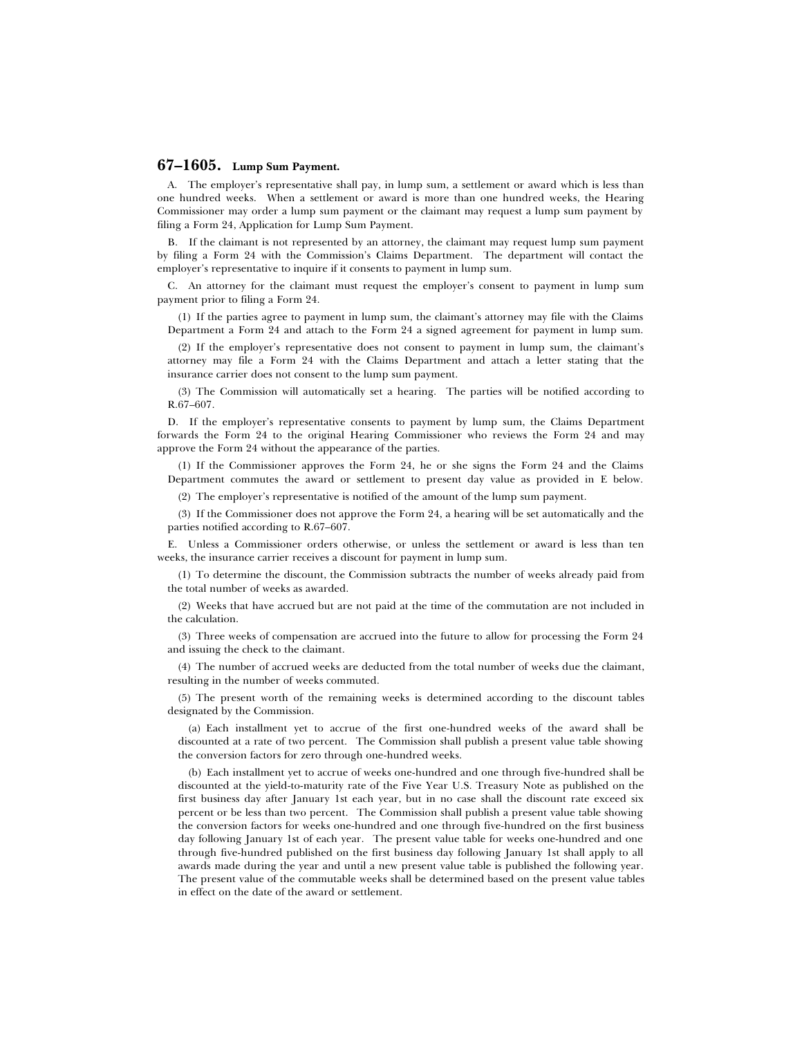## 67–1605. Lump Sum Payment.

A. The employer's representative shall pay, in lump sum, a settlement or award which is less than one hundred weeks. When a settlement or award is more than one hundred weeks, the Hearing Commissioner may order a lump sum payment or the claimant may request a lump sum payment by filing a Form 24, Application for Lump Sum Payment.

B. If the claimant is not represented by an attorney, the claimant may request lump sum payment by filing a Form 24 with the Commission's Claims Department. The department will contact the employer's representative to inquire if it consents to payment in lump sum.

C. An attorney for the claimant must request the employer's consent to payment in lump sum payment prior to filing a Form 24.

(1) If the parties agree to payment in lump sum, the claimant's attorney may file with the Claims Department a Form 24 and attach to the Form 24 a signed agreement for payment in lump sum.

(2) If the employer's representative does not consent to payment in lump sum, the claimant's attorney may file a Form 24 with the Claims Department and attach a letter stating that the insurance carrier does not consent to the lump sum payment.

(3) The Commission will automatically set a hearing. The parties will be notified according to R.67–607.

D. If the employer's representative consents to payment by lump sum, the Claims Department forwards the Form 24 to the original Hearing Commissioner who reviews the Form 24 and may approve the Form 24 without the appearance of the parties.

(1) If the Commissioner approves the Form 24, he or she signs the Form 24 and the Claims Department commutes the award or settlement to present day value as provided in E below.

(2) The employer's representative is notified of the amount of the lump sum payment.

(3) If the Commissioner does not approve the Form 24, a hearing will be set automatically and the parties notified according to R.67–607.

E. Unless a Commissioner orders otherwise, or unless the settlement or award is less than ten weeks, the insurance carrier receives a discount for payment in lump sum.

(1) To determine the discount, the Commission subtracts the number of weeks already paid from the total number of weeks as awarded.

(2) Weeks that have accrued but are not paid at the time of the commutation are not included in the calculation.

(3) Three weeks of compensation are accrued into the future to allow for processing the Form 24 and issuing the check to the claimant.

(4) The number of accrued weeks are deducted from the total number of weeks due the claimant, resulting in the number of weeks commuted.

(5) The present worth of the remaining weeks is determined according to the discount tables designated by the Commission.

(a) Each installment yet to accrue of the first one-hundred weeks of the award shall be discounted at a rate of two percent. The Commission shall publish a present value table showing the conversion factors for zero through one-hundred weeks.

(b) Each installment yet to accrue of weeks one-hundred and one through five-hundred shall be discounted at the yield-to-maturity rate of the Five Year U.S. Treasury Note as published on the first business day after January 1st each year, but in no case shall the discount rate exceed six percent or be less than two percent. The Commission shall publish a present value table showing the conversion factors for weeks one-hundred and one through five-hundred on the first business day following January 1st of each year. The present value table for weeks one-hundred and one through five-hundred published on the first business day following January 1st shall apply to all awards made during the year and until a new present value table is published the following year. The present value of the commutable weeks shall be determined based on the present value tables in effect on the date of the award or settlement.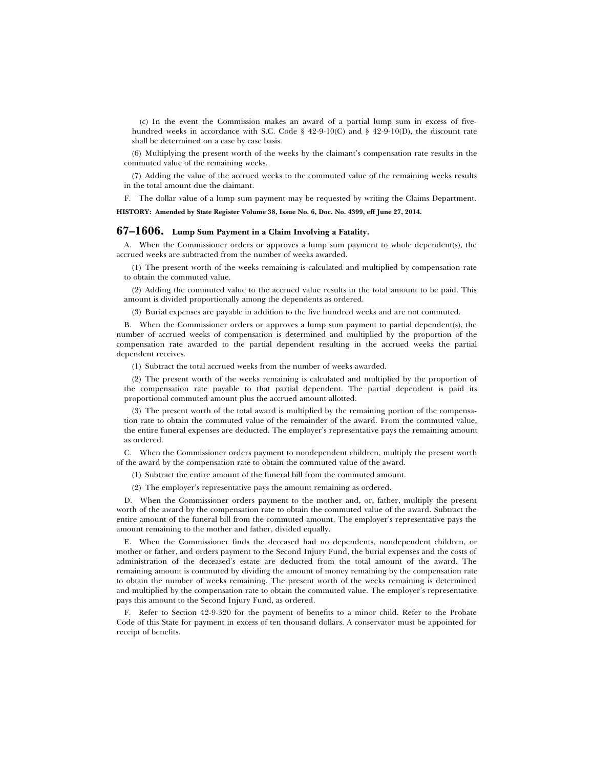(c) In the event the Commission makes an award of a partial lump sum in excess of five-hundred weeks in accordance with S.C. Code § 42-9-10(C) and § 42-9-10(D), the discount rate shall be determined on a case by case basis.

(6) Multiplying the present worth of the weeks by the claimant's compensation rate results in the commuted value of the remaining weeks.

(7) Adding the value of the accrued weeks to the commuted value of the remaining weeks results in the total amount due the claimant.

F. The dollar value of a lump sum payment may be requested by writing the Claims Department.

**HISTORY: Amended by State Register Volume 38, Issue No. 6, Doc. No. 4399, eff June 27, 2014.**

## 67–1606. Lump Sum Payment in a Claim Involving a Fatality.

A. When the Commissioner orders or approves a lump sum payment to whole dependent(s), the accrued weeks are subtracted from the number of weeks awarded.

(1) The present worth of the weeks remaining is calculated and multiplied by compensation rate to obtain the commuted value.

(2) Adding the commuted value to the accrued value results in the total amount to be paid. This amount is divided proportionally among the dependents as ordered.

(3) Burial expenses are payable in addition to the five hundred weeks and are not commuted.

B. When the Commissioner orders or approves a lump sum payment to partial dependent(s), the number of accrued weeks of compensation is determined and multiplied by the proportion of the compensation rate awarded to the partial dependent resulting in the accrued weeks the partial dependent receives.

(1) Subtract the total accrued weeks from the number of weeks awarded.

(2) The present worth of the weeks remaining is calculated and multiplied by the proportion of the compensation rate payable to that partial dependent. The partial dependent is paid its proportional commuted amount plus the accrued amount allotted.

(3) The present worth of the total award is multiplied by the remaining portion of the compensation rate to obtain the commuted value of the remainder of the award. From the commuted value, the entire funeral expenses are deducted. The employer's representative pays the remaining amount as ordered.

C. When the Commissioner orders payment to nondependent children, multiply the present worth of the award by the compensation rate to obtain the commuted value of the award.

(1) Subtract the entire amount of the funeral bill from the commuted amount.

(2) The employer's representative pays the amount remaining as ordered.

D. When the Commissioner orders payment to the mother and, or, father, multiply the present worth of the award by the compensation rate to obtain the commuted value of the award. Subtract the entire amount of the funeral bill from the commuted amount. The employer's representative pays the amount remaining to the mother and father, divided equally.

E. When the Commissioner finds the deceased had no dependents, nondependent children, or mother or father, and orders payment to the Second Injury Fund, the burial expenses and the costs of administration of the deceased's estate are deducted from the total amount of the award. The remaining amount is commuted by dividing the amount of money remaining by the compensation rate to obtain the number of weeks remaining. The present worth of the weeks remaining is determined and multiplied by the compensation rate to obtain the commuted value. The employer's representative pays this amount to the Second Injury Fund, as ordered.

F. Refer to Section 42-9-320 for the payment of benefits to a minor child. Refer to the Probate Code of this State for payment in excess of ten thousand dollars. A conservator must be appointed for receipt of benefits.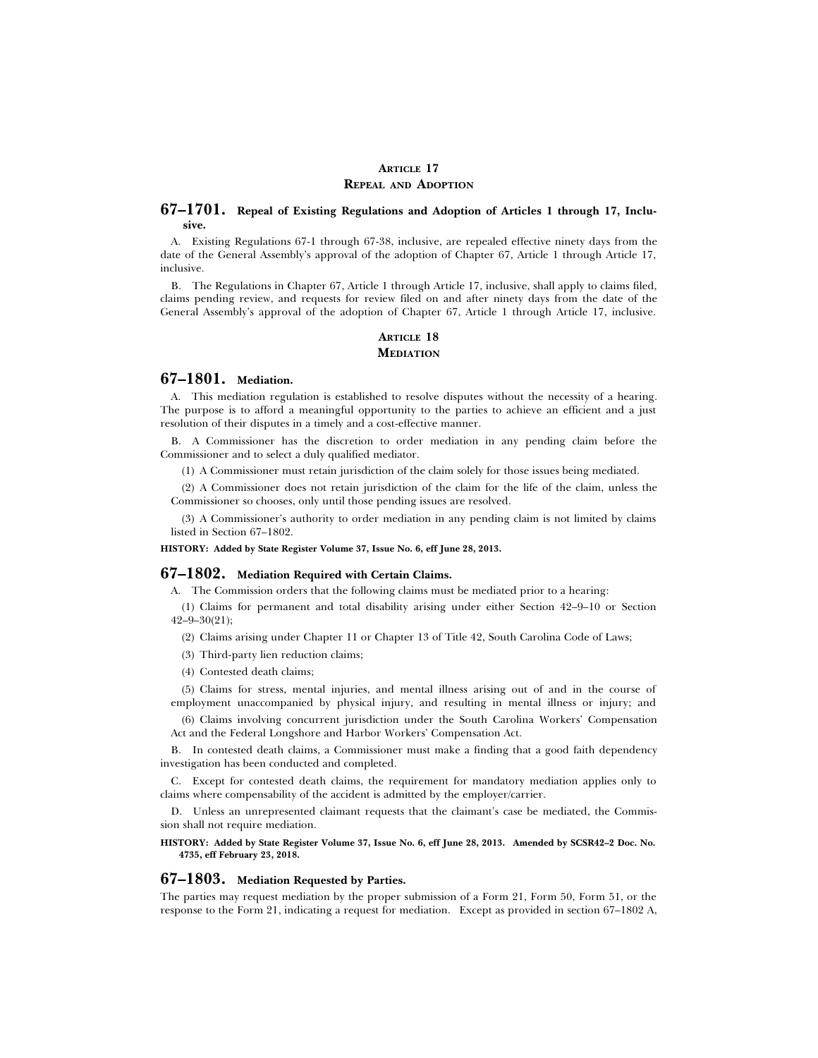## ARTICLE 17
## REPEAL AND ADOPTION

### 67–1701. Repeal of Existing Regulations and Adoption of Articles 1 through 17, Inclusive.

A. Existing Regulations 67-1 through 67-38, inclusive, are repealed effective ninety days from the date of the General Assembly's approval of the adoption of Chapter 67, Article 1 through Article 17, inclusive.

B. The Regulations in Chapter 67, Article 1 through Article 17, inclusive, shall apply to claims filed, claims pending review, and requests for review filed on and after ninety days from the date of the General Assembly's approval of the adoption of Chapter 67, Article 1 through Article 17, inclusive.

## ARTICLE 18
## MEDIATION

### 67–1801. Mediation.

A. This mediation regulation is established to resolve disputes without the necessity of a hearing. The purpose is to afford a meaningful opportunity to the parties to achieve an efficient and a just resolution of their disputes in a timely and a cost-effective manner.

B. A Commissioner has the discretion to order mediation in any pending claim before the Commissioner and to select a duly qualified mediator.

(1) A Commissioner must retain jurisdiction of the claim solely for those issues being mediated.

(2) A Commissioner does not retain jurisdiction of the claim for the life of the claim, unless the Commissioner so chooses, only until those pending issues are resolved.

(3) A Commissioner's authority to order mediation in any pending claim is not limited by claims listed in Section 67–1802.

**HISTORY: Added by State Register Volume 37, Issue No. 6, eff June 28, 2013.**

### 67–1802. Mediation Required with Certain Claims.

A. The Commission orders that the following claims must be mediated prior to a hearing:

(1) Claims for permanent and total disability arising under either Section 42–9–10 or Section 42–9–30(21);

(2) Claims arising under Chapter 11 or Chapter 13 of Title 42, South Carolina Code of Laws;

(3) Third-party lien reduction claims;

(4) Contested death claims;

(5) Claims for stress, mental injuries, and mental illness arising out of and in the course of employment unaccompanied by physical injury, and resulting in mental illness or injury; and

(6) Claims involving concurrent jurisdiction under the South Carolina Workers' Compensation Act and the Federal Longshore and Harbor Workers' Compensation Act.

B. In contested death claims, a Commissioner must make a finding that a good faith dependency investigation has been conducted and completed.

C. Except for contested death claims, the requirement for mandatory mediation applies only to claims where compensability of the accident is admitted by the employer/carrier.

D. Unless an unrepresented claimant requests that the claimant's case be mediated, the Commission shall not require mediation.

**HISTORY: Added by State Register Volume 37, Issue No. 6, eff June 28, 2013. Amended by SCSR42–2 Doc. No. 4735, eff February 23, 2018.**

### 67–1803. Mediation Requested by Parties.

The parties may request mediation by the proper submission of a Form 21, Form 50, Form 51, or the response to the Form 21, indicating a request for mediation. Except as provided in section 67–1802 A,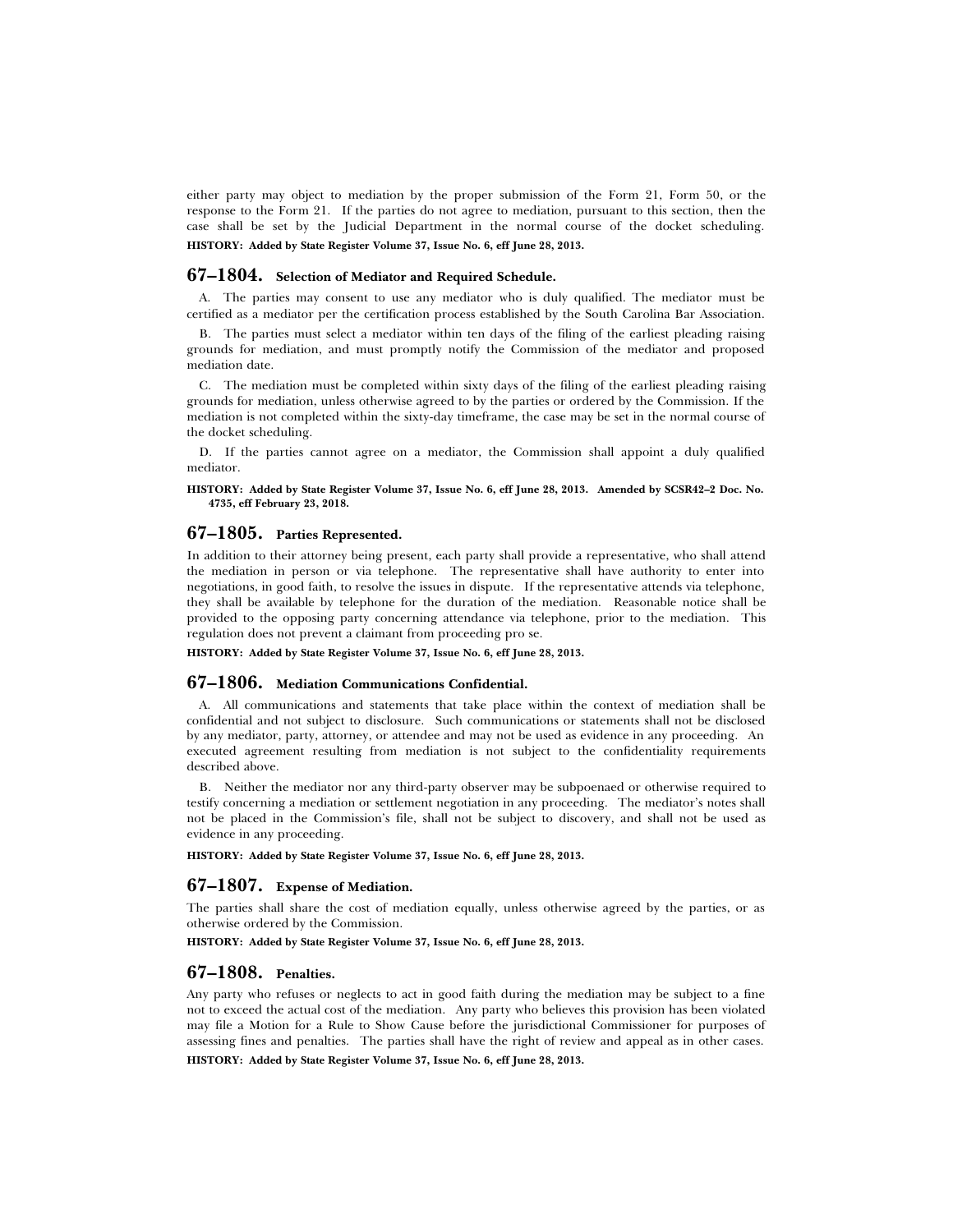either party may object to mediation by the proper submission of the Form 21, Form 50, or the response to the Form 21. If the parties do not agree to mediation, pursuant to this section, then the case shall be set by the Judicial Department in the normal course of the docket scheduling.

**HISTORY: Added by State Register Volume 37, Issue No. 6, eff June 28, 2013.**

## 67–1804. Selection of Mediator and Required Schedule.

A. The parties may consent to use any mediator who is duly qualified. The mediator must be certified as a mediator per the certification process established by the South Carolina Bar Association.

B. The parties must select a mediator within ten days of the filing of the earliest pleading raising grounds for mediation, and must promptly notify the Commission of the mediator and proposed mediation date.

C. The mediation must be completed within sixty days of the filing of the earliest pleading raising grounds for mediation, unless otherwise agreed to by the parties or ordered by the Commission. If the mediation is not completed within the sixty-day timeframe, the case may be set in the normal course of the docket scheduling.

D. If the parties cannot agree on a mediator, the Commission shall appoint a duly qualified mediator.

**HISTORY: Added by State Register Volume 37, Issue No. 6, eff June 28, 2013. Amended by SCSR42–2 Doc. No. 4735, eff February 23, 2018.**

## 67–1805. Parties Represented.

In addition to their attorney being present, each party shall provide a representative, who shall attend the mediation in person or via telephone. The representative shall have authority to enter into negotiations, in good faith, to resolve the issues in dispute. If the representative attends via telephone, they shall be available by telephone for the duration of the mediation. Reasonable notice shall be provided to the opposing party concerning attendance via telephone, prior to the mediation. This regulation does not prevent a claimant from proceeding pro se.

**HISTORY: Added by State Register Volume 37, Issue No. 6, eff June 28, 2013.**

## 67–1806. Mediation Communications Confidential.

A. All communications and statements that take place within the context of mediation shall be confidential and not subject to disclosure. Such communications or statements shall not be disclosed by any mediator, party, attorney, or attendee and may not be used as evidence in any proceeding. An executed agreement resulting from mediation is not subject to the confidentiality requirements described above.

B. Neither the mediator nor any third-party observer may be subpoenaed or otherwise required to testify concerning a mediation or settlement negotiation in any proceeding. The mediator's notes shall not be placed in the Commission's file, shall not be subject to discovery, and shall not be used as evidence in any proceeding.

**HISTORY: Added by State Register Volume 37, Issue No. 6, eff June 28, 2013.**

## 67–1807. Expense of Mediation.

The parties shall share the cost of mediation equally, unless otherwise agreed by the parties, or as otherwise ordered by the Commission.

**HISTORY: Added by State Register Volume 37, Issue No. 6, eff June 28, 2013.**

## 67–1808. Penalties.

Any party who refuses or neglects to act in good faith during the mediation may be subject to a fine not to exceed the actual cost of the mediation. Any party who believes this provision has been violated may file a Motion for a Rule to Show Cause before the jurisdictional Commissioner for purposes of assessing fines and penalties. The parties shall have the right of review and appeal as in other cases.

**HISTORY: Added by State Register Volume 37, Issue No. 6, eff June 28, 2013.**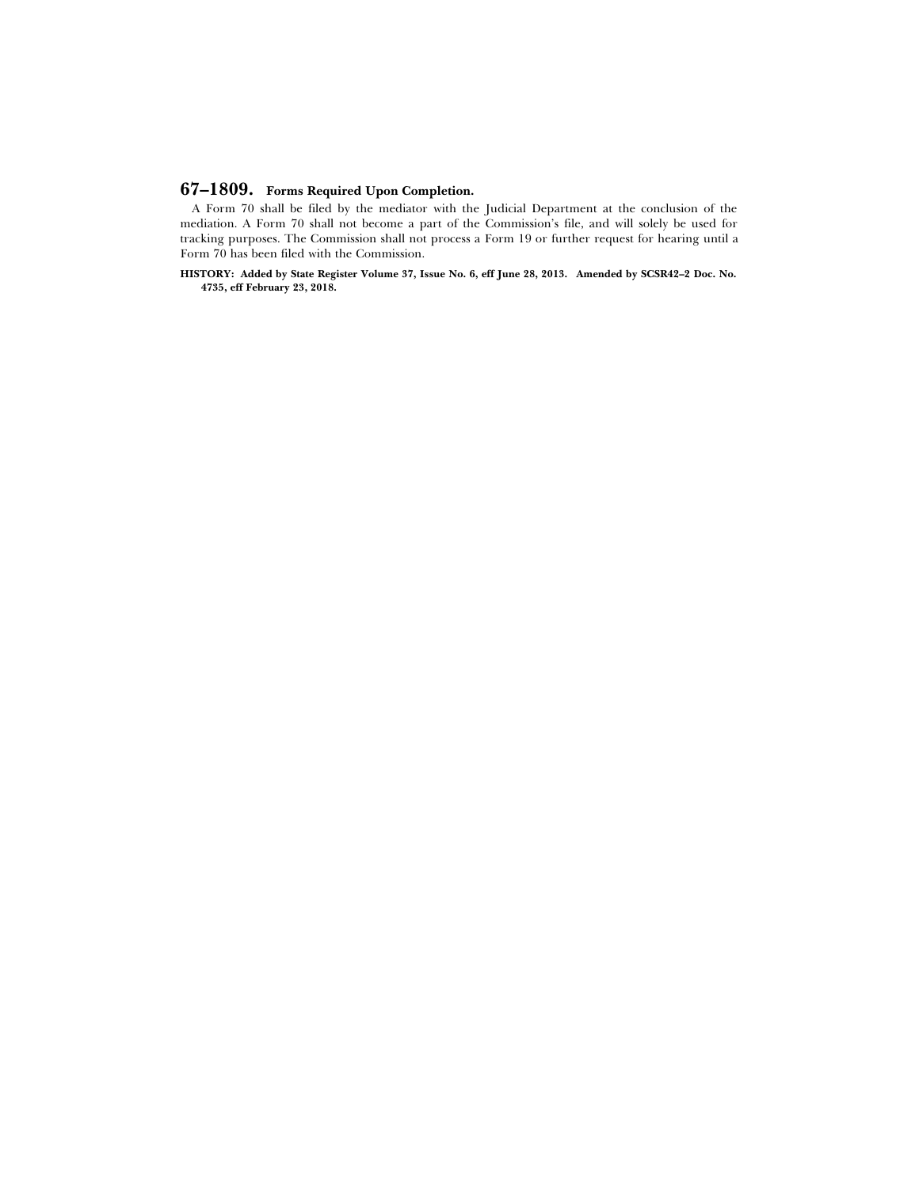## 67–1809. Forms Required Upon Completion.

A Form 70 shall be filed by the mediator with the Judicial Department at the conclusion of the mediation. A Form 70 shall not become a part of the Commission's file, and will solely be used for tracking purposes. The Commission shall not process a Form 19 or further request for hearing until a Form 70 has been filed with the Commission.

**HISTORY: Added by State Register Volume 37, Issue No. 6, eff June 28, 2013. Amended by SCSR42–2 Doc. No. 4735, eff February 23, 2018.**